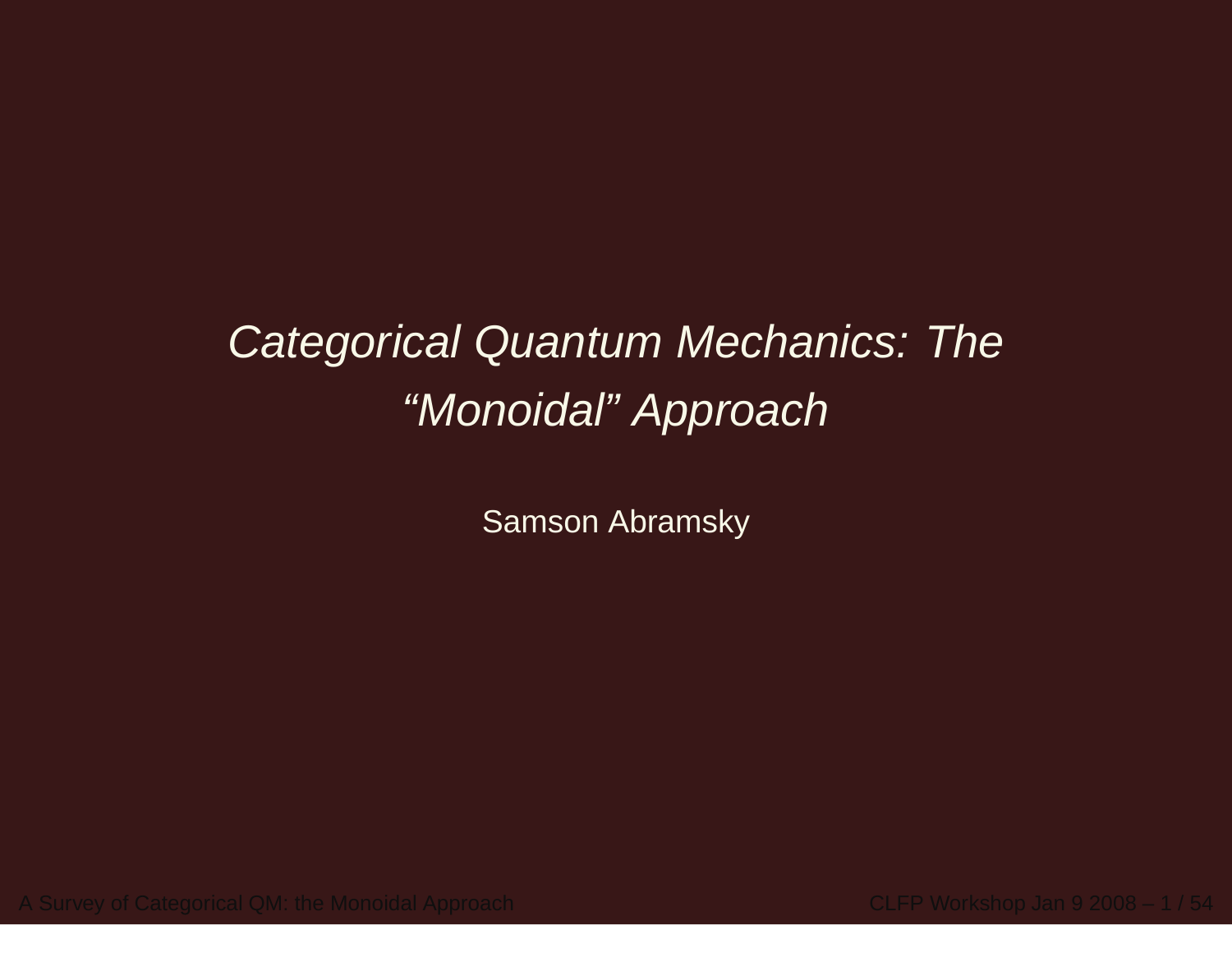# *Categorical Quantum Mechanics: The “Monoidal” Approach*

Samson Abramsky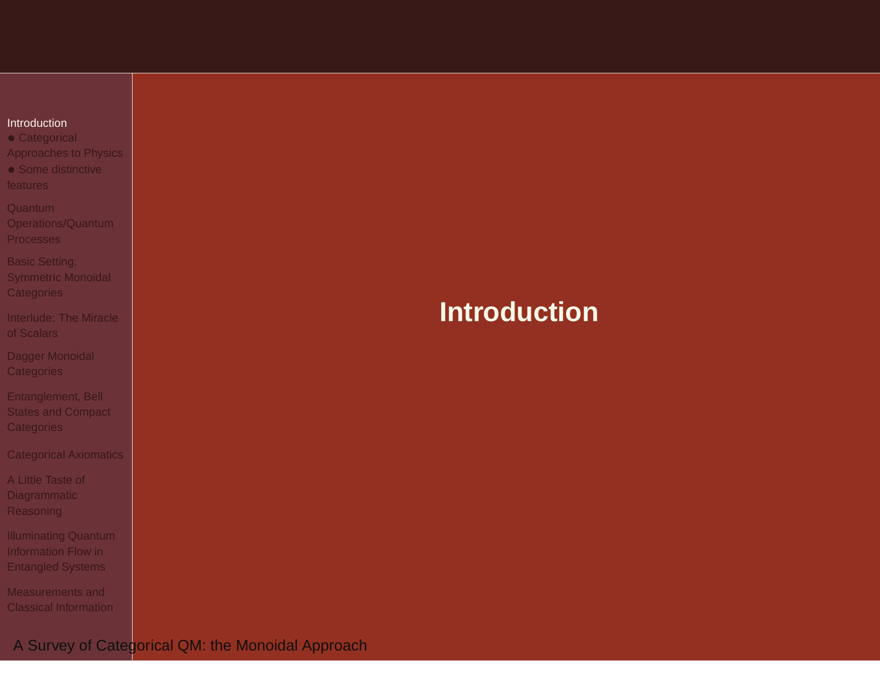# Introduction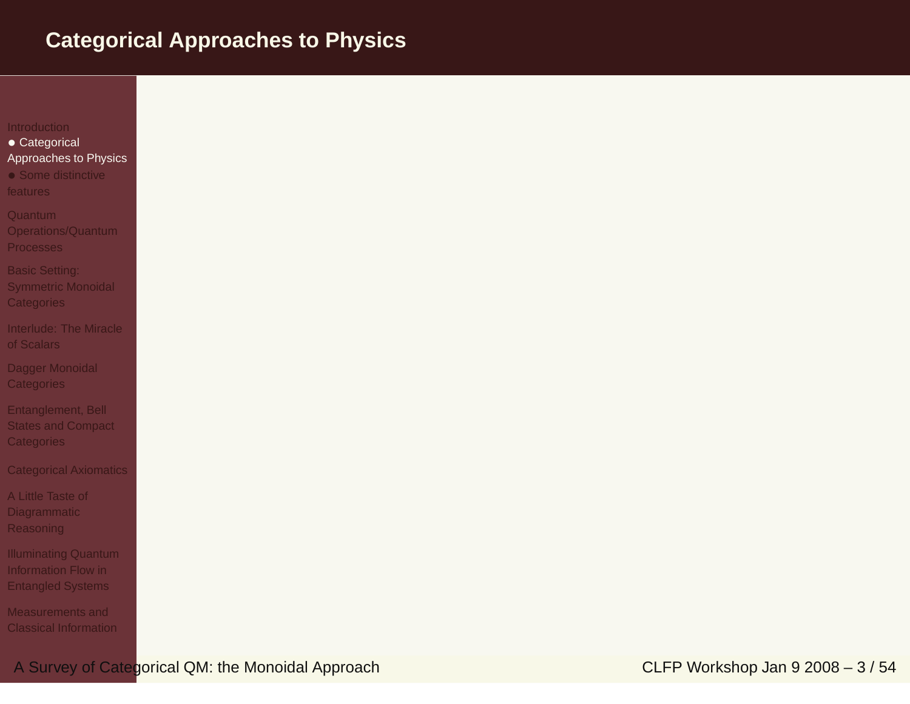# Categorical Approaches to Physics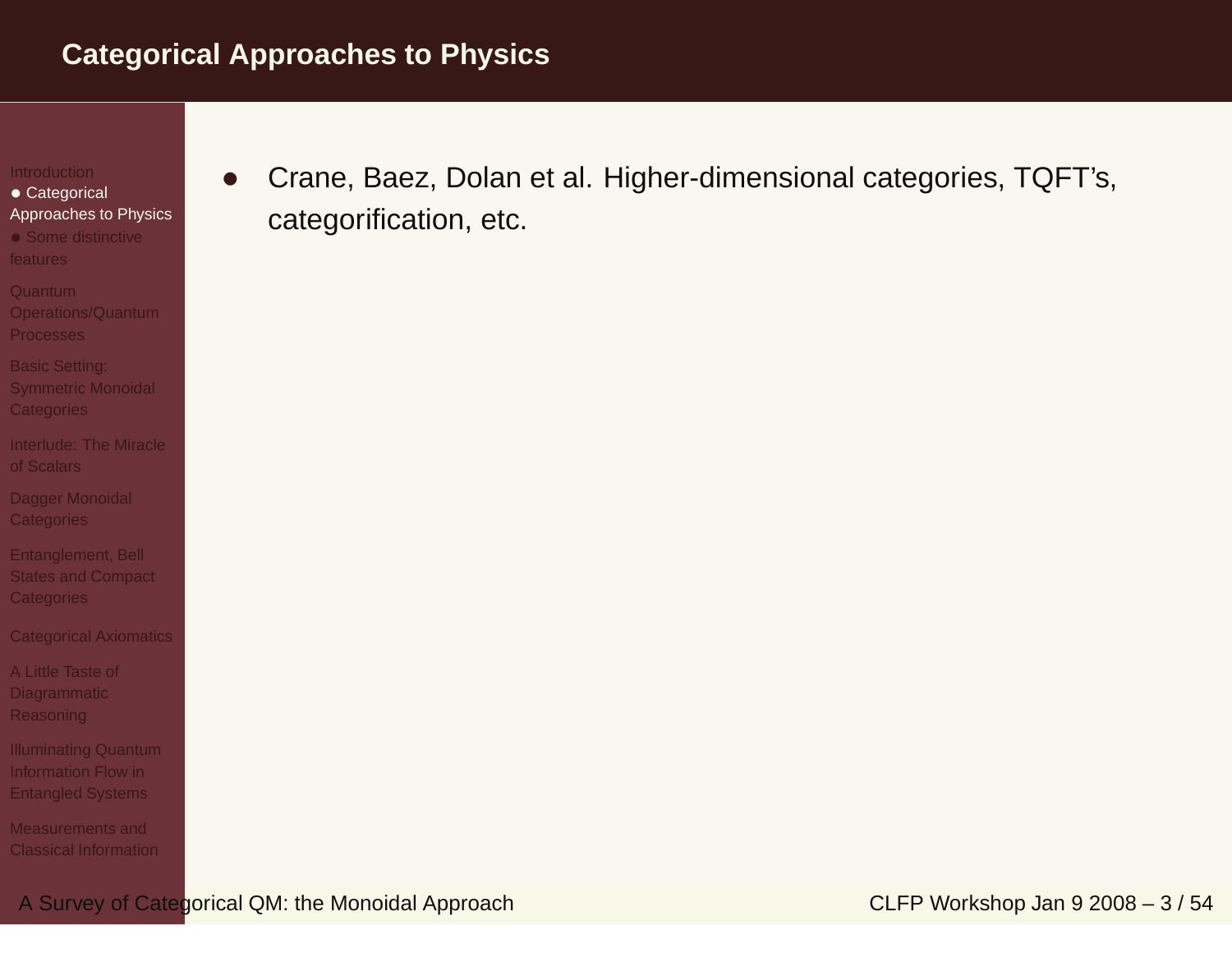## Categorical Approaches to Physics

- Crane, Baez, Dolan et al. Higher-dimensional categories, TQFT's, categorification, etc.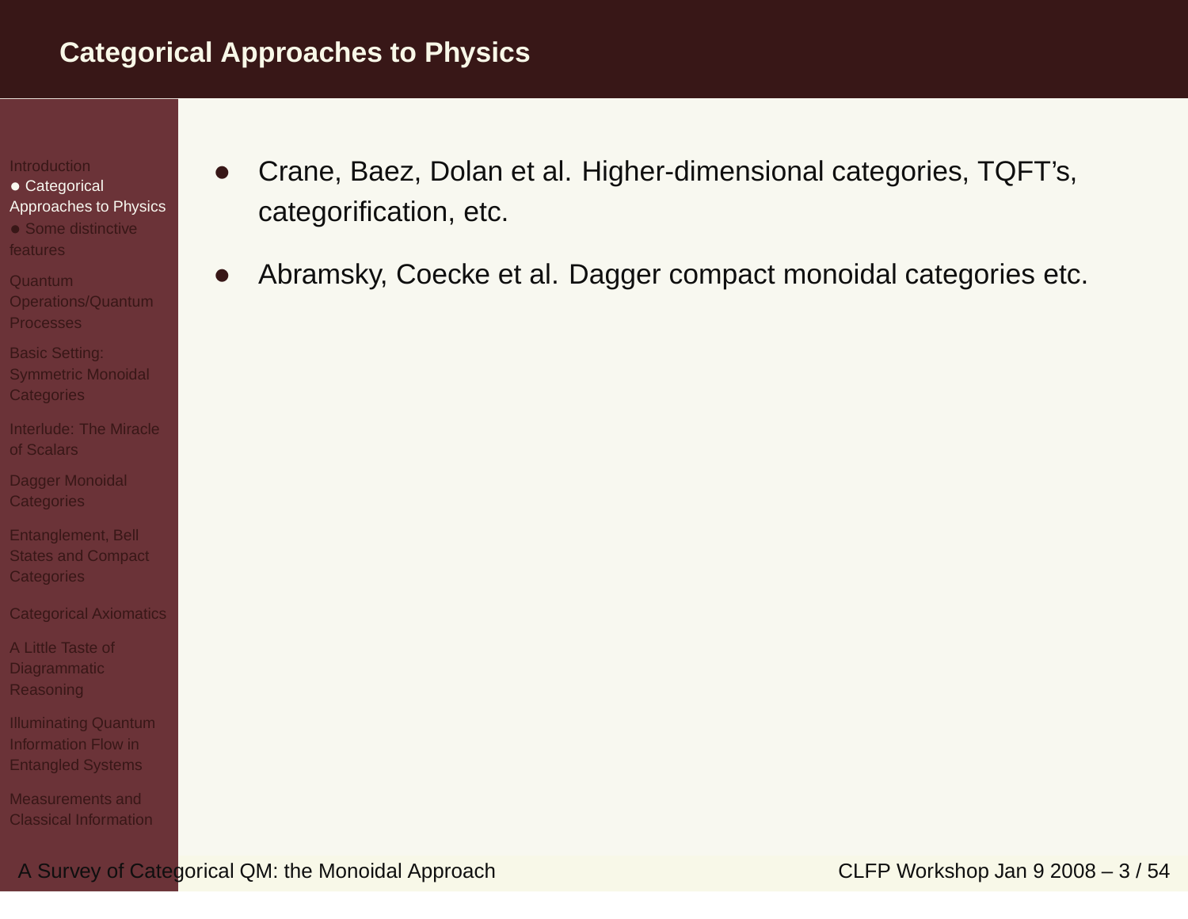## Categorical Approaches to Physics

- Crane, Baez, Dolan et al. Higher-dimensional categories, TQFT's, categorification, etc.
- Abramsky, Coecke et al. Dagger compact monoidal categories etc.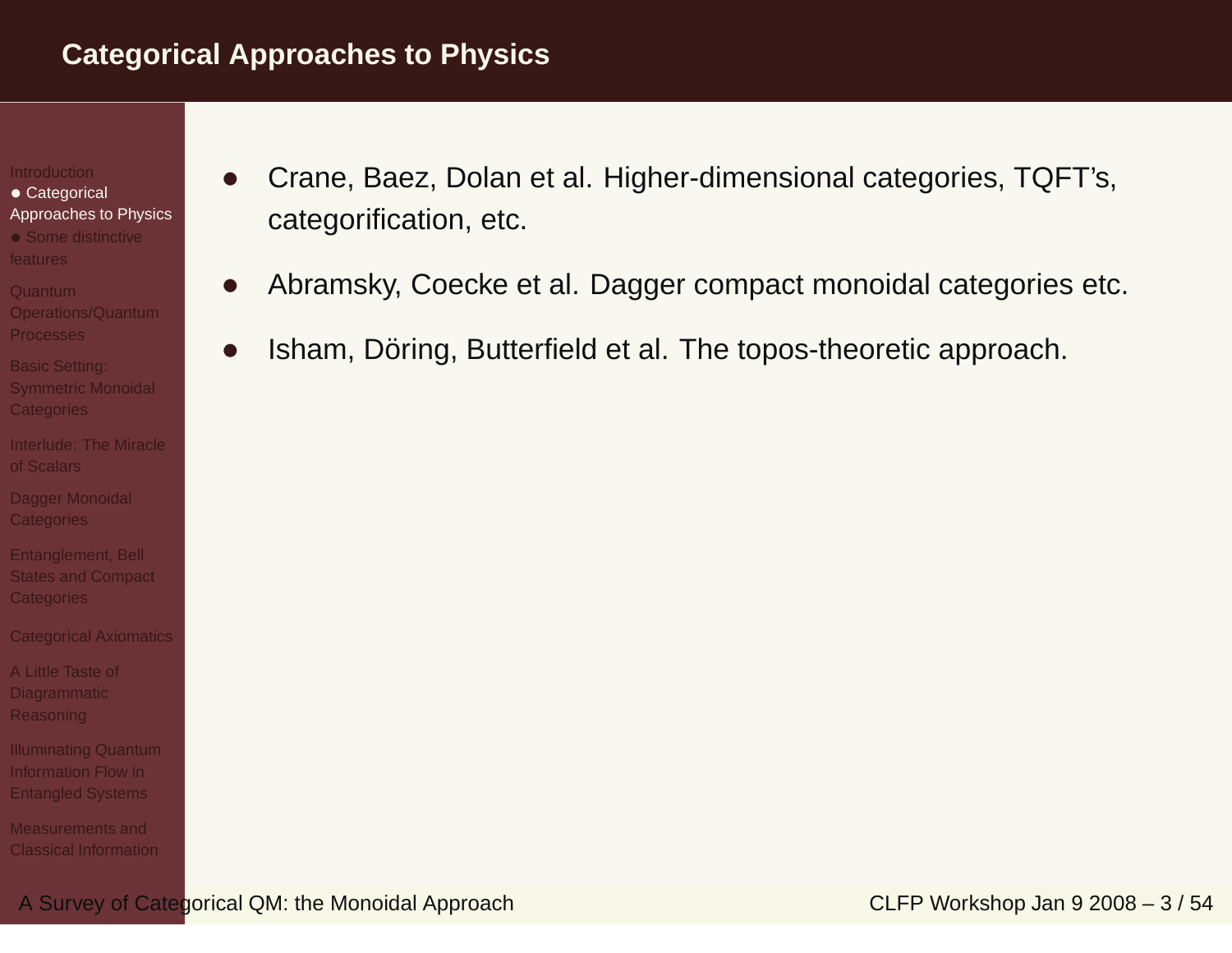# Categorical Approaches to Physics

- Crane, Baez, Dolan et al. Higher-dimensional categories, TQFT's, categorification, etc.
- Abramsky, Coecke et al. Dagger compact monoidal categories etc.
- Isham, Döring, Butterfield et al. The topos-theoretic approach.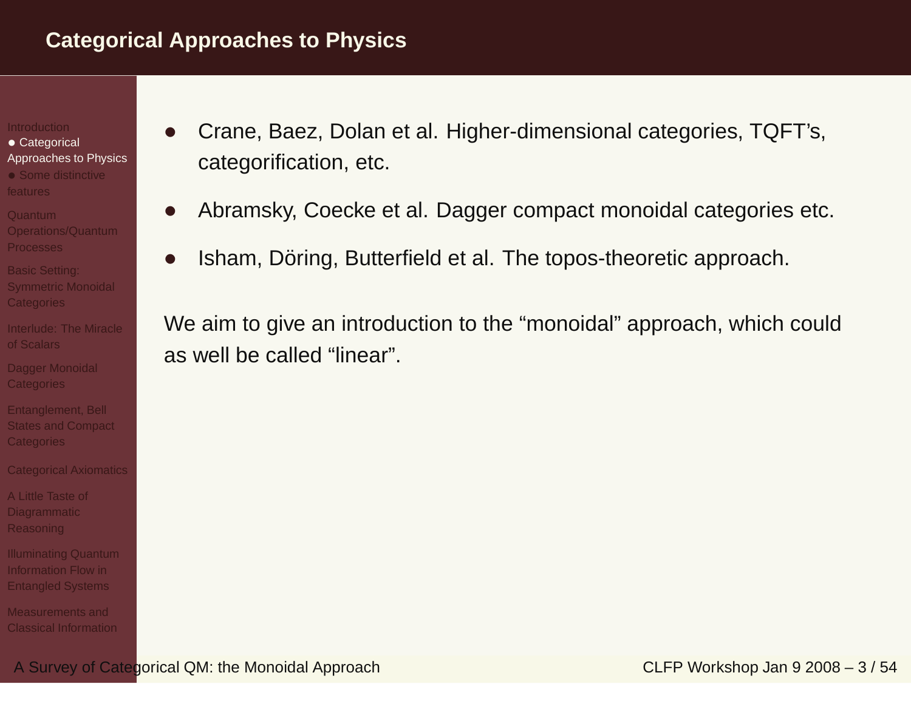# Categorical Approaches to Physics

- Crane, Baez, Dolan et al. Higher-dimensional categories, TQFT's, categorification, etc.
- Abramsky, Coecke et al. Dagger compact monoidal categories etc.
- Isham, Döring, Butterfield et al. The topos-theoretic approach.

We aim to give an introduction to the "monoidal" approach, which could as well be called "linear".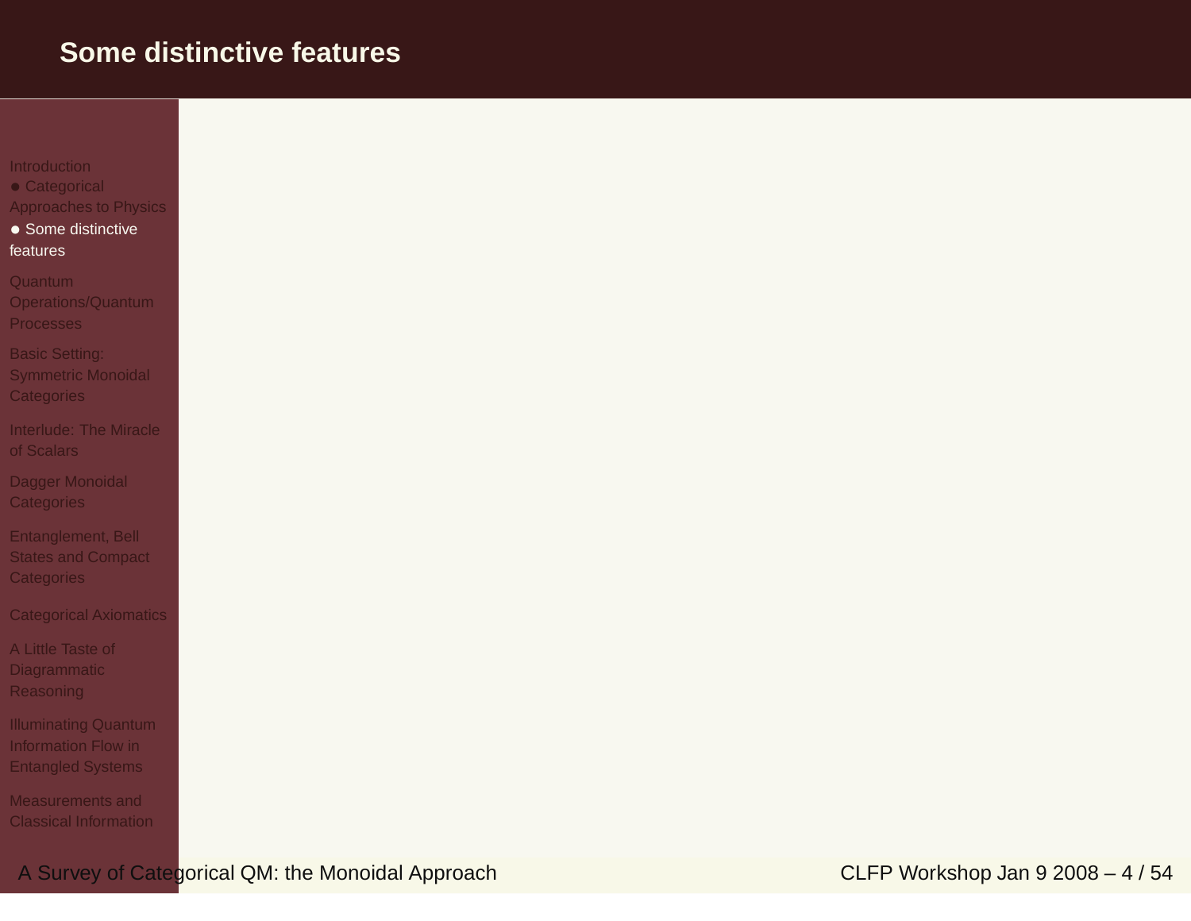# Some distinctive features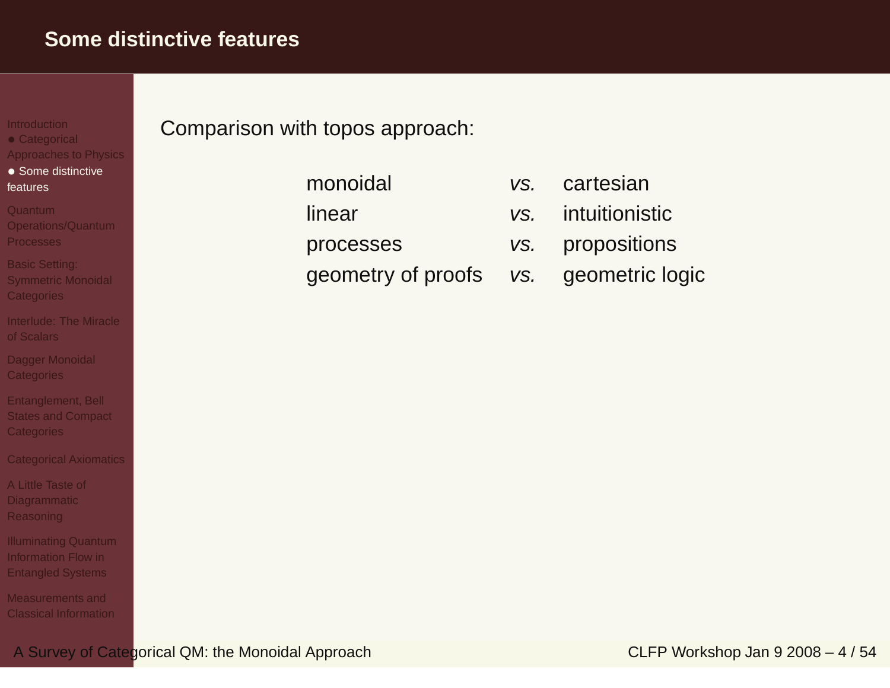# Some distinctive features

Comparison with topos approach:

| | | |
|---|---|---|
| monoidal | *vs.* | cartesian |
| linear | *vs.* | intuitionistic |
| processes | *vs.* | propositions |
| geometry of proofs | *vs.* | geometric logic |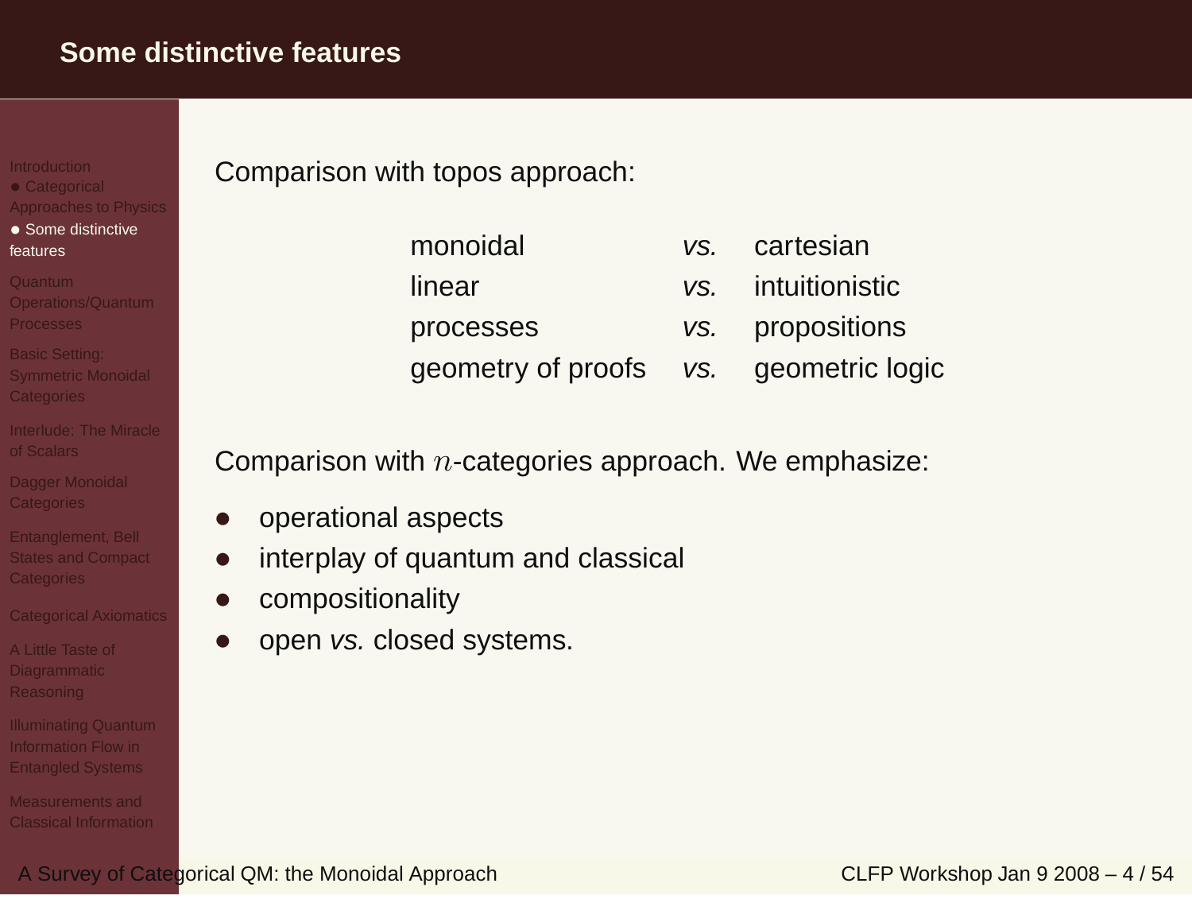## Some distinctive features

Comparison with topos approach:

| | | |
|---|---|---|
| monoidal | *vs.* | cartesian |
| linear | *vs.* | intuitionistic |
| processes | *vs.* | propositions |
| geometry of proofs | *vs.* | geometric logic |

Comparison with $n$-categories approach. We emphasize:

- operational aspects
- interplay of quantum and classical
- compositionality
- open *vs.* closed systems.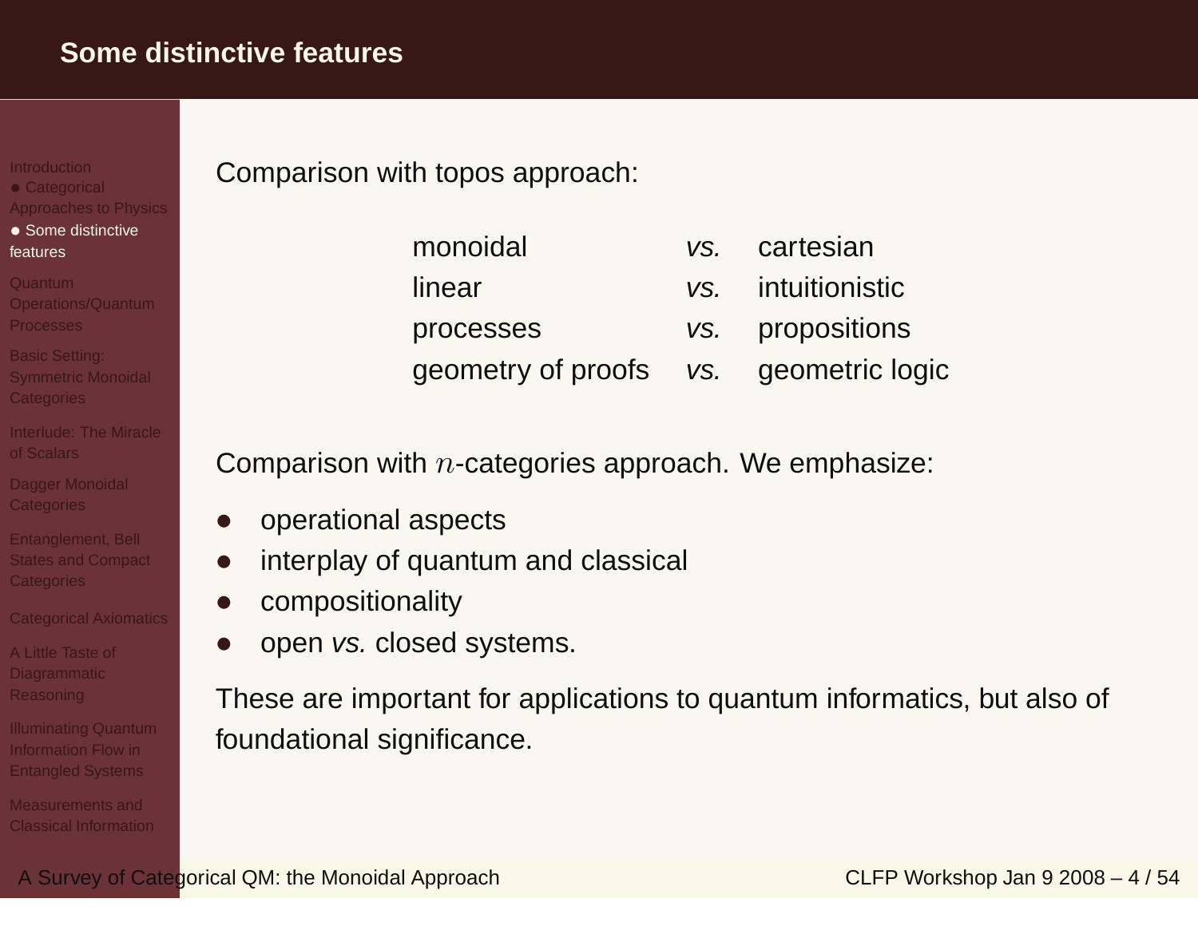# Some distinctive features

Comparison with topos approach:

| | | |
|---|---|---|
| monoidal | *vs.* | cartesian |
| linear | *vs.* | intuitionistic |
| processes | *vs.* | propositions |
| geometry of proofs | *vs.* | geometric logic |

Comparison with $n$-categories approach. We emphasize:

- operational aspects
- interplay of quantum and classical
- compositionality
- open *vs.* closed systems.

These are important for applications to quantum informatics, but also of foundational significance.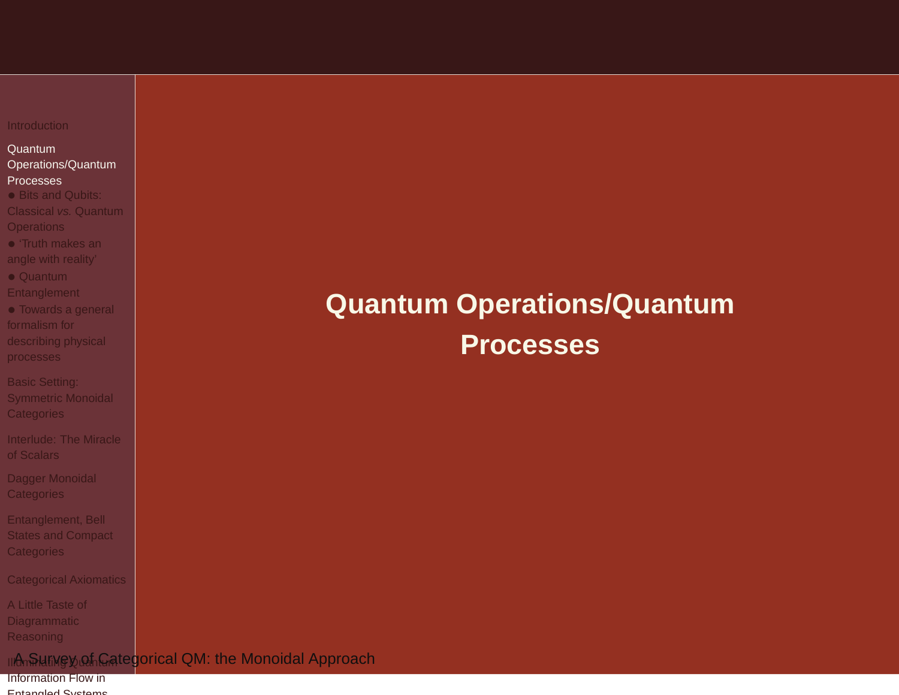# Quantum Operations/Quantum Processes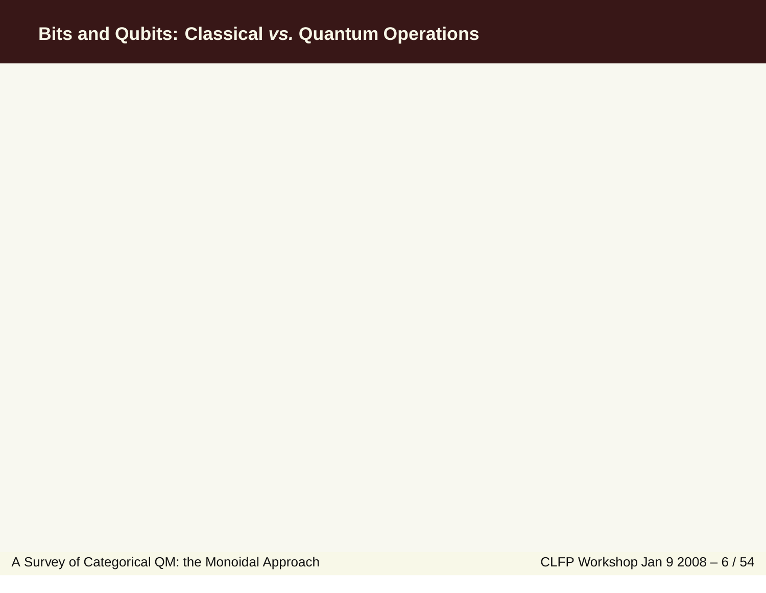## Bits and Qubits: Classical *vs.* Quantum Operations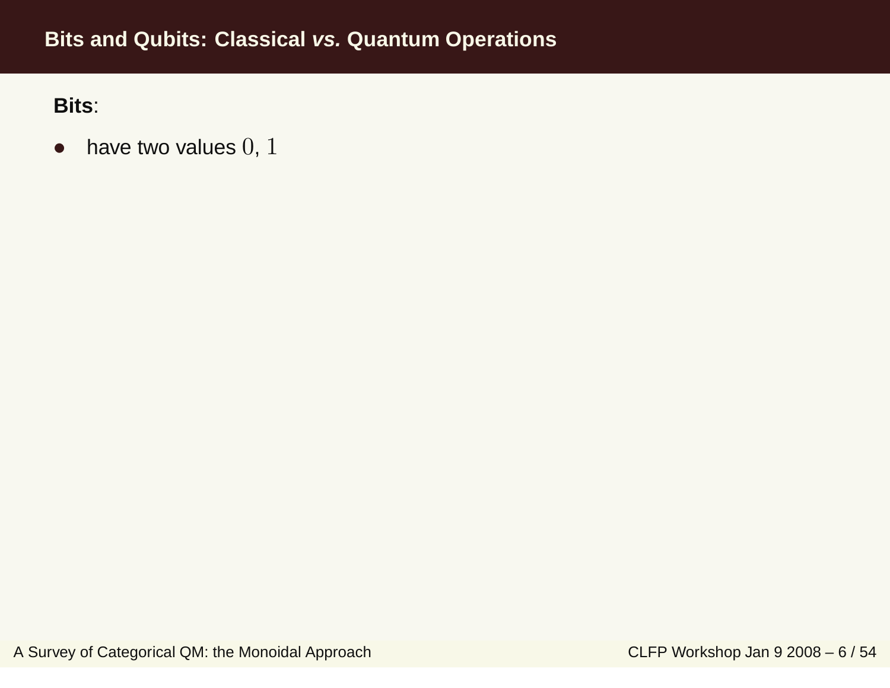## Bits and Qubits: Classical *vs.* Quantum Operations

**Bits**:

- have two values $0$, $1$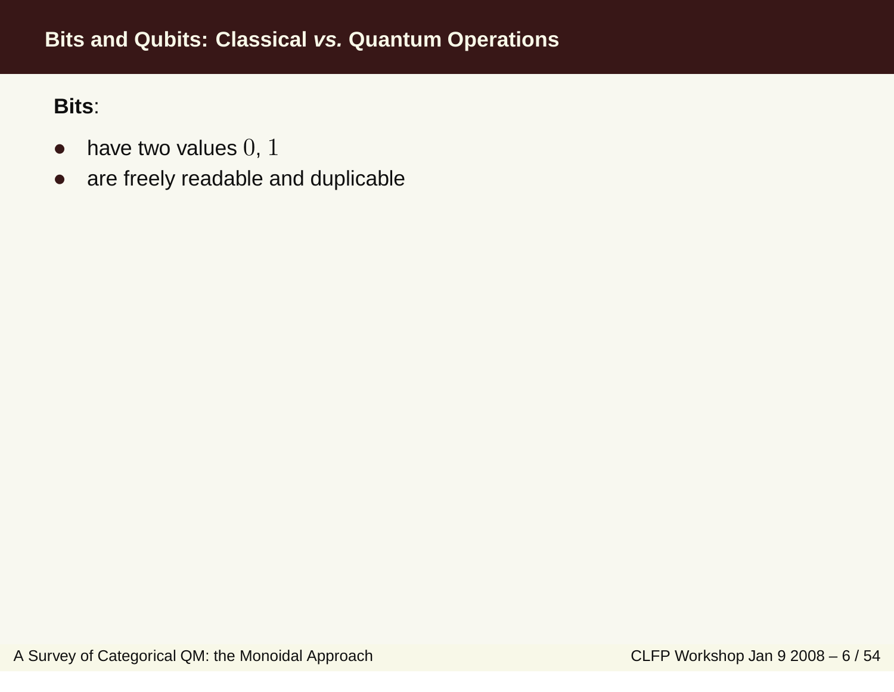# Bits and Qubits: Classical *vs.* Quantum Operations

**Bits**:

- have two values $0, 1$
- are freely readable and duplicable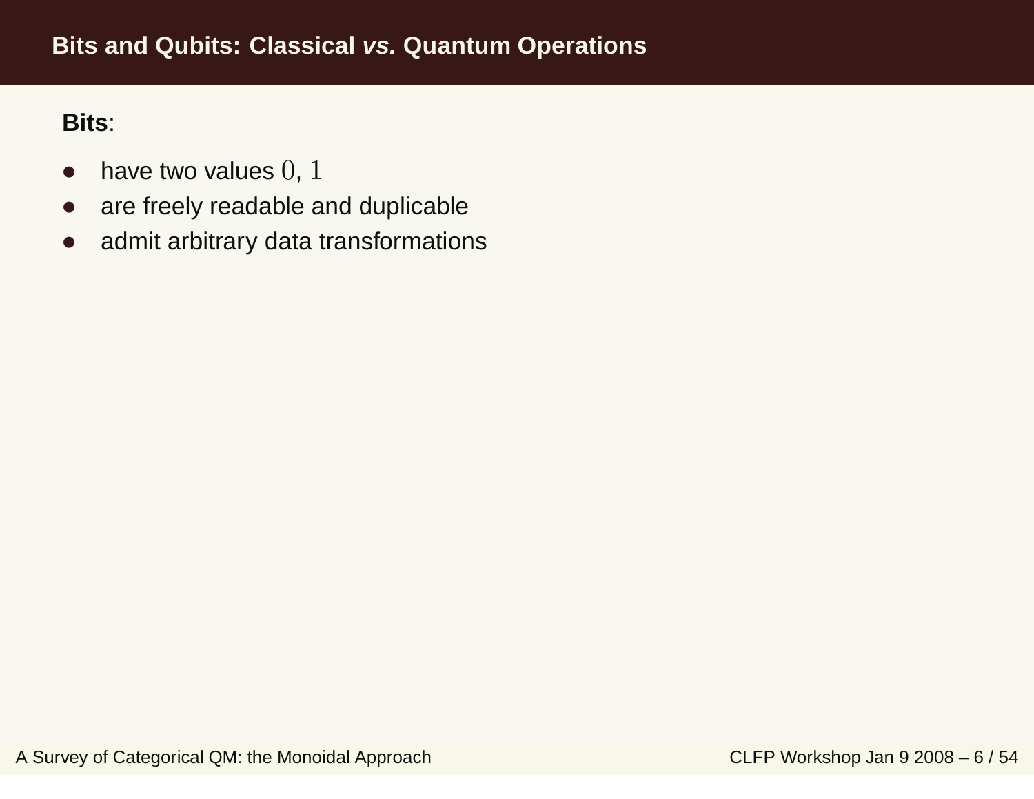## Bits and Qubits: Classical *vs.* Quantum Operations

**Bits**:

- have two values $0, 1$
- are freely readable and duplicable
- admit arbitrary data transformations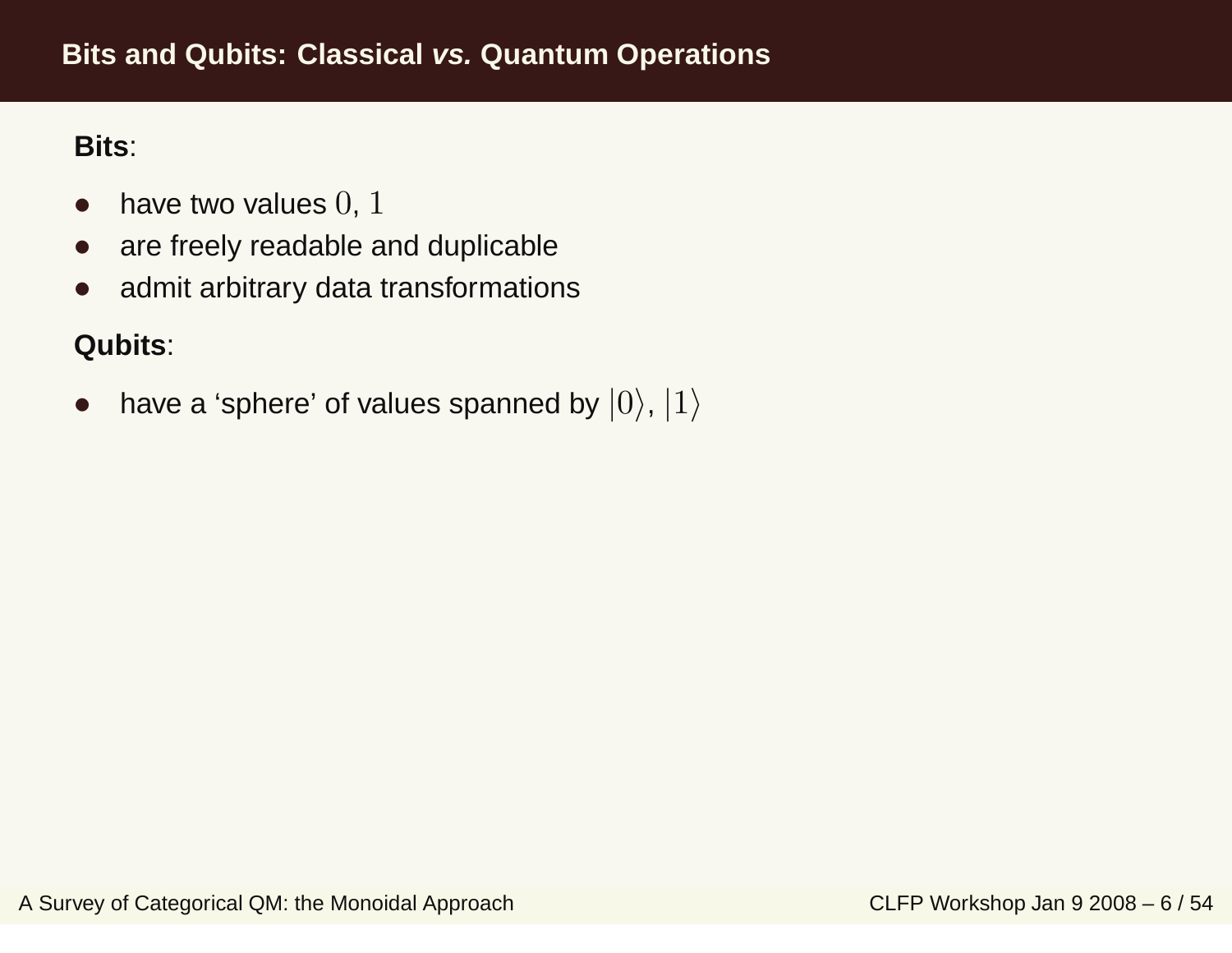# Bits and Qubits: Classical *vs.* Quantum Operations

**Bits**:

- have two values $0$, $1$
- are freely readable and duplicable
- admit arbitrary data transformations

**Qubits**:

- have a ‘sphere’ of values spanned by $|0\rangle$, $|1\rangle$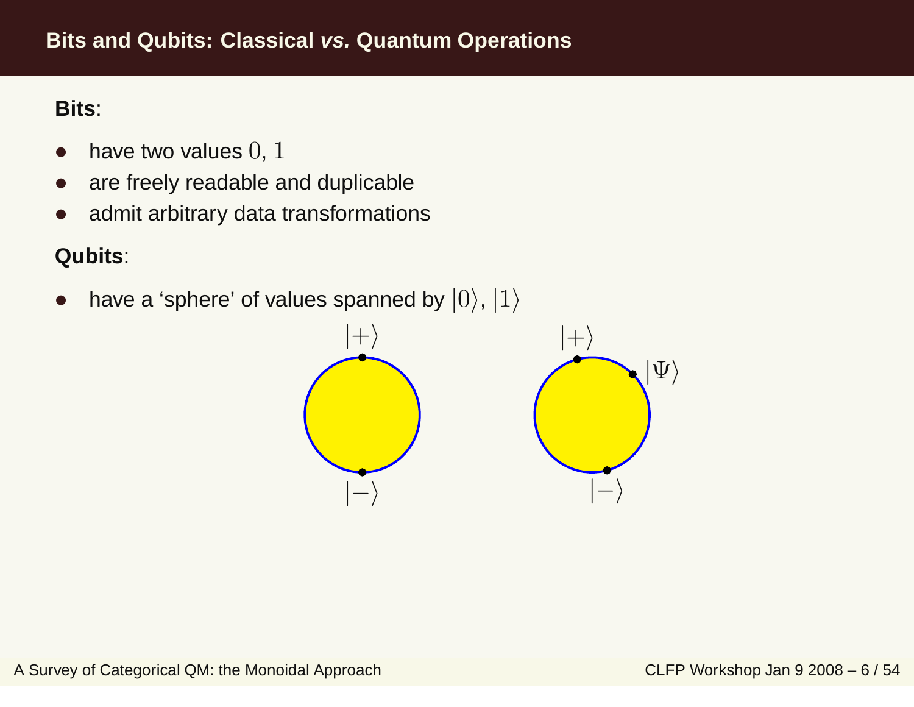## Bits and Qubits: Classical *vs.* Quantum Operations

**Bits**:

- have two values $0, 1$
- are freely readable and duplicable
- admit arbitrary data transformations

**Qubits**:

- have a 'sphere' of values spanned by $|0\rangle$, $|1\rangle$

$|+\rangle$ $|-\rangle$ $|+\rangle$ $|\Psi\rangle$ $|-\rangle$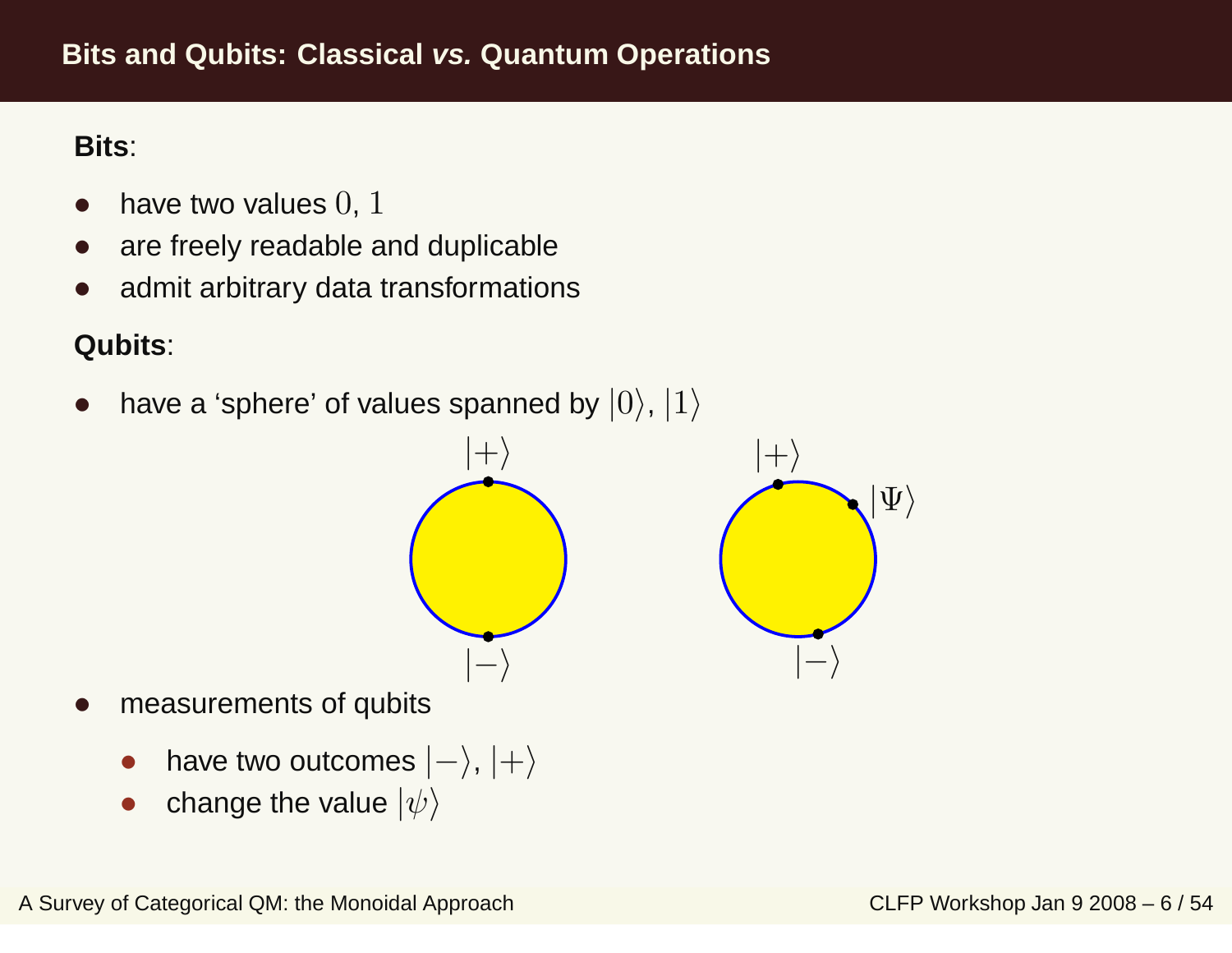## Bits and Qubits: Classical *vs.* Quantum Operations

**Bits**:

- have two values $0, 1$
- are freely readable and duplicable
- admit arbitrary data transformations

**Qubits**:

- have a 'sphere' of values spanned by $|0\rangle$, $|1\rangle$

$|+\rangle$ $|-\rangle$ $|+\rangle$ $|\Psi\rangle$ $|-\rangle$

- measurements of qubits
  - have two outcomes $|-\rangle$, $|+\rangle$
  - change the value $|\psi\rangle$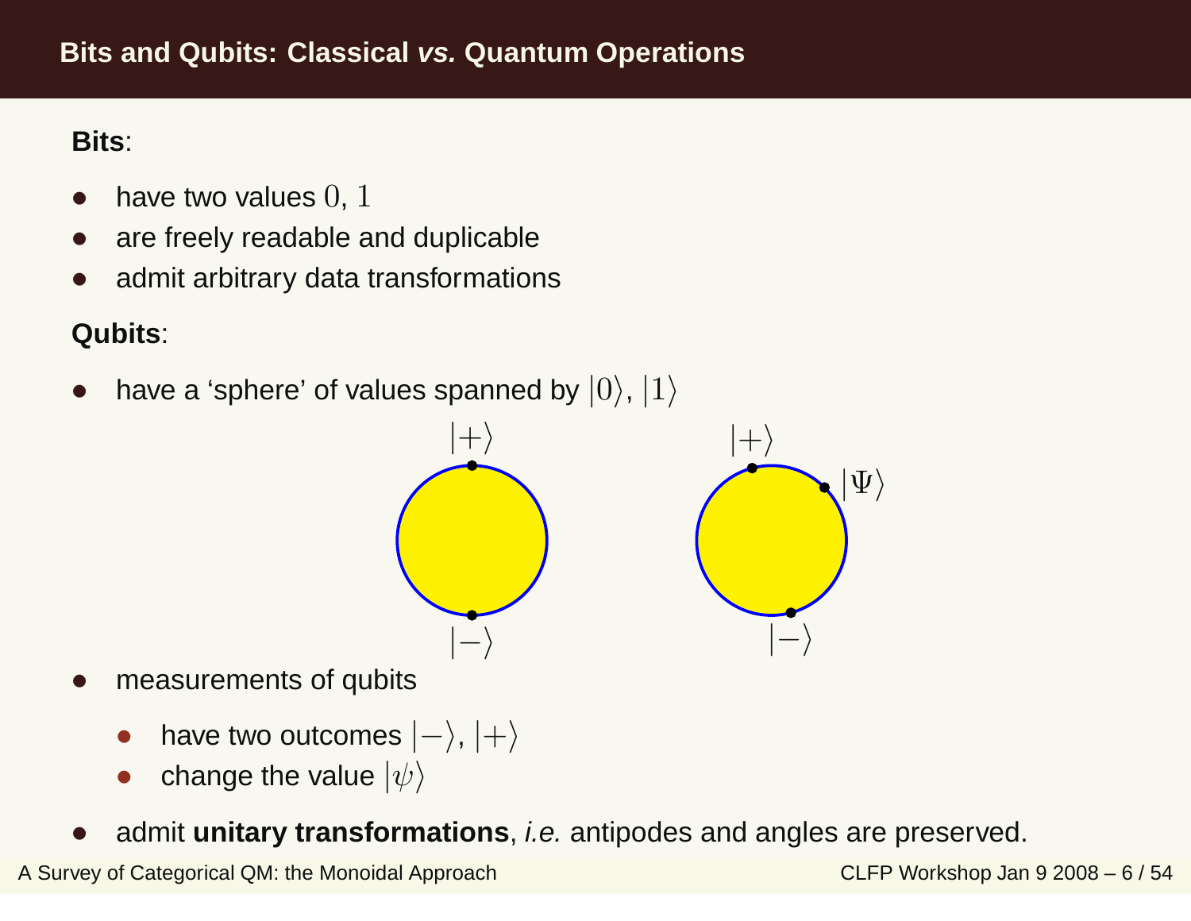## Bits and Qubits: Classical *vs.* Quantum Operations

**Bits**:

- have two values $0, 1$
- are freely readable and duplicable
- admit arbitrary data transformations

**Qubits**:

- have a 'sphere' of values spanned by $|0\rangle$, $|1\rangle$

- measurements of qubits
  - have two outcomes $|-\rangle$, $|+\rangle$
  - change the value $|\psi\rangle$
- admit **unitary transformations**, *i.e.* antipodes and angles are preserved.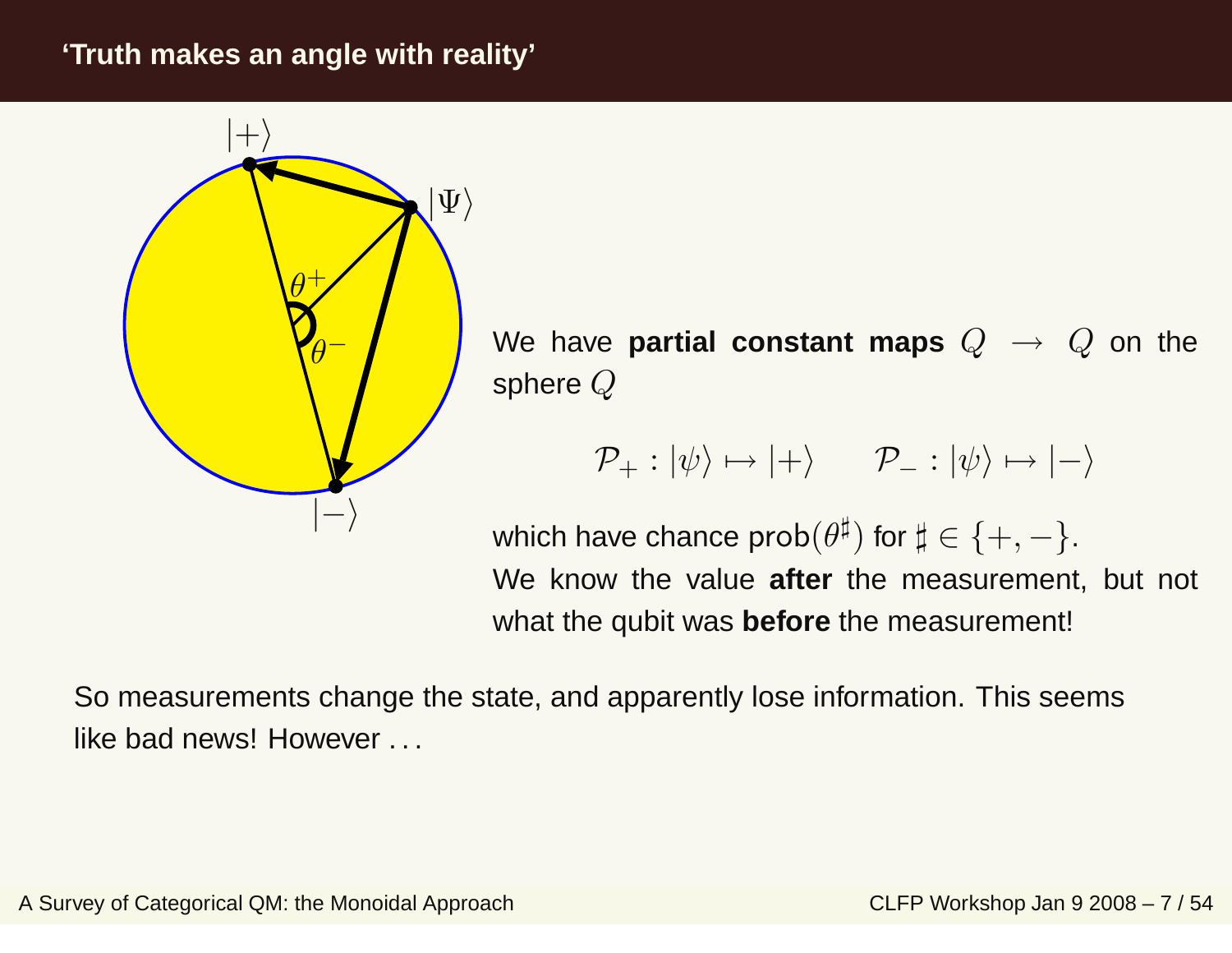## 'Truth makes an angle with reality'

We have **partial constant maps** $Q \to Q$ on the sphere $Q$

$$\mathcal{P}_+ : |\psi\rangle \mapsto |+\rangle \qquad \mathcal{P}_- : |\psi\rangle \mapsto |-\rangle$$

which have chance $\mathrm{prob}(\theta^\sharp)$ for $\sharp \in \{+, -\}$.
We know the value **after** the measurement, but not what the qubit was **before** the measurement!

So measurements change the state, and apparently lose information. This seems like bad news! However . . .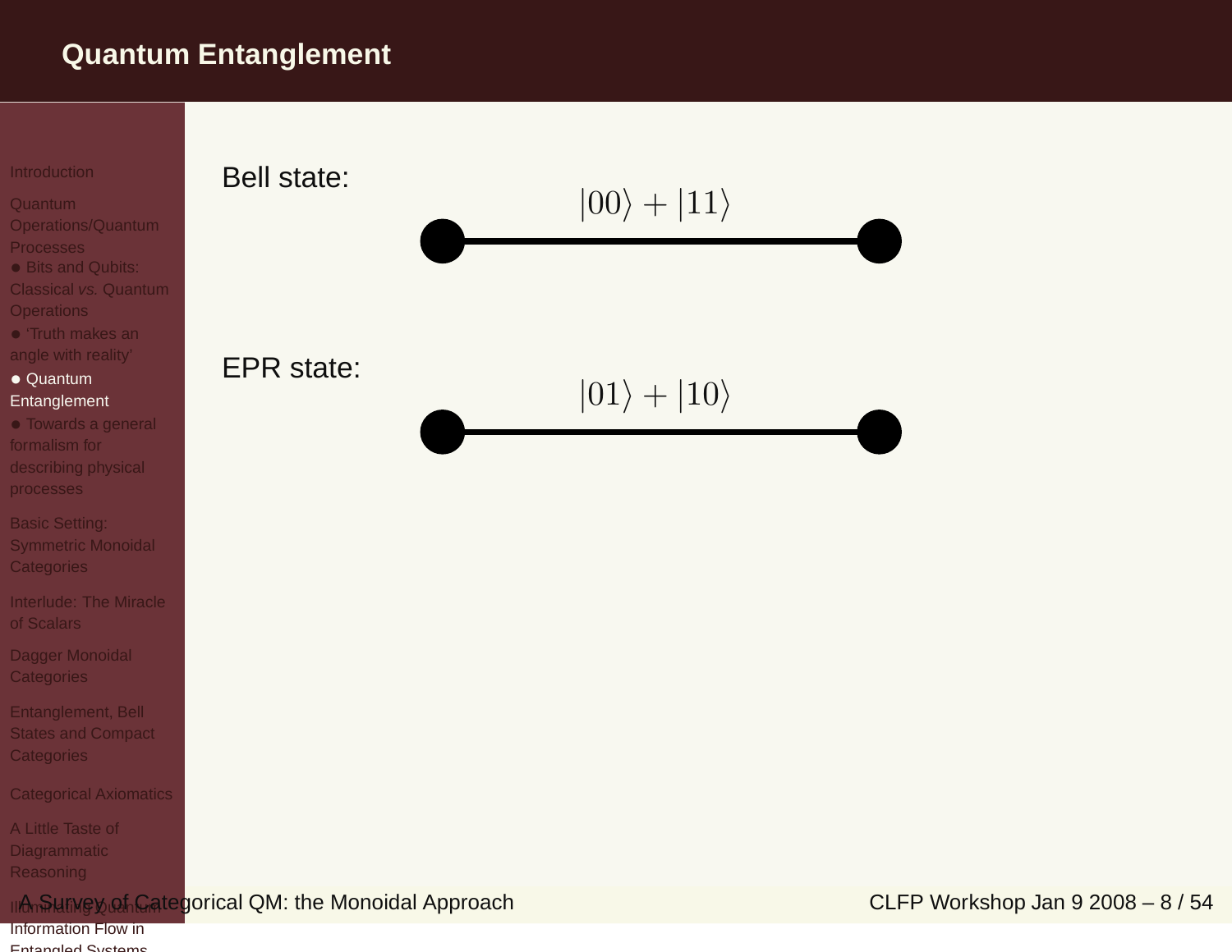# Quantum Entanglement

Bell state:

$$|00\rangle + |11\rangle$$

EPR state:

$$|01\rangle + |10\rangle$$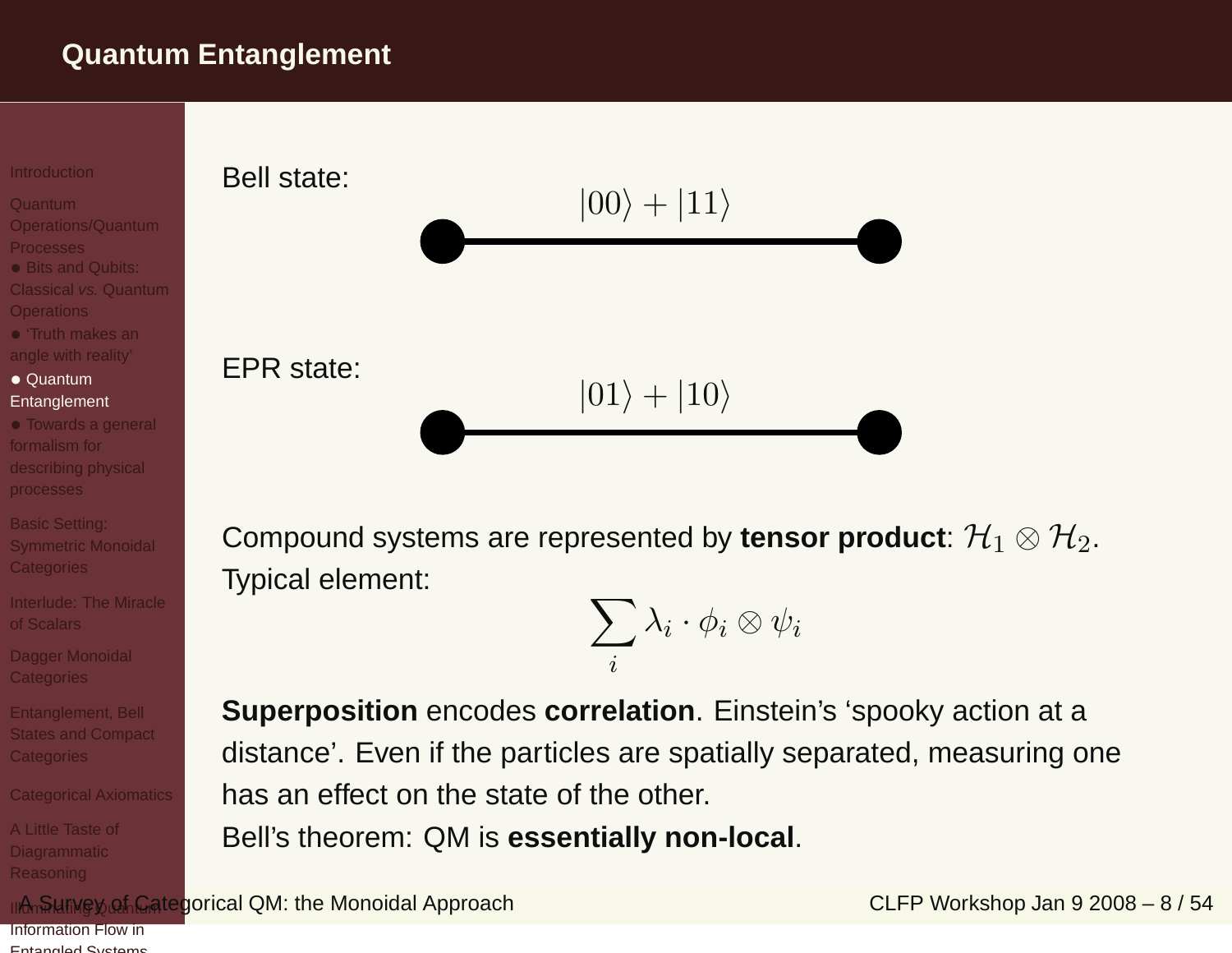# Quantum Entanglement

Bell state:

$$|00\rangle + |11\rangle$$

EPR state:

$$|01\rangle + |10\rangle$$

Compound systems are represented by **tensor product**: $\mathcal{H}_1 \otimes \mathcal{H}_2$.
Typical element:

$$\sum_i \lambda_i \cdot \phi_i \otimes \psi_i$$

**Superposition** encodes **correlation**. Einstein's 'spooky action at a distance'. Even if the particles are spatially separated, measuring one has an effect on the state of the other.
Bell's theorem: QM is **essentially non-local**.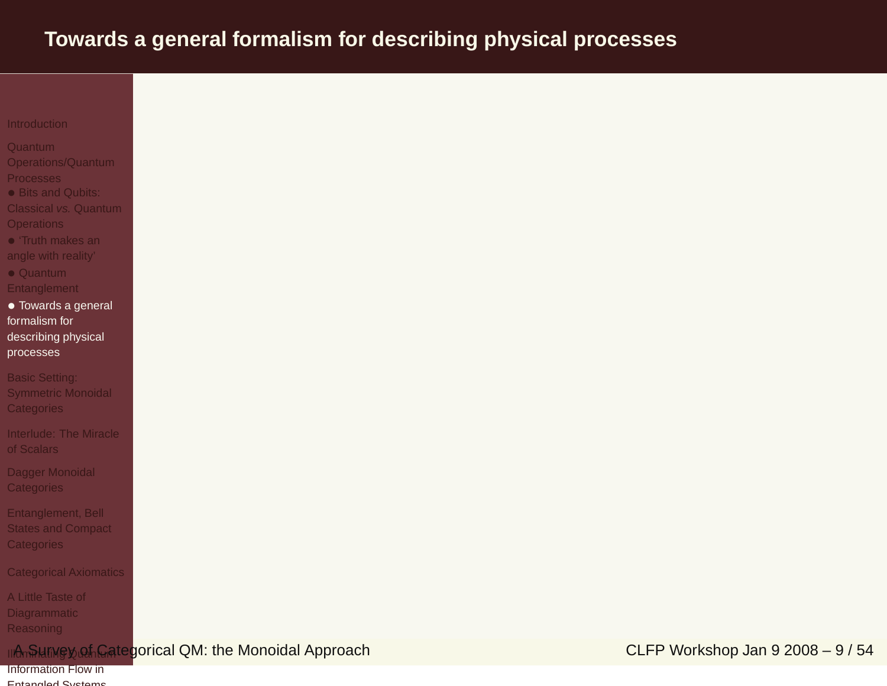# Towards a general formalism for describing physical processes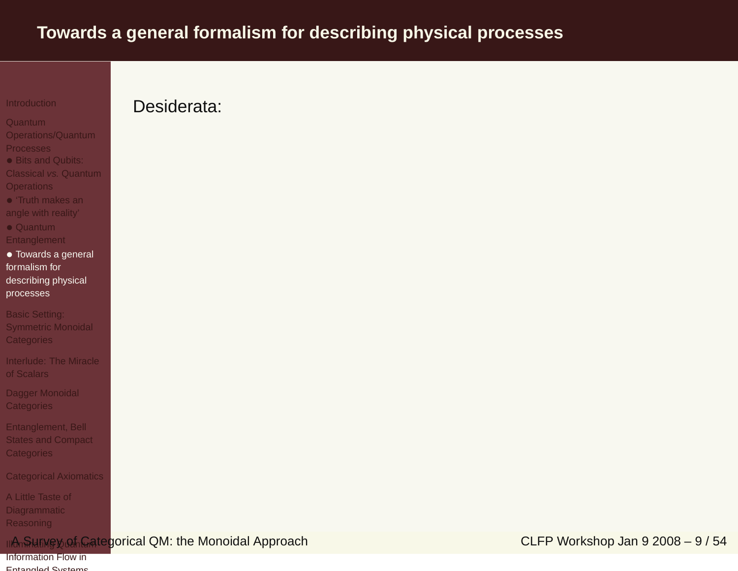# Towards a general formalism for describing physical processes

Desiderata: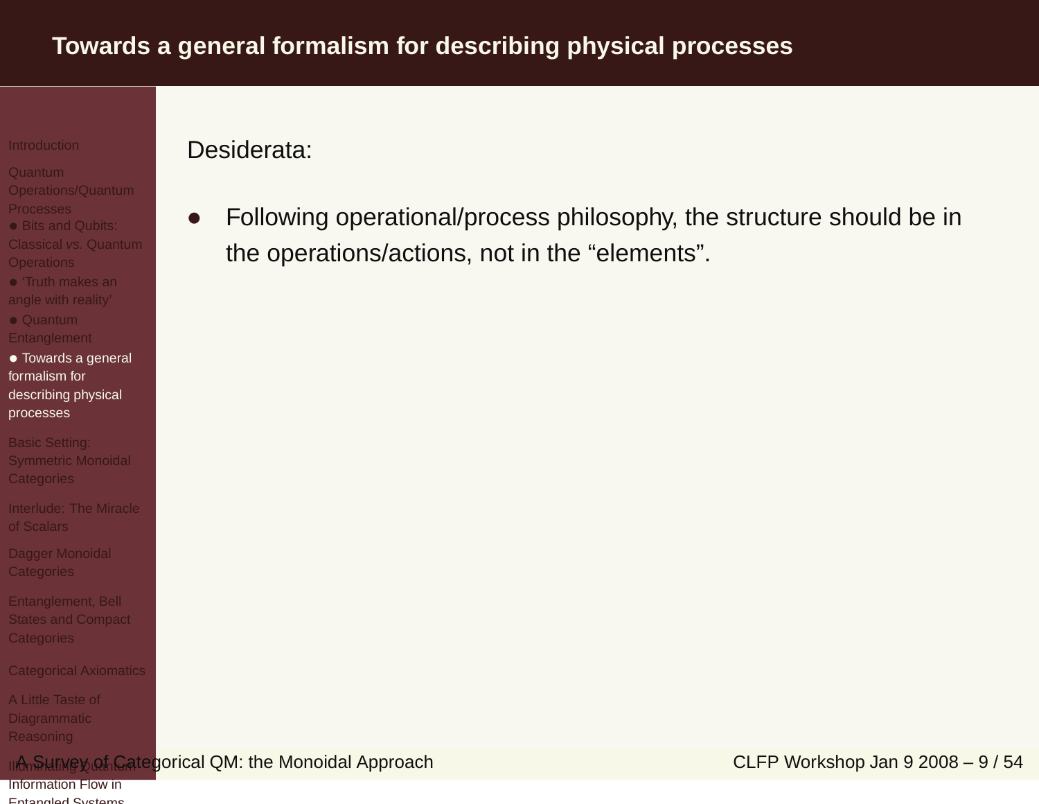# Towards a general formalism for describing physical processes

Desiderata:

- Following operational/process philosophy, the structure should be in the operations/actions, not in the “elements”.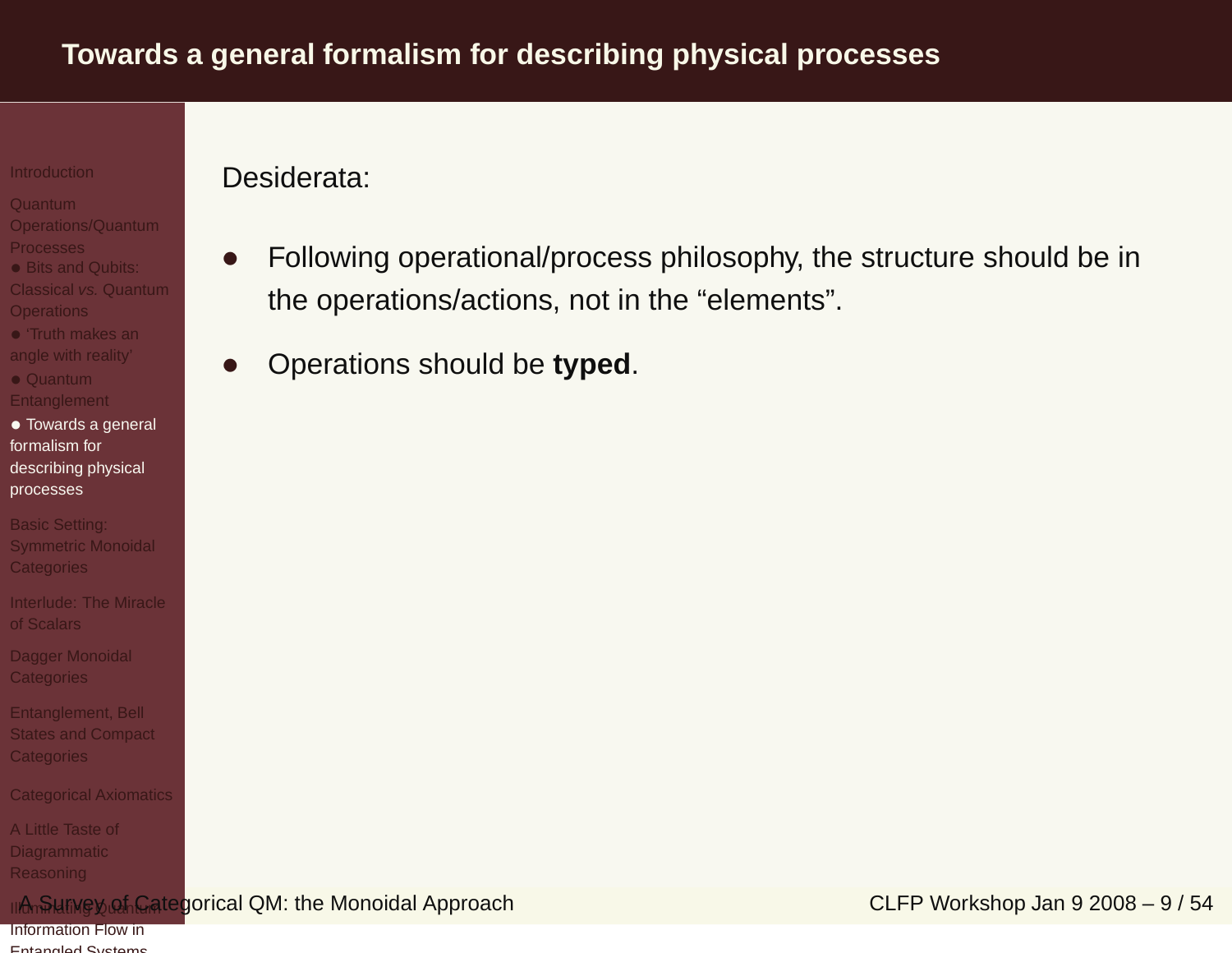# Towards a general formalism for describing physical processes

Desiderata:

- Following operational/process philosophy, the structure should be in the operations/actions, not in the “elements”.
- Operations should be **typed**.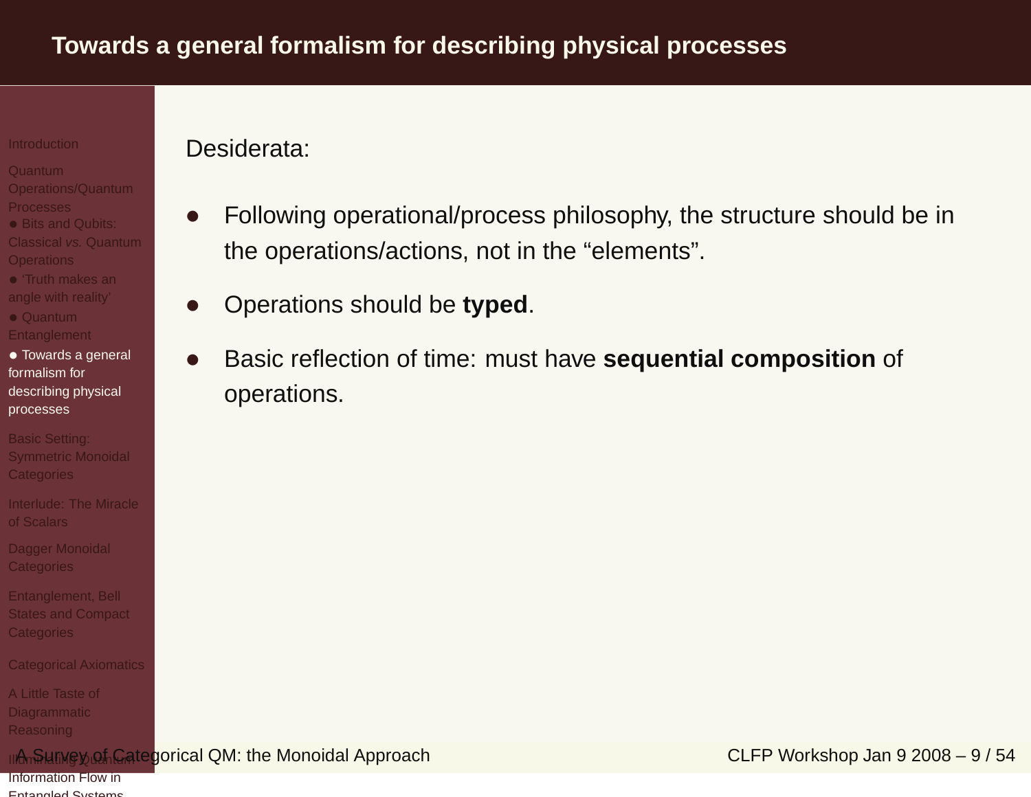# Towards a general formalism for describing physical processes

Desiderata:

- Following operational/process philosophy, the structure should be in the operations/actions, not in the “elements”.
- Operations should be **typed**.
- Basic reflection of time: must have **sequential composition** of operations.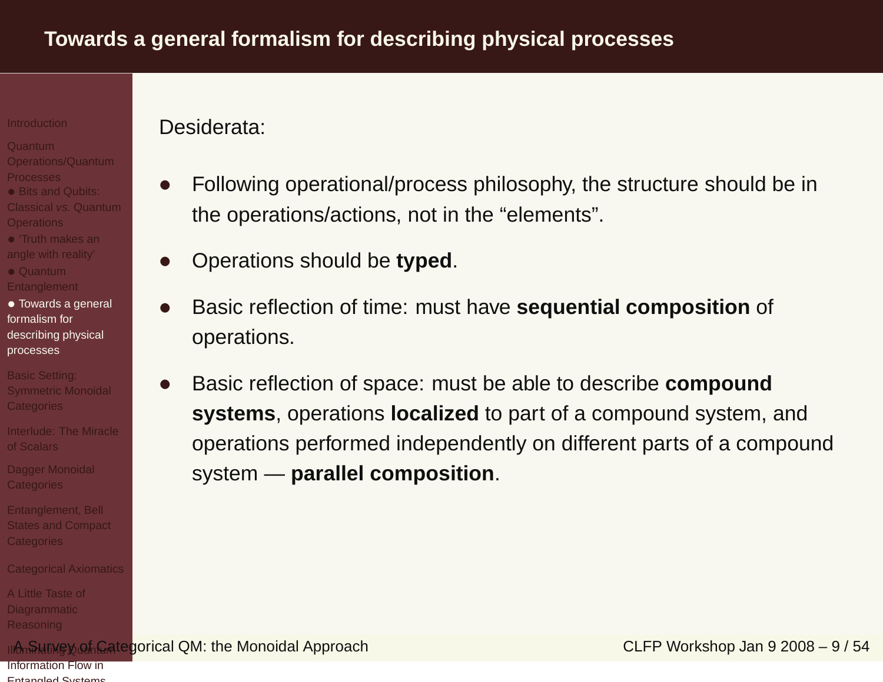# Towards a general formalism for describing physical processes

Desiderata:

- Following operational/process philosophy, the structure should be in the operations/actions, not in the "elements".
- Operations should be **typed**.
- Basic reflection of time: must have **sequential composition** of operations.
- Basic reflection of space: must be able to describe **compound systems**, operations **localized** to part of a compound system, and operations performed independently on different parts of a compound system — **parallel composition**.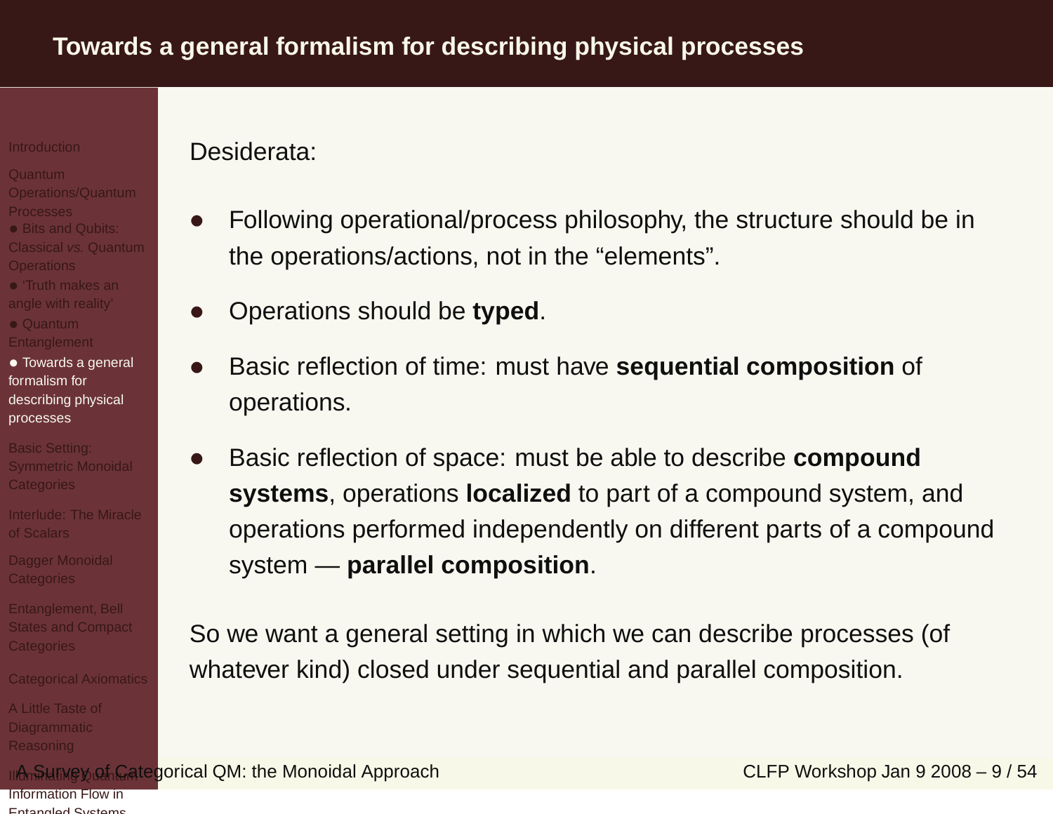# Towards a general formalism for describing physical processes

Desiderata:

- Following operational/process philosophy, the structure should be in the operations/actions, not in the "elements".
- Operations should be **typed**.
- Basic reflection of time: must have **sequential composition** of operations.
- Basic reflection of space: must be able to describe **compound systems**, operations **localized** to part of a compound system, and operations performed independently on different parts of a compound system — **parallel composition**.

So we want a general setting in which we can describe processes (of whatever kind) closed under sequential and parallel composition.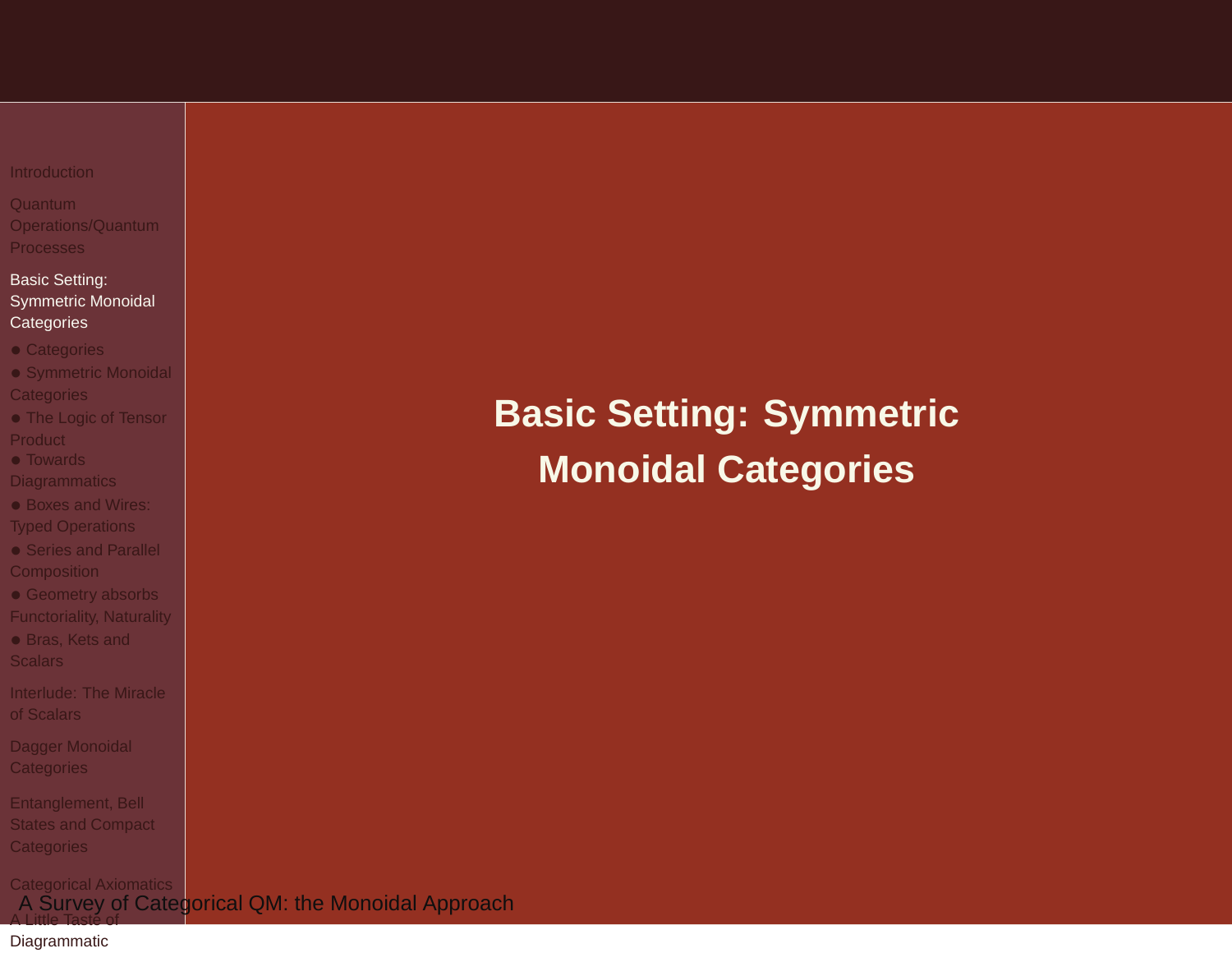# Basic Setting: Symmetric Monoidal Categories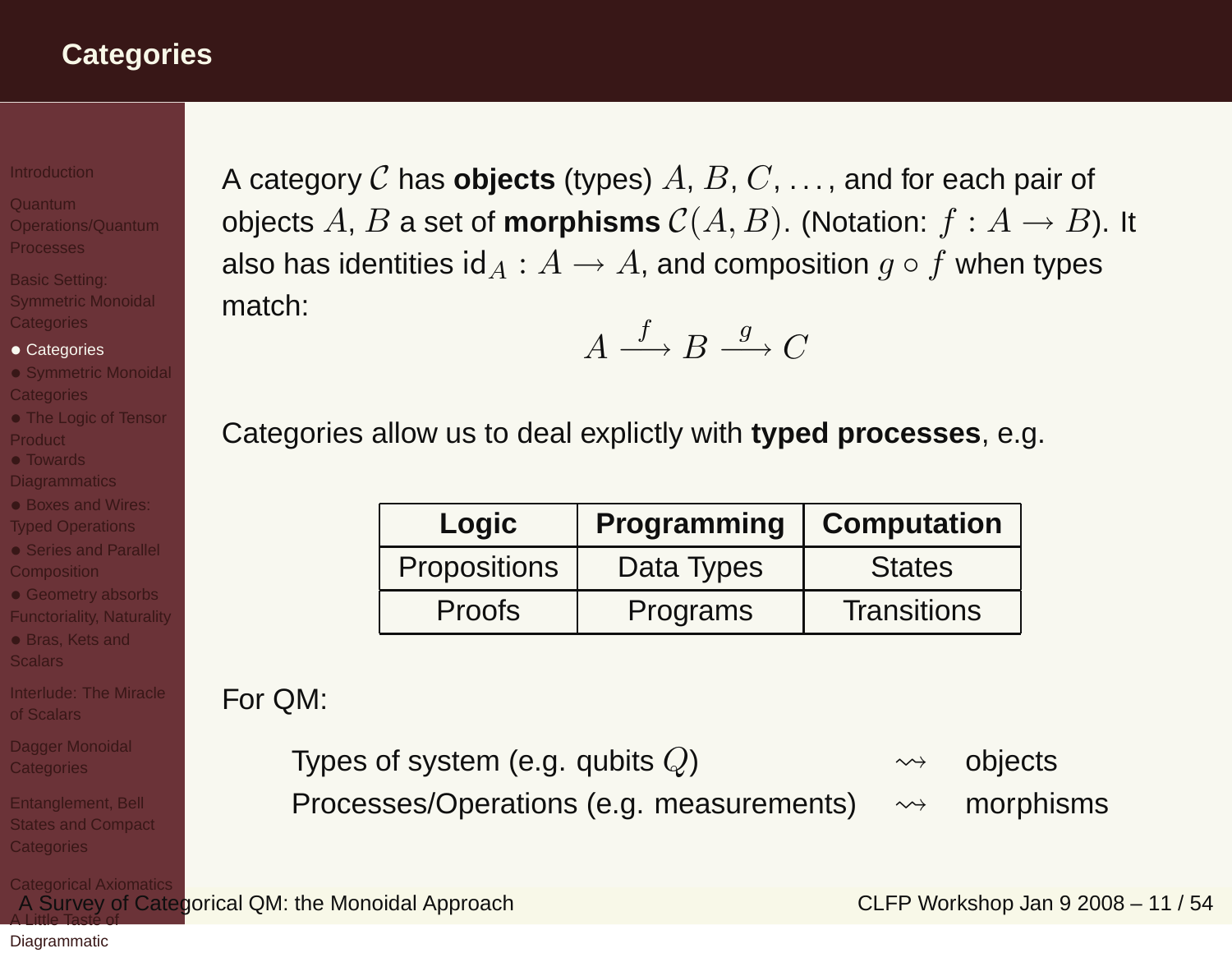# Categories

A category $\mathcal{C}$ has **objects** (types) $A, B, C, \ldots$, and for each pair of objects $A, B$ a set of **morphisms** $\mathcal{C}(A, B)$. (Notation: $f : A \to B$). It also has identities $\mathrm{id}_A : A \to A$, and composition $g \circ f$ when types match:

$$A \xrightarrow{f} B \xrightarrow{g} C$$

Categories allow us to deal explictly with **typed processes**, e.g.

| **Logic** | **Programming** | **Computation** |
|---|---|---|
| Propositions | Data Types | States |
| Proofs | Programs | Transitions |

For QM:

| | | |
|---|---|---|
| Types of system (e.g. qubits $Q$) | $\rightsquigarrow$ | objects |
| Processes/Operations (e.g. measurements) | $\rightsquigarrow$ | morphisms |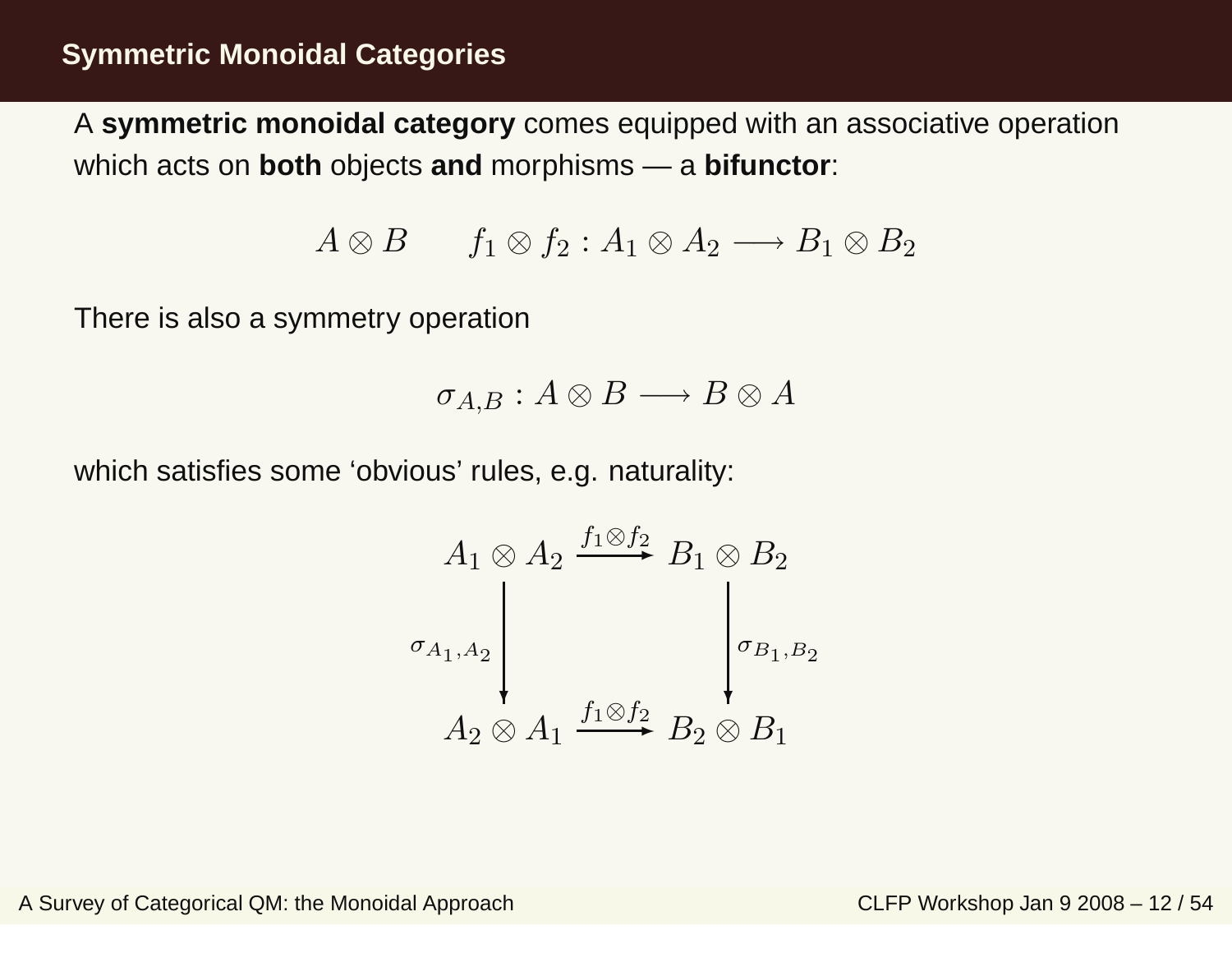## Symmetric Monoidal Categories

A **symmetric monoidal category** comes equipped with an associative operation which acts on **both** objects **and** morphisms — a **bifunctor**:

$$A \otimes B \qquad f_1 \otimes f_2 : A_1 \otimes A_2 \longrightarrow B_1 \otimes B_2$$

There is also a symmetry operation

$$\sigma_{A,B} : A \otimes B \longrightarrow B \otimes A$$

which satisfies some 'obvious' rules, e.g. naturality:

$$\begin{array}{ccc}
A_1 \otimes A_2 & \xrightarrow{f_1 \otimes f_2} & B_1 \otimes B_2 \\
\Big\downarrow{\scriptstyle \sigma_{A_1,A_2}} & & \Big\downarrow{\scriptstyle \sigma_{B_1,B_2}} \\
A_2 \otimes A_1 & \xrightarrow{f_1 \otimes f_2} & B_2 \otimes B_1
\end{array}$$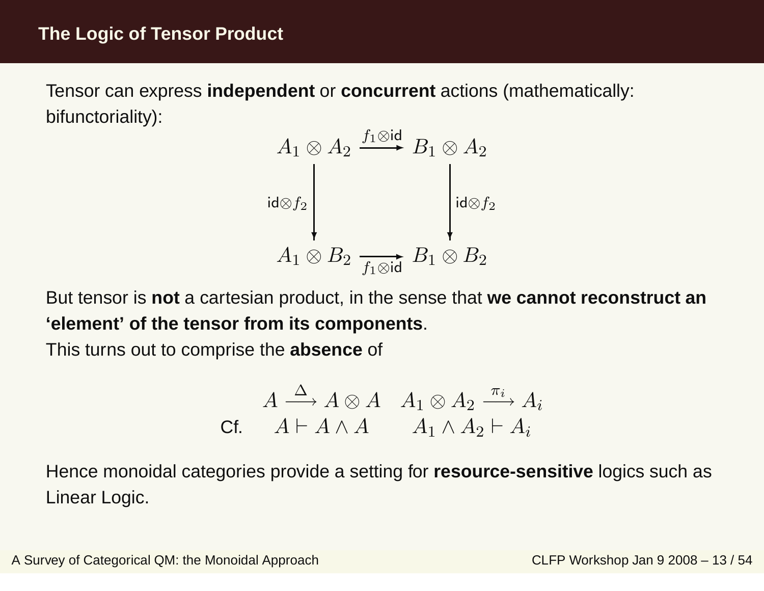# The Logic of Tensor Product

Tensor can express **independent** or **concurrent** actions (mathematically: bifunctoriality):

$$
\begin{array}{ccc}
A_1 \otimes A_2 & \xrightarrow{f_1 \otimes \mathsf{id}} & B_1 \otimes A_2 \\
{\scriptstyle \mathsf{id} \otimes f_2} \downarrow & & \downarrow {\scriptstyle \mathsf{id} \otimes f_2} \\
A_1 \otimes B_2 & \xrightarrow[f_1 \otimes \mathsf{id}]{} & B_1 \otimes B_2
\end{array}
$$

But tensor is **not** a cartesian product, in the sense that **we cannot reconstruct an 'element' of the tensor from its components**.

This turns out to comprise the **absence** of

$$
\begin{array}{lcc}
 & A \xrightarrow{\Delta} A \otimes A & A_1 \otimes A_2 \xrightarrow{\pi_i} A_i \\
\text{Cf.} & A \vdash A \wedge A & A_1 \wedge A_2 \vdash A_i
\end{array}
$$

Hence monoidal categories provide a setting for **resource-sensitive** logics such as Linear Logic.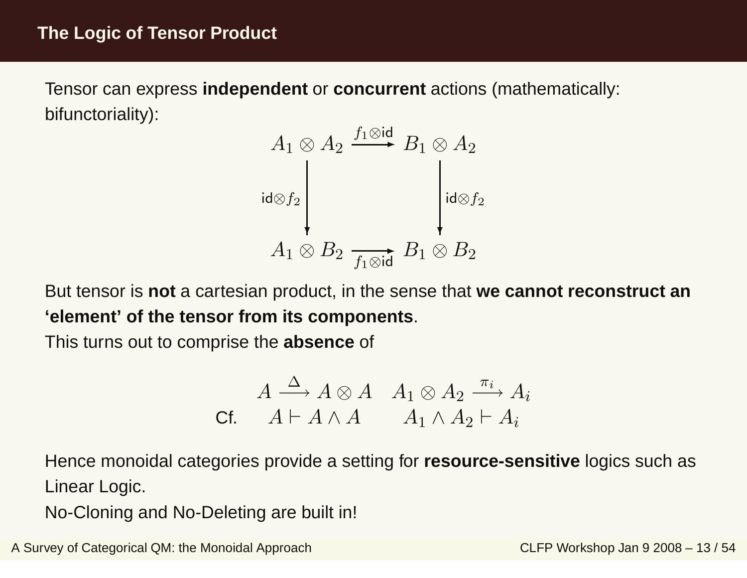## The Logic of Tensor Product

Tensor can express **independent** or **concurrent** actions (mathematically: bifunctoriality):

$$
\begin{array}{ccc}
A_1 \otimes A_2 & \xrightarrow{f_1 \otimes \mathsf{id}} & B_1 \otimes A_2 \\
{\scriptstyle \mathsf{id} \otimes f_2} \downarrow & & \downarrow {\scriptstyle \mathsf{id} \otimes f_2} \\
A_1 \otimes B_2 & \xrightarrow[f_1 \otimes \mathsf{id}]{} & B_1 \otimes B_2
\end{array}
$$

But tensor is **not** a cartesian product, in the sense that **we cannot reconstruct an 'element' of the tensor from its components**.

This turns out to comprise the **absence** of

$$
\begin{array}{lll}
 & A \xrightarrow{\Delta} A \otimes A & A_1 \otimes A_2 \xrightarrow{\pi_i} A_i \\
\text{Cf.} & A \vdash A \wedge A & A_1 \wedge A_2 \vdash A_i
\end{array}
$$

Hence monoidal categories provide a setting for **resource-sensitive** logics such as Linear Logic.

No-Cloning and No-Deleting are built in!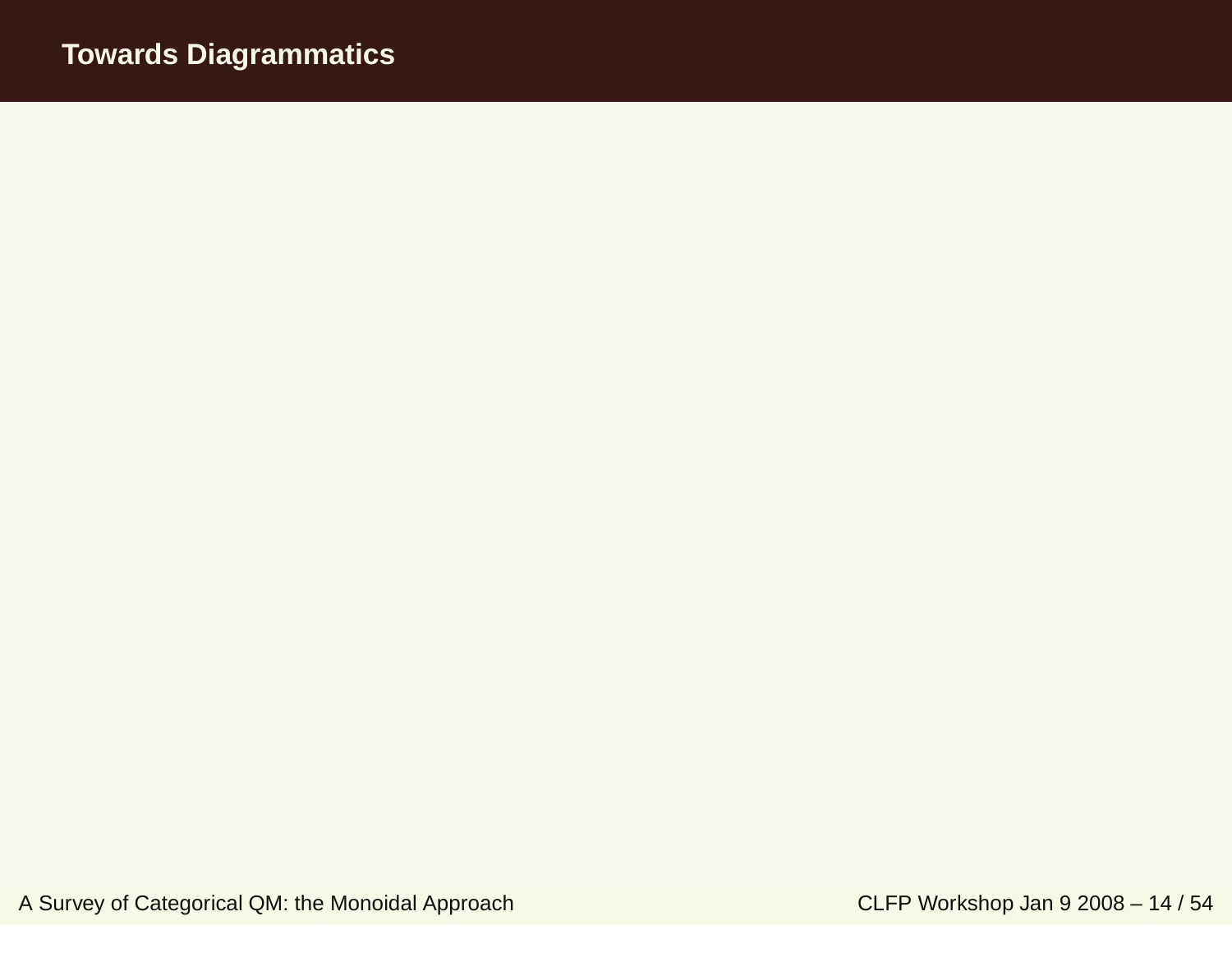## Towards Diagrammatics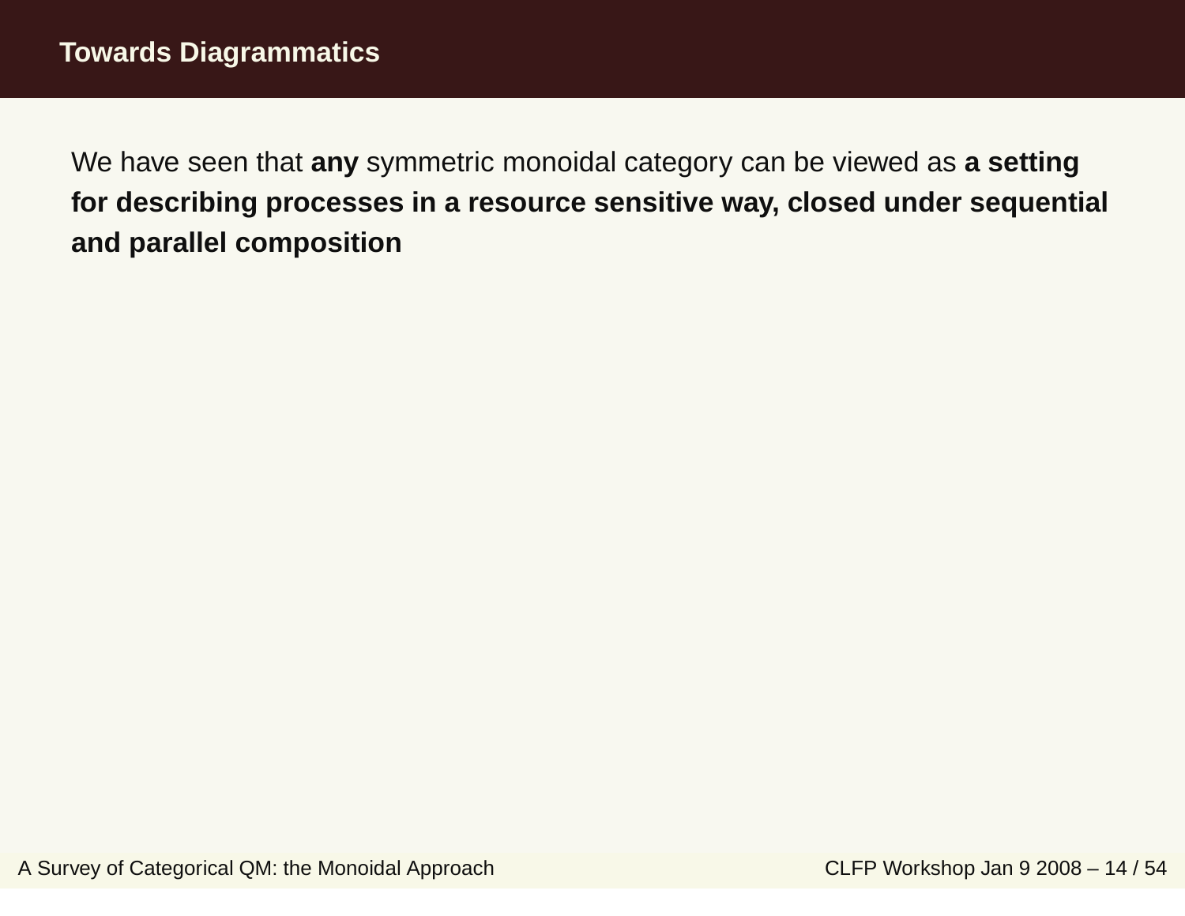## Towards Diagrammatics

We have seen that **any** symmetric monoidal category can be viewed as **a setting for describing processes in a resource sensitive way, closed under sequential and parallel composition**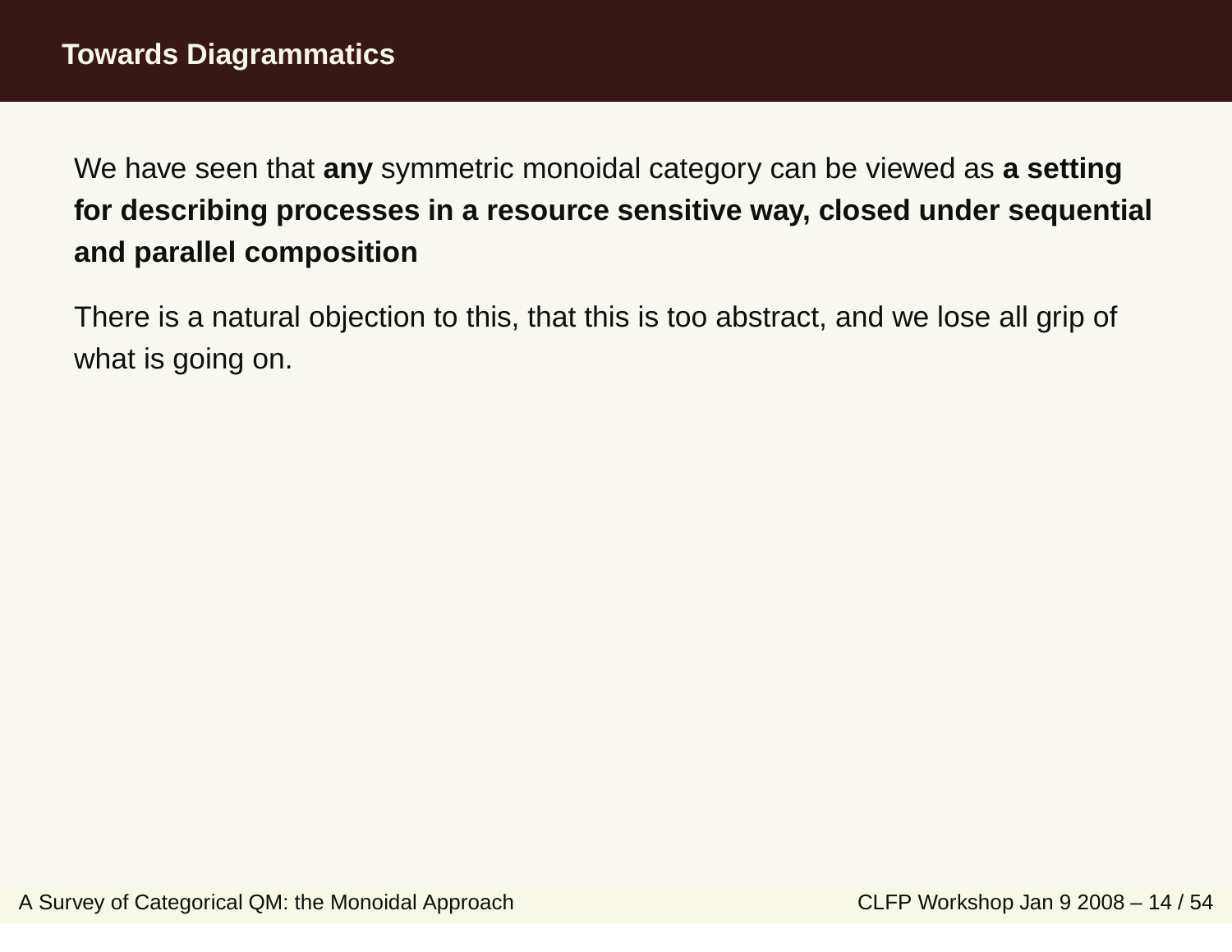## Towards Diagrammatics

We have seen that **any** symmetric monoidal category can be viewed as **a setting for describing processes in a resource sensitive way, closed under sequential and parallel composition**

There is a natural objection to this, that this is too abstract, and we lose all grip of what is going on.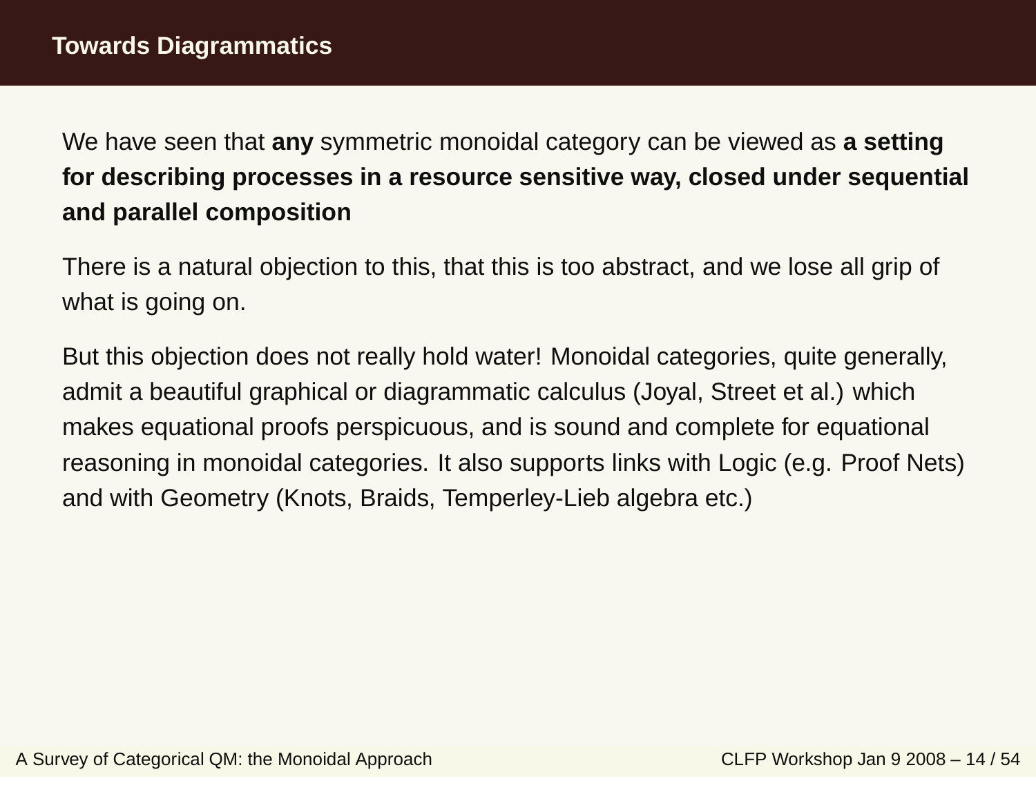## Towards Diagrammatics

We have seen that **any** symmetric monoidal category can be viewed as **a setting for describing processes in a resource sensitive way, closed under sequential and parallel composition**

There is a natural objection to this, that this is too abstract, and we lose all grip of what is going on.

But this objection does not really hold water! Monoidal categories, quite generally, admit a beautiful graphical or diagrammatic calculus (Joyal, Street et al.) which makes equational proofs perspicuous, and is sound and complete for equational reasoning in monoidal categories. It also supports links with Logic (e.g. Proof Nets) and with Geometry (Knots, Braids, Temperley-Lieb algebra etc.)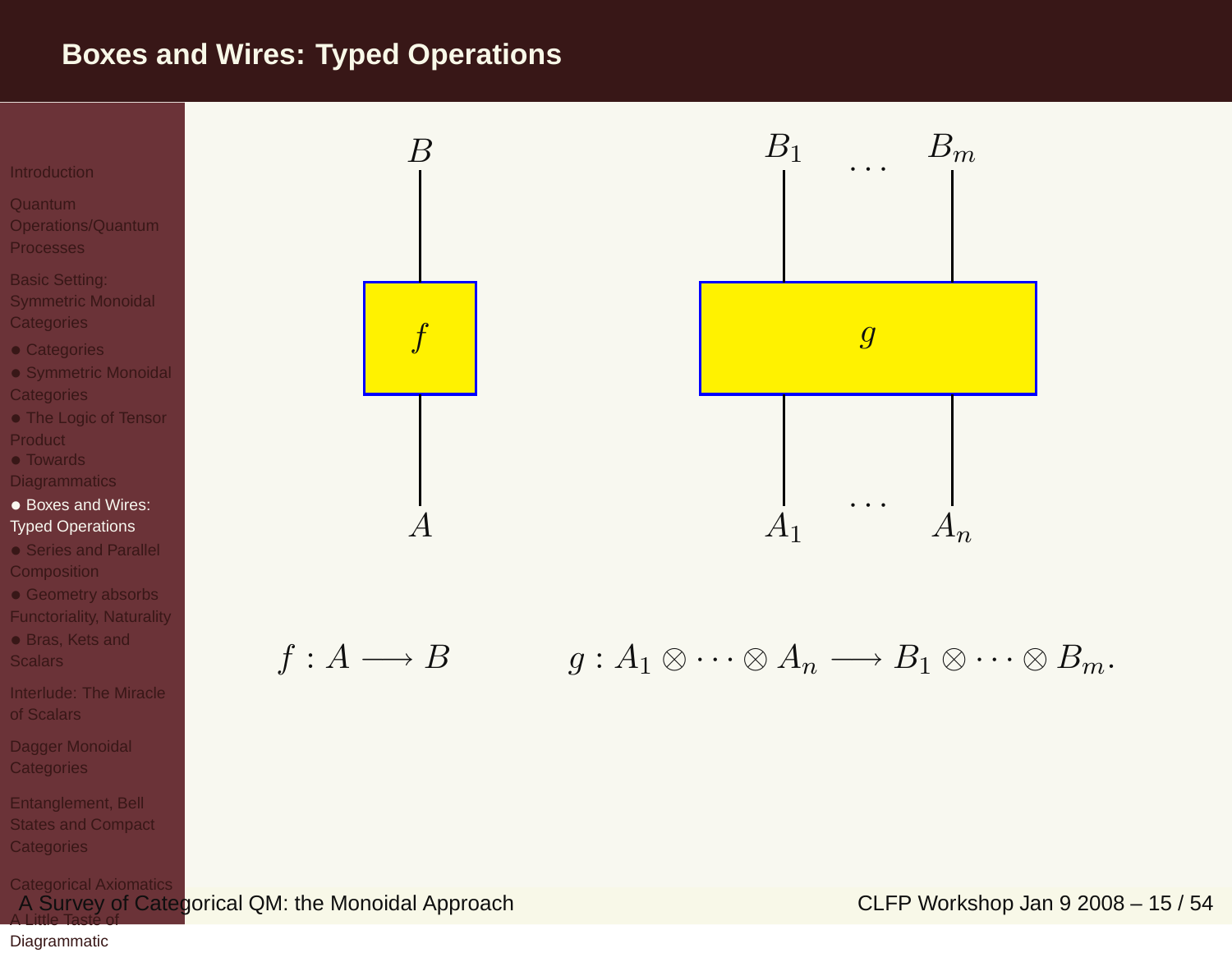# Boxes and Wires: Typed Operations

$$f : A \longrightarrow B \qquad\qquad g : A_1 \otimes \cdots \otimes A_n \longrightarrow B_1 \otimes \cdots \otimes B_m .$$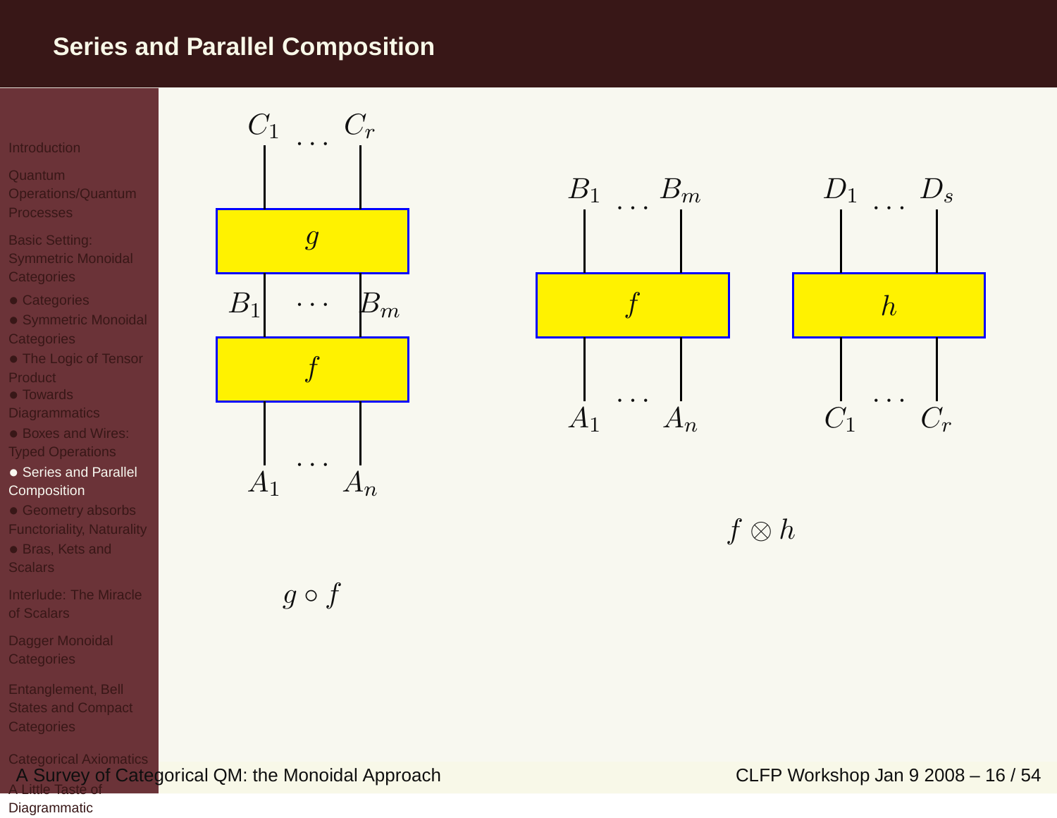# Series and Parallel Composition

$C_1 \quad \ldots \quad C_r$

$g$

$B_1 \quad \cdots \quad B_m$

$f$

$A_1 \quad \ldots \quad A_n$

$g \circ f$

$B_1 \quad \ldots \quad B_m$ $\qquad$ $D_1 \quad \ldots \quad D_s$

$f$ $\qquad$ $h$

$A_1 \quad \ldots \quad A_n$ $\qquad$ $C_1 \quad \ldots \quad C_r$

$f \otimes h$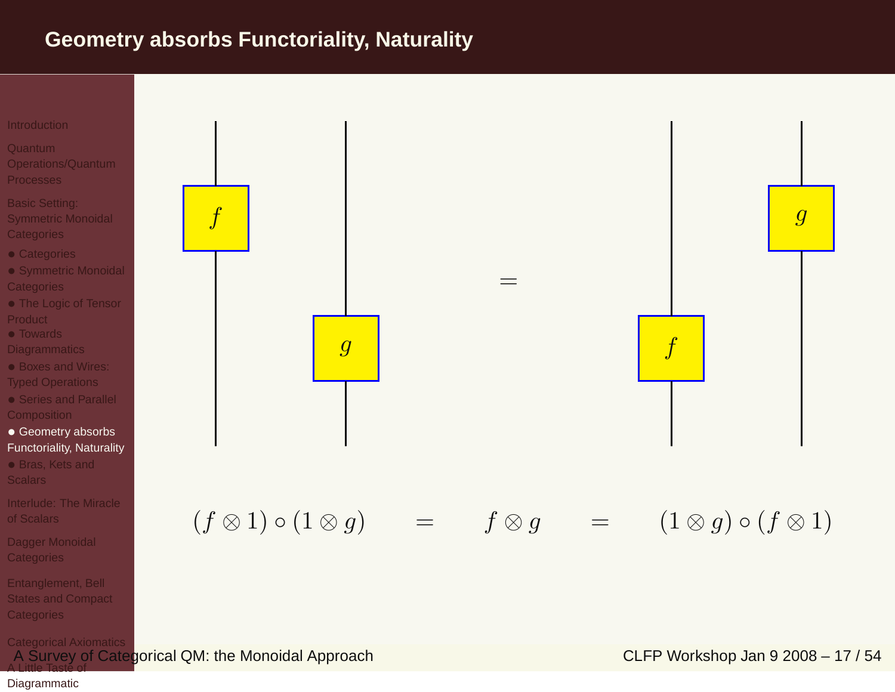# Geometry absorbs Functoriality, Naturality

$$(f \otimes 1) \circ (1 \otimes g) \quad = \quad f \otimes g \quad = \quad (1 \otimes g) \circ (f \otimes 1)$$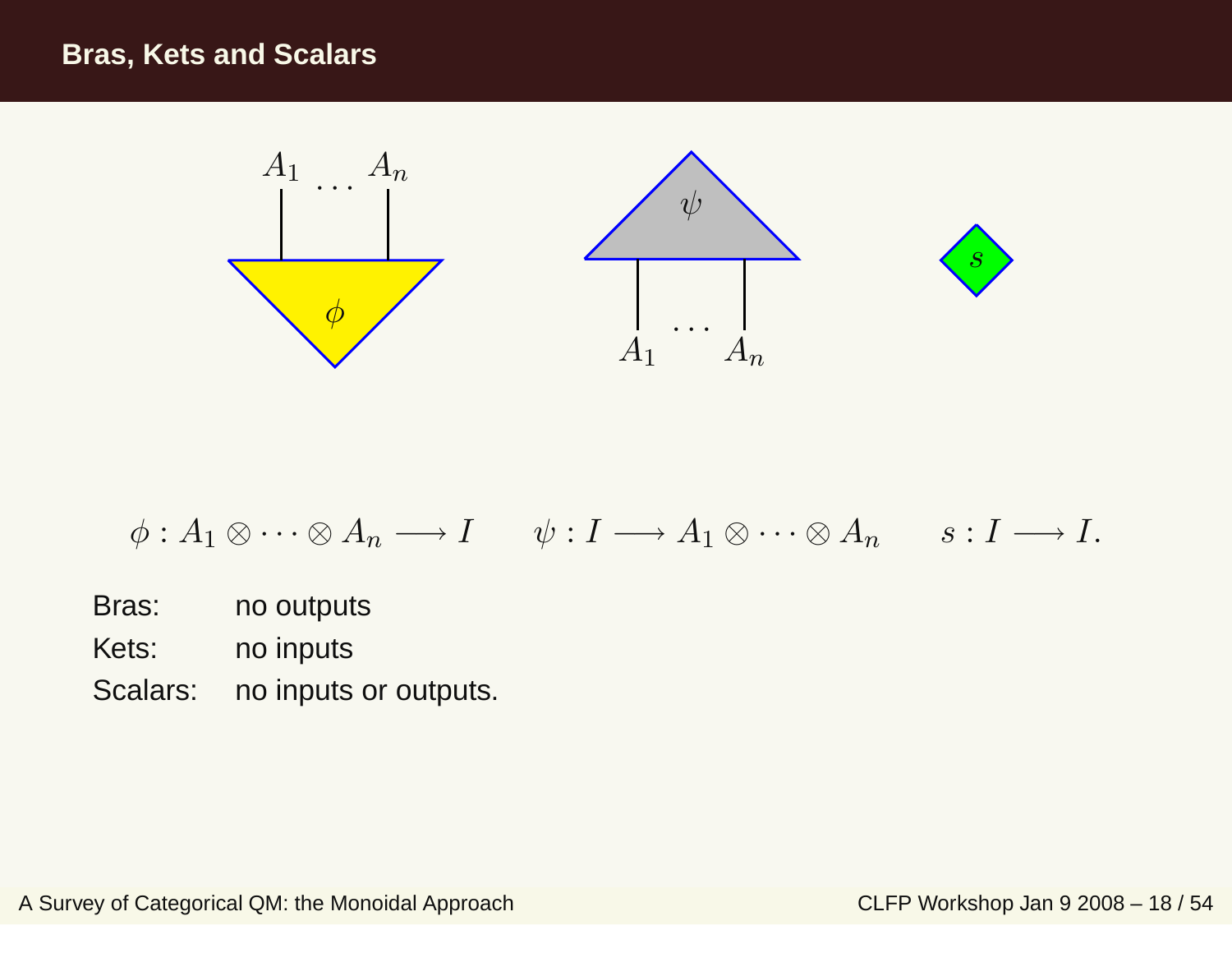## Bras, Kets and Scalars

$$\phi : A_1 \otimes \cdots \otimes A_n \longrightarrow I \qquad \psi : I \longrightarrow A_1 \otimes \cdots \otimes A_n \qquad s : I \longrightarrow I.$$

| | |
|---|---|
| Bras: | no outputs |
| Kets: | no inputs |
| Scalars: | no inputs or outputs. |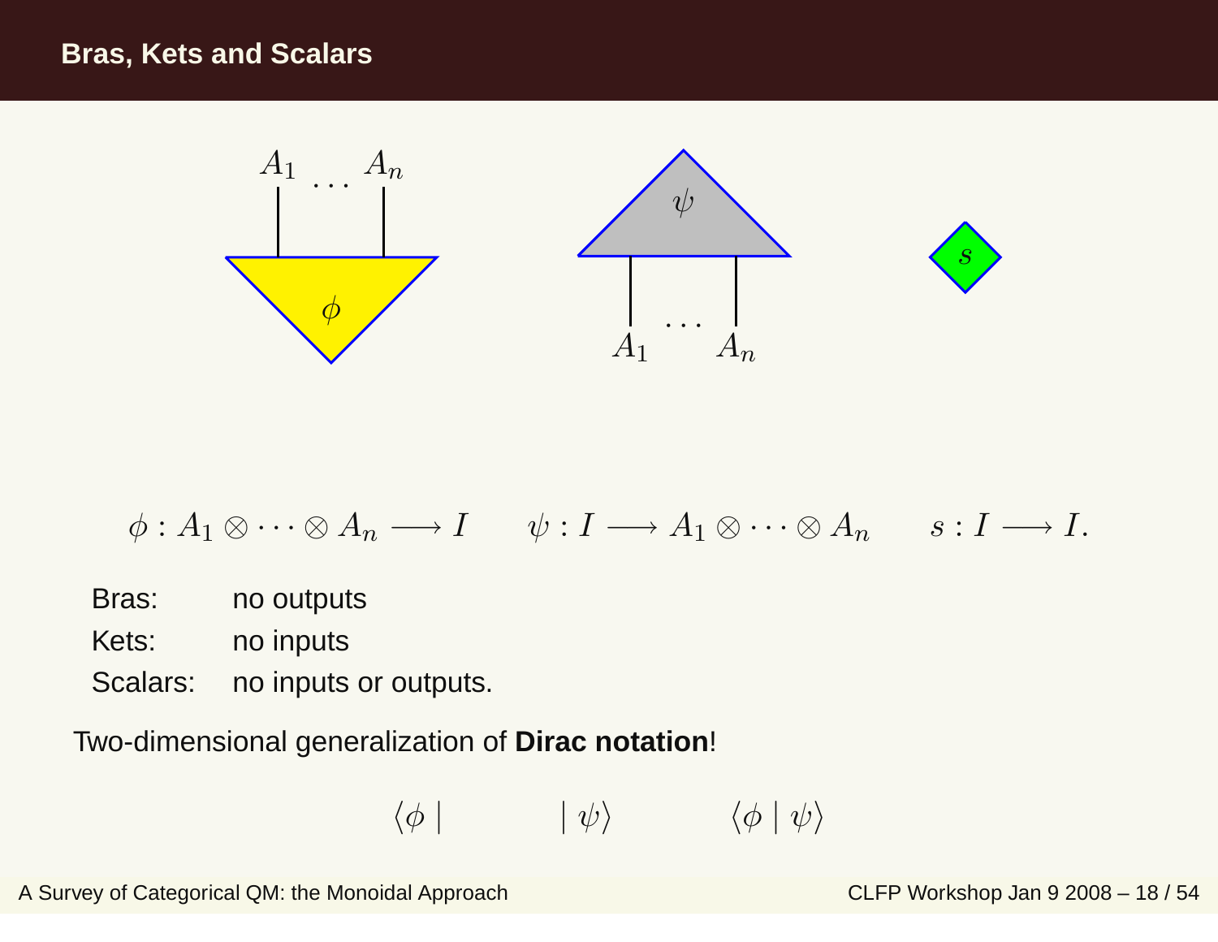# Bras, Kets and Scalars

$$\phi : A_1 \otimes \cdots \otimes A_n \longrightarrow I \qquad \psi : I \longrightarrow A_1 \otimes \cdots \otimes A_n \qquad s : I \longrightarrow I.$$

| | |
|---|---|
| Bras: | no outputs |
| Kets: | no inputs |
| Scalars: | no inputs or outputs. |

Two-dimensional generalization of **Dirac notation**!

$$\langle \phi \mid \qquad \mid \psi \rangle \qquad \langle \phi \mid \psi \rangle$$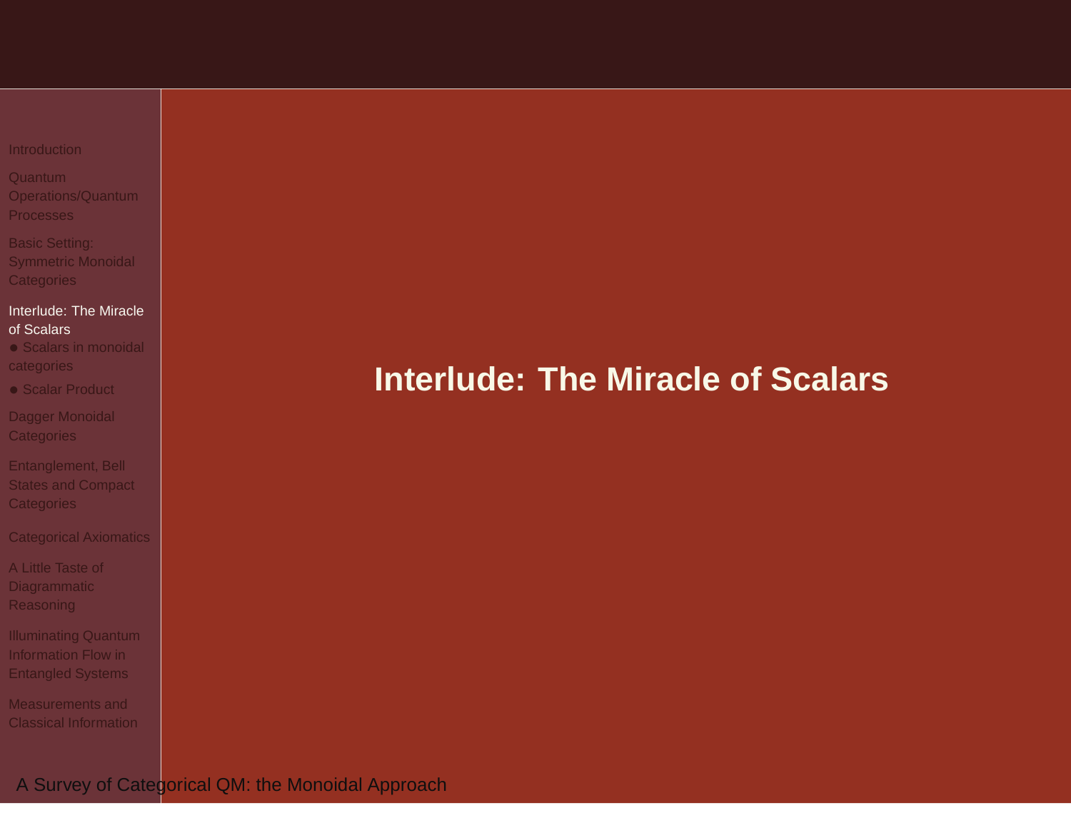# Interlude: The Miracle of Scalars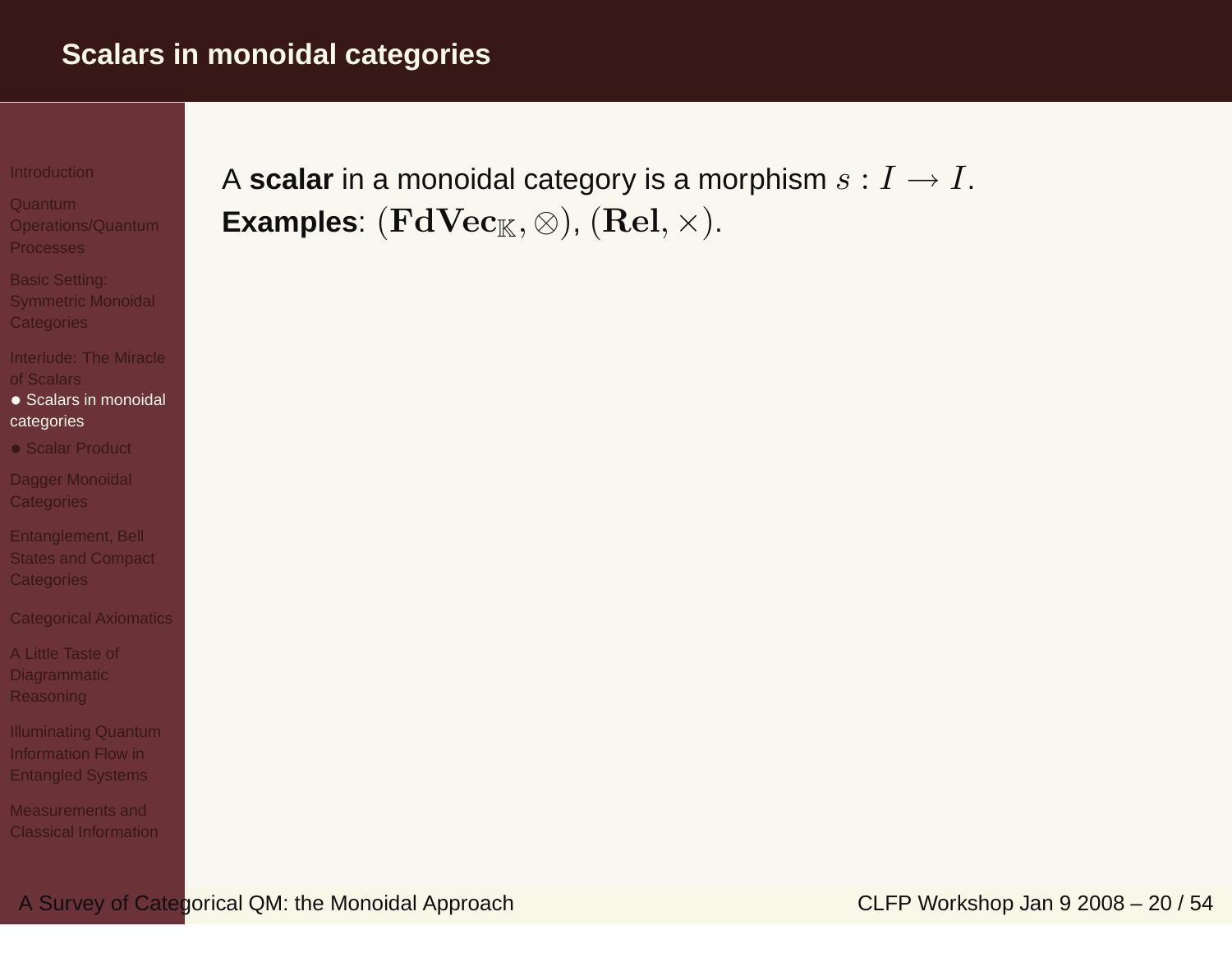# Scalars in monoidal categories

A **scalar** in a monoidal category is a morphism $s : I \longrightarrow I$.

**Examples**: $(\mathbf{FdVec}_{\mathbb{K}}, \otimes)$, $(\mathbf{Rel}, \times)$.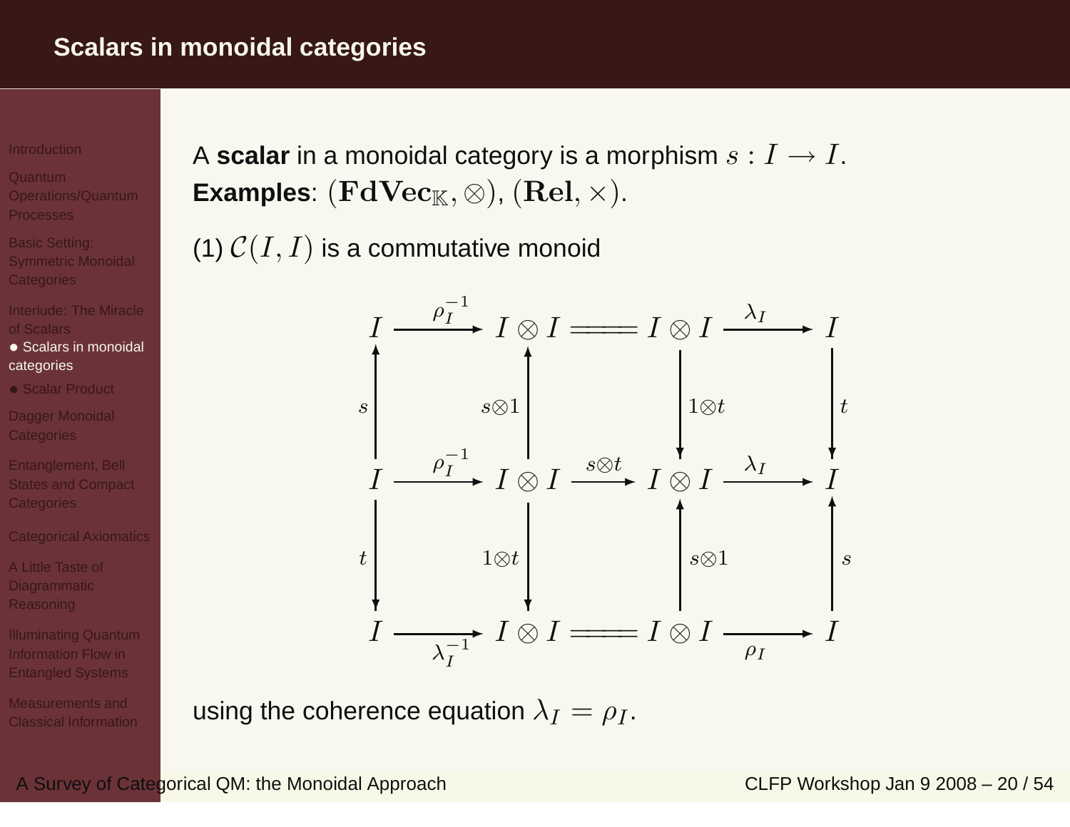# Scalars in monoidal categories

A **scalar** in a monoidal category is a morphism $s : I \longrightarrow I$.
**Examples**: $(\mathbf{FdVec}_{\mathbb{K}}, \otimes)$, $(\mathbf{Rel}, \times)$.

(1) $\mathcal{C}(I, I)$ is a commutative monoid

$$
\begin{array}{ccccccc}
I & \xrightarrow{\rho_I^{-1}} & I \otimes I & = & I \otimes I & \xrightarrow{\lambda_I} & I \\
\uparrow {\scriptstyle s} & & \uparrow {\scriptstyle s \otimes 1} & & \downarrow {\scriptstyle 1 \otimes t} & & \downarrow {\scriptstyle t} \\
I & \xrightarrow{\rho_I^{-1}} & I \otimes I & \xrightarrow{s \otimes t} & I \otimes I & \xrightarrow{\lambda_I} & I \\
\downarrow {\scriptstyle t} & & \downarrow {\scriptstyle 1 \otimes t} & & \uparrow {\scriptstyle s \otimes 1} & & \uparrow {\scriptstyle s} \\
I & \xrightarrow[\lambda_I^{-1}]{} & I \otimes I & = & I \otimes I & \xrightarrow[\rho_I]{} & I
\end{array}
$$

using the coherence equation $\lambda_I = \rho_I$.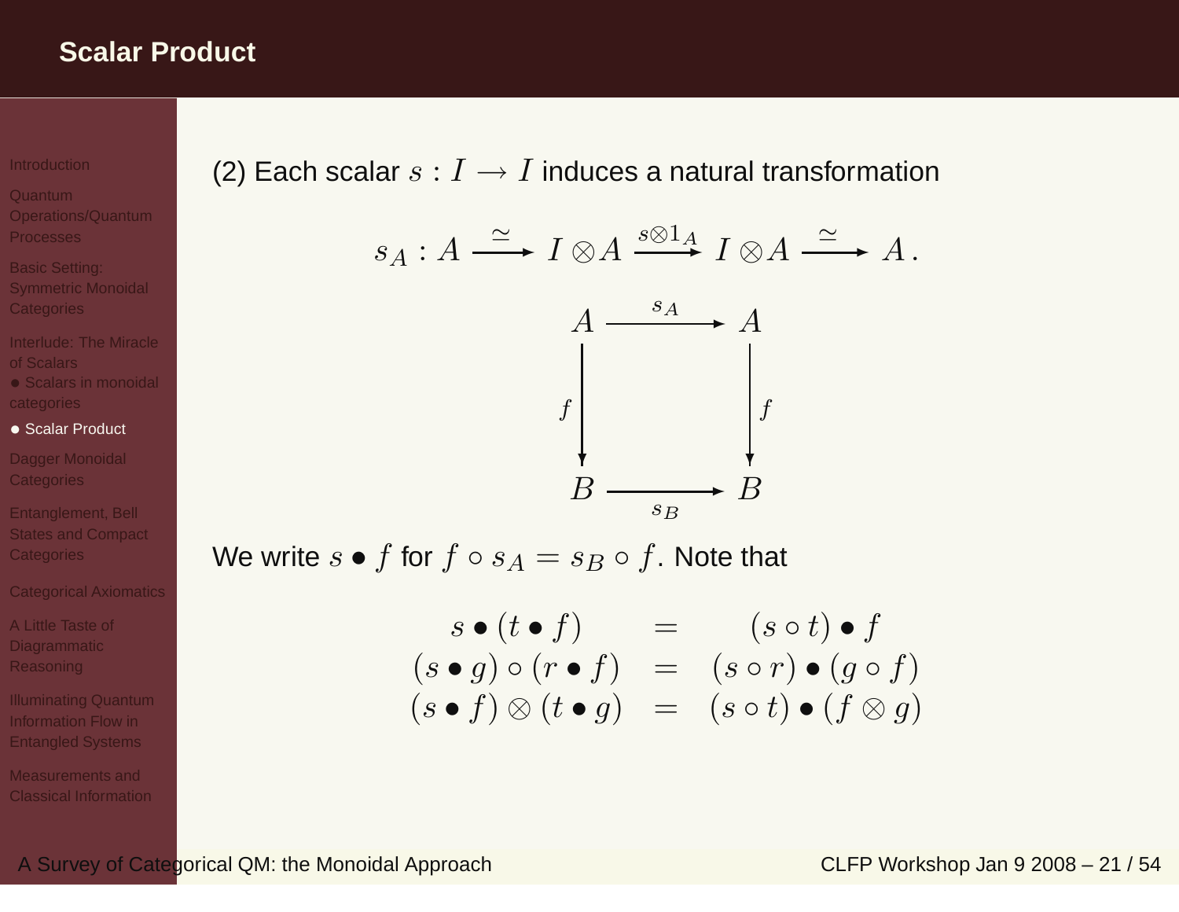# Scalar Product

(2) Each scalar $s : I \longrightarrow I$ induces a natural transformation

$$s_A : A \xrightarrow{\simeq} I \otimes A \xrightarrow{s \otimes 1_A} I \otimes A \xrightarrow{\simeq} A\,.$$

$$\begin{array}{ccc} A & \xrightarrow{s_A} & A \\ {\scriptstyle f}\downarrow & & \downarrow{\scriptstyle f} \\ B & \xrightarrow[s_B]{} & B \end{array}$$

We write $s \bullet f$ for $f \circ s_A = s_B \circ f$. Note that

$$\begin{array}{rcl} s \bullet (t \bullet f) & = & (s \circ t) \bullet f \\ (s \bullet g) \circ (r \bullet f) & = & (s \circ r) \bullet (g \circ f) \\ (s \bullet f) \otimes (t \bullet g) & = & (s \circ t) \bullet (f \otimes g) \end{array}$$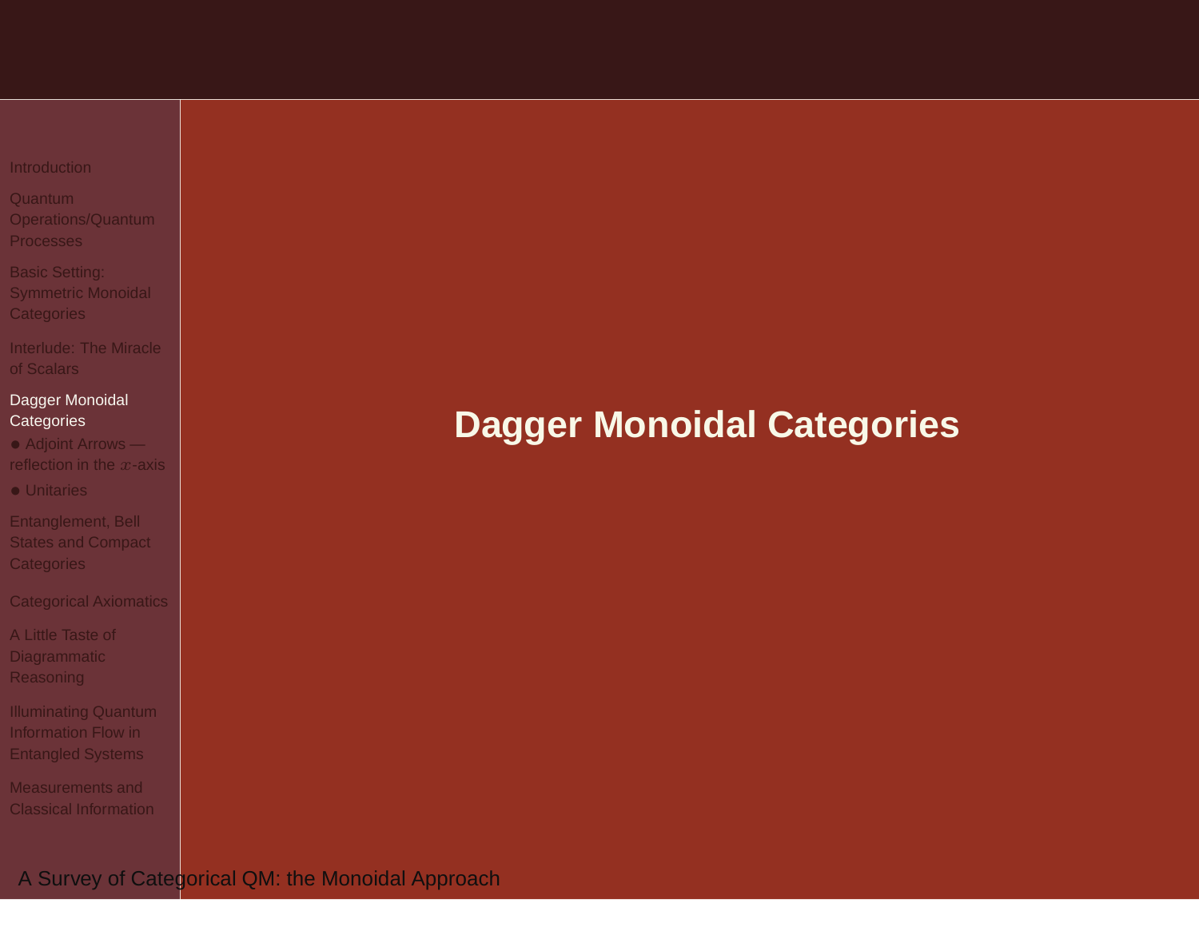# Dagger Monoidal Categories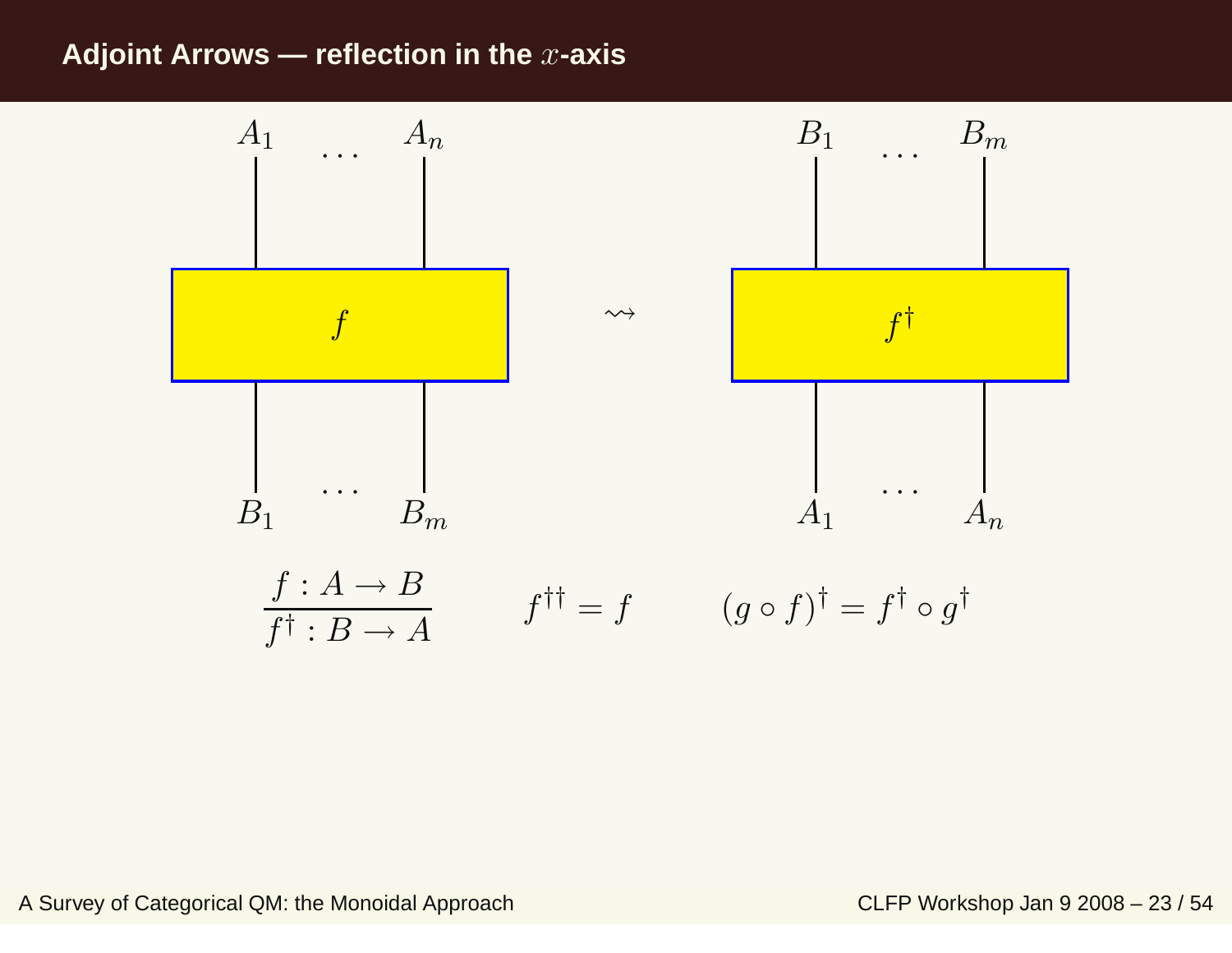## Adjoint Arrows — reflection in the $x$-axis

$A_1 \quad \ldots \quad A_n$

$f$

$B_1 \quad \ldots \quad B_m$

$\rightsquigarrow$

$B_1 \quad \ldots \quad B_m$

$f^\dagger$

$A_1 \quad \ldots \quad A_n$

$$\frac{f : A \to B}{f^\dagger : B \to A} \qquad f^{\dagger\dagger} = f \qquad (g \circ f)^\dagger = f^\dagger \circ g^\dagger$$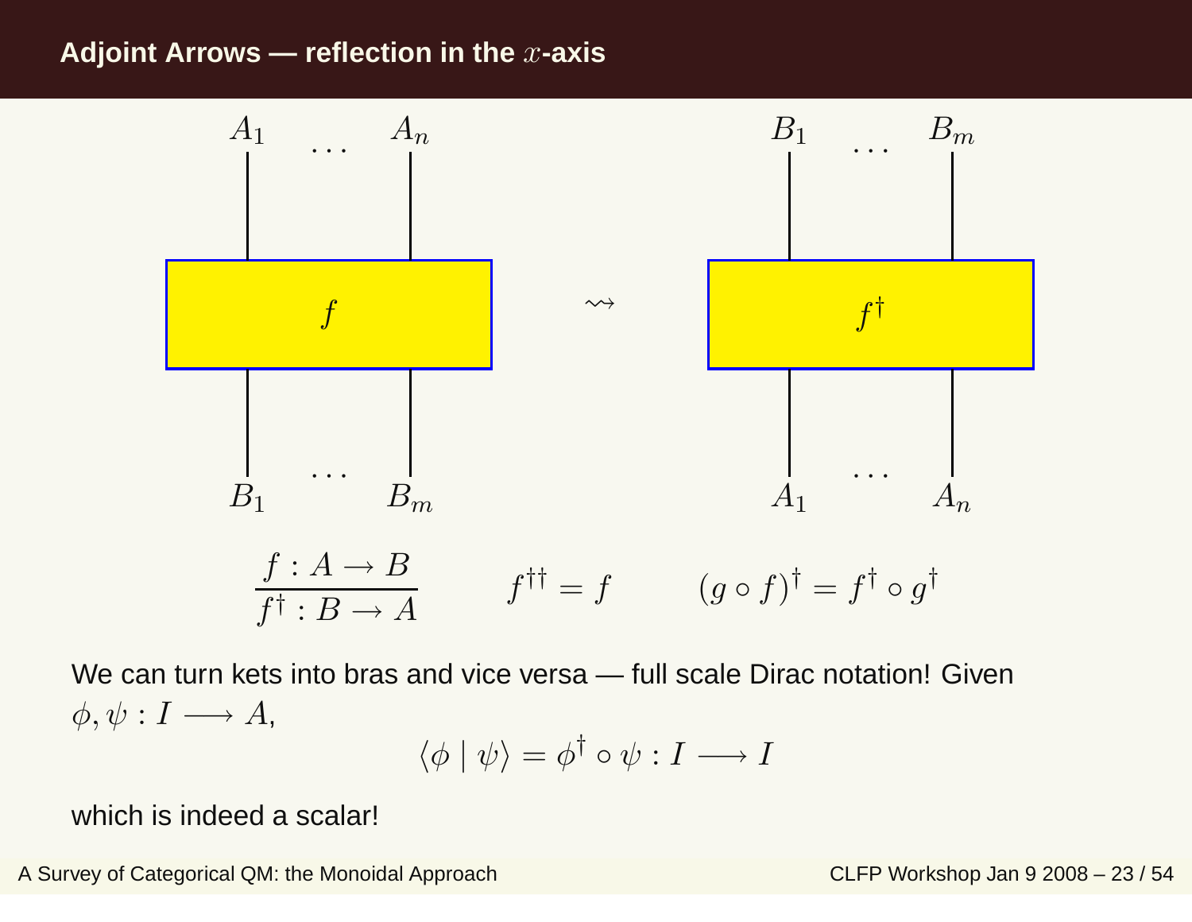## Adjoint Arrows — reflection in the $x$-axis

$$\frac{f : A \to B}{f^\dagger : B \to A} \qquad f^{\dagger\dagger} = f \qquad (g \circ f)^\dagger = f^\dagger \circ g^\dagger$$

We can turn kets into bras and vice versa — full scale Dirac notation! Given $\phi, \psi : I \longrightarrow A$,

$$\langle \phi \mid \psi \rangle = \phi^\dagger \circ \psi : I \longrightarrow I$$

which is indeed a scalar!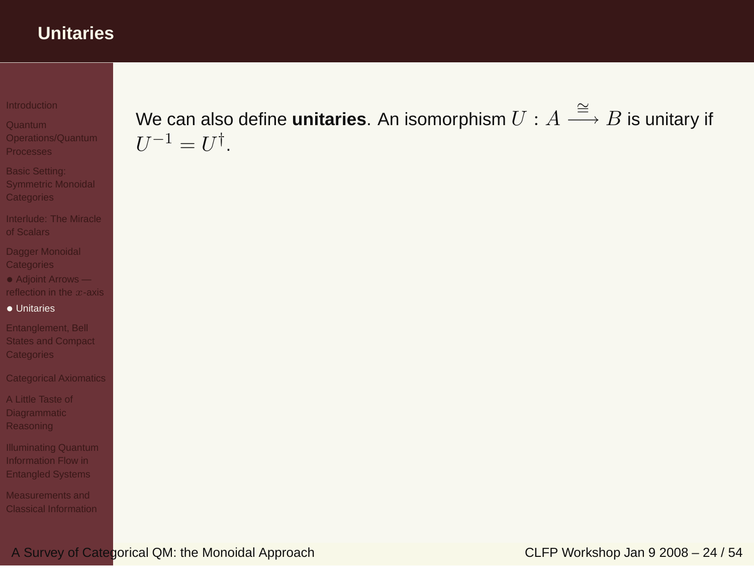# Unitaries

We can also define **unitaries**. An isomorphism $U : A \xrightarrow{\cong} B$ is unitary if $U^{-1} = U^{\dagger}$.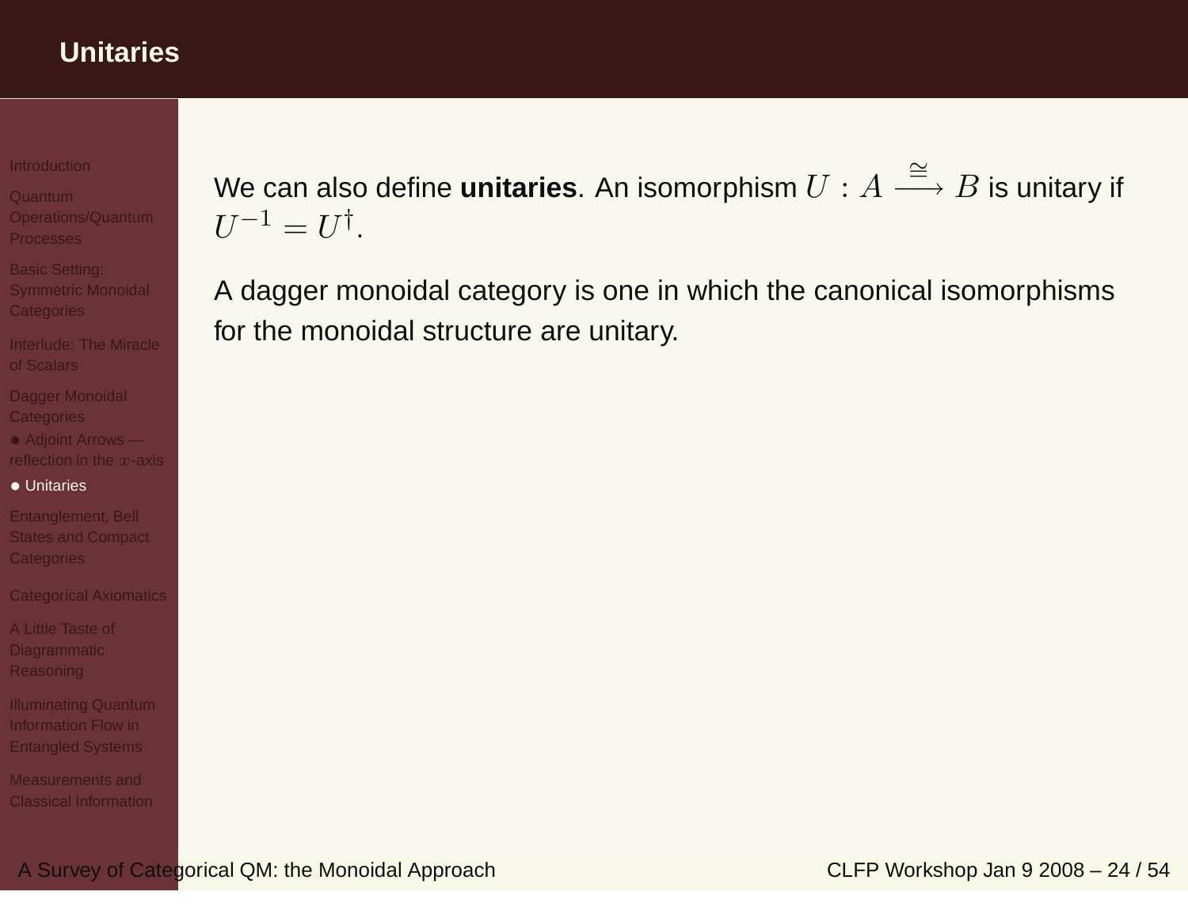# Unitaries

We can also define **unitaries**. An isomorphism $U : A \xrightarrow{\cong} B$ is unitary if $U^{-1} = U^{\dagger}$.

A dagger monoidal category is one in which the canonical isomorphisms for the monoidal structure are unitary.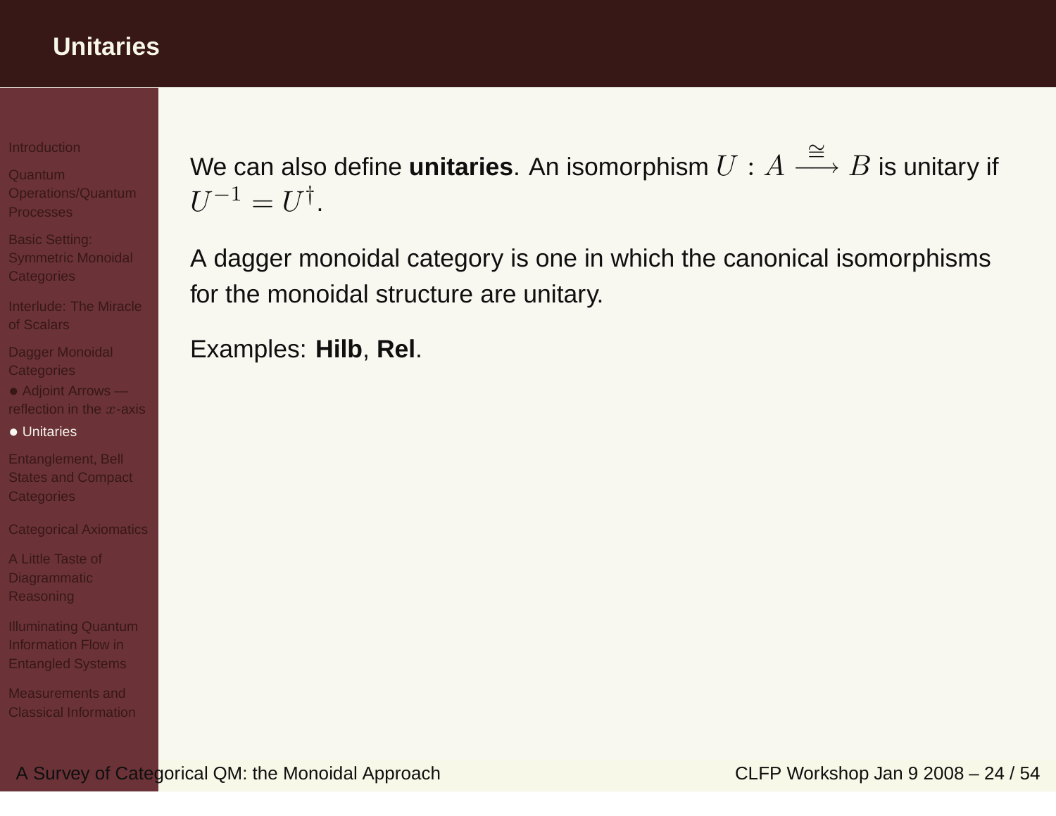# Unitaries

We can also define **unitaries**. An isomorphism $U : A \xrightarrow{\cong} B$ is unitary if $U^{-1} = U^{\dagger}$.

A dagger monoidal category is one in which the canonical isomorphisms for the monoidal structure are unitary.

Examples: **Hilb**, **Rel**.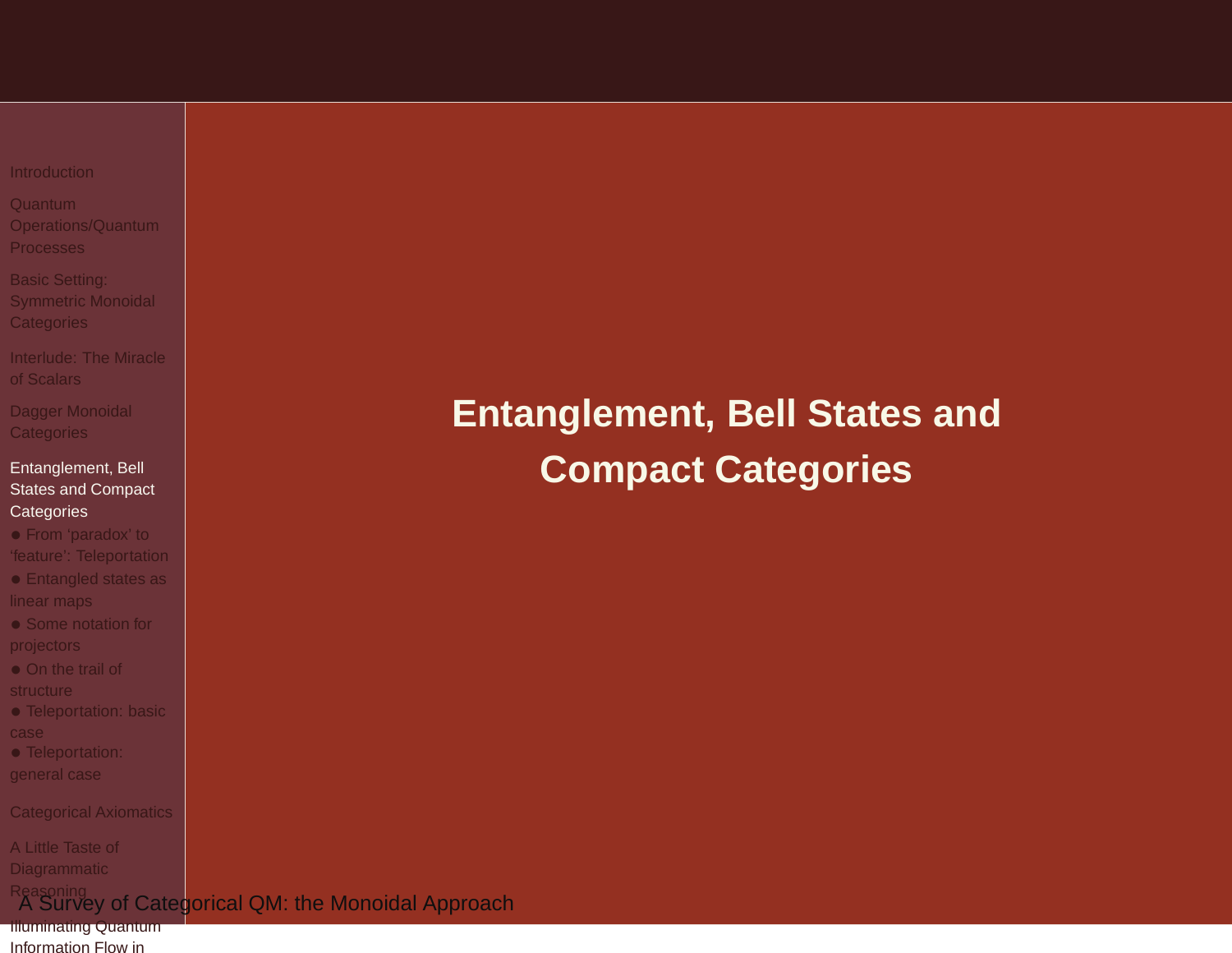# Entanglement, Bell States and Compact Categories

- Introduction
- Quantum Operations/Quantum Processes
- Basic Setting: Symmetric Monoidal Categories
- Interlude: The Miracle of Scalars
- Dagger Monoidal Categories
- Entanglement, Bell States and Compact Categories
  - From ‘paradox’ to ‘feature’: Teleportation
  - Entangled states as linear maps
  - Some notation for projectors
  - On the trail of structure
  - Teleportation: basic case
  - Teleportation: general case
- Categorical Axiomatics
- A Little Taste of Diagrammatic Reasoning
- Illuminating Quantum Information Flow in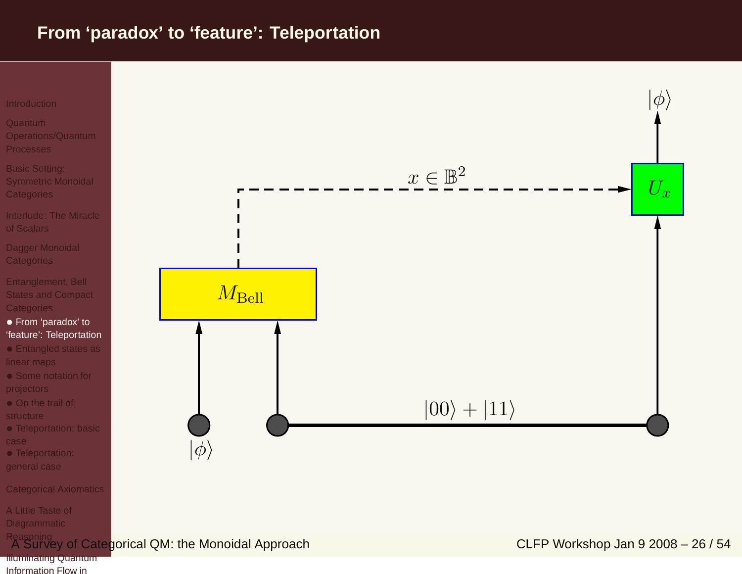# From ‘paradox’ to ‘feature’: Teleportation

$|\phi\rangle$

$x \in \mathbb{B}^2$

$U_x$

$M_{\text{Bell}}$

$|00\rangle + |11\rangle$

$|\phi\rangle$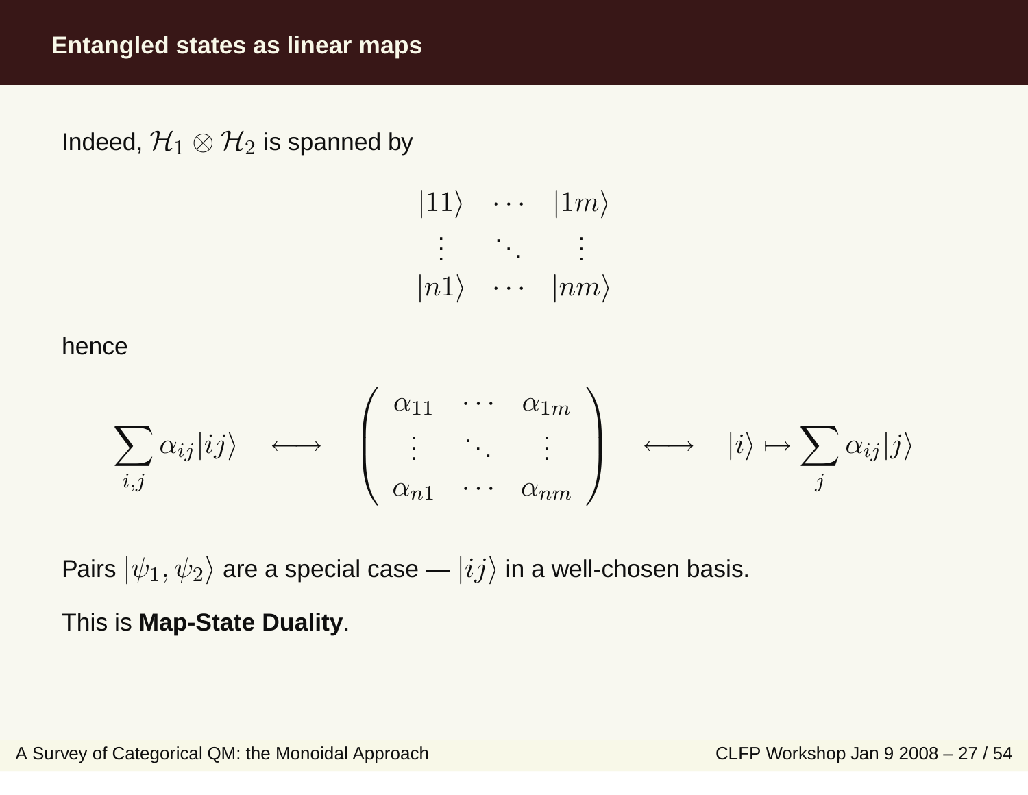# Entangled states as linear maps

Indeed, $\mathcal{H}_1 \otimes \mathcal{H}_2$ is spanned by

$$
\begin{array}{ccc}
|11\rangle & \cdots & |1m\rangle \\
\vdots & \ddots & \vdots \\
|n1\rangle & \cdots & |nm\rangle
\end{array}
$$

hence

$$
\sum_{i,j} \alpha_{ij} |ij\rangle \quad \longleftrightarrow \quad \begin{pmatrix} \alpha_{11} & \cdots & \alpha_{1m} \\ \vdots & \ddots & \vdots \\ \alpha_{n1} & \cdots & \alpha_{nm} \end{pmatrix} \quad \longleftrightarrow \quad |i\rangle \mapsto \sum_j \alpha_{ij} |j\rangle
$$

Pairs $|\psi_1, \psi_2\rangle$ are a special case — $|ij\rangle$ in a well-chosen basis.

This is **Map-State Duality**.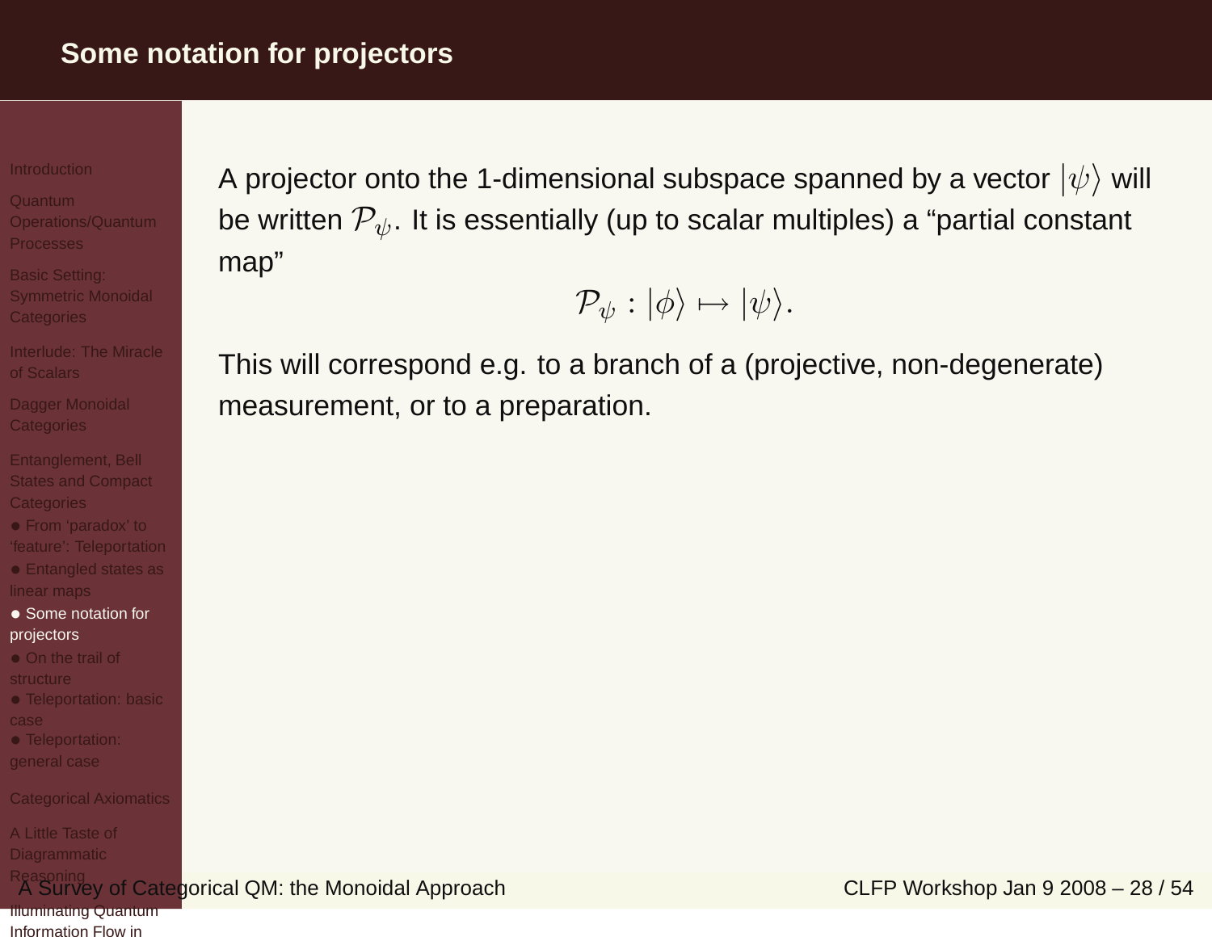# Some notation for projectors

A projector onto the 1-dimensional subspace spanned by a vector $|\psi\rangle$ will be written $\mathcal{P}_\psi$. It is essentially (up to scalar multiples) a “partial constant map”

$$\mathcal{P}_\psi : |\phi\rangle \mapsto |\psi\rangle.$$

This will correspond e.g. to a branch of a (projective, non-degenerate) measurement, or to a preparation.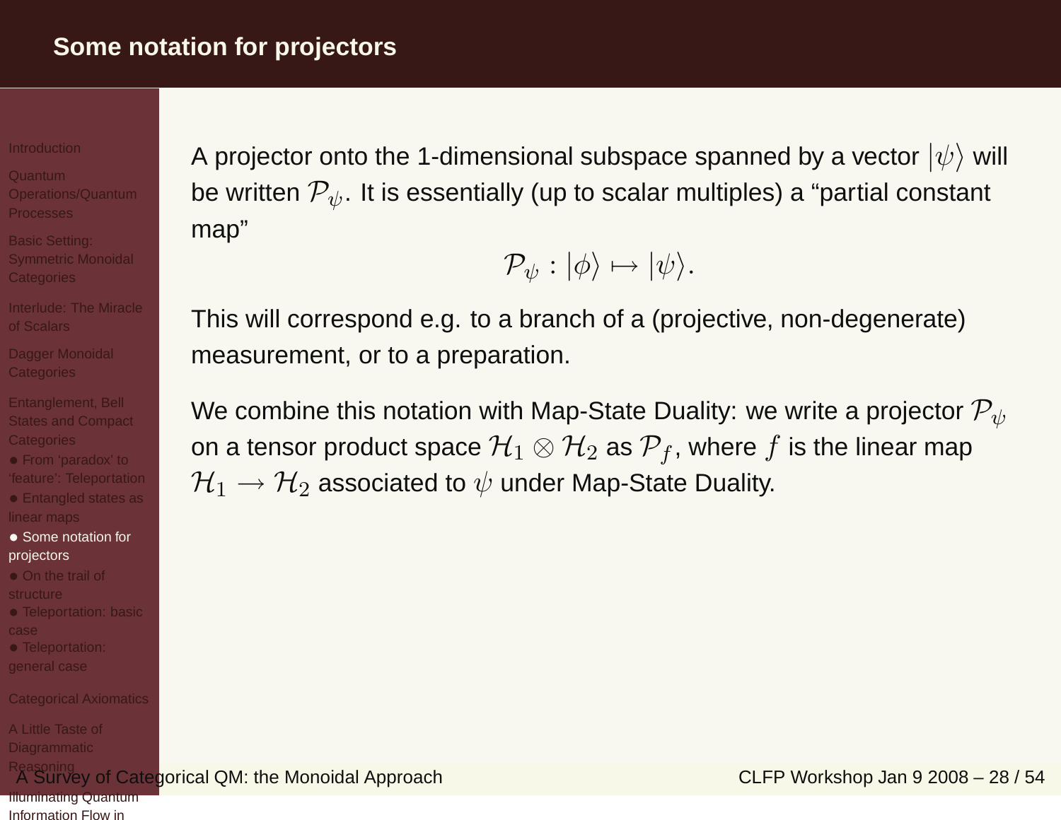## Some notation for projectors

A projector onto the 1-dimensional subspace spanned by a vector $|\psi\rangle$ will be written $\mathcal{P}_\psi$. It is essentially (up to scalar multiples) a "partial constant map"

$$\mathcal{P}_\psi : |\phi\rangle \mapsto |\psi\rangle.$$

This will correspond e.g. to a branch of a (projective, non-degenerate) measurement, or to a preparation.

We combine this notation with Map-State Duality: we write a projector $\mathcal{P}_\psi$ on a tensor product space $\mathcal{H}_1 \otimes \mathcal{H}_2$ as $\mathcal{P}_f$, where $f$ is the linear map $\mathcal{H}_1 \rightarrow \mathcal{H}_2$ associated to $\psi$ under Map-State Duality.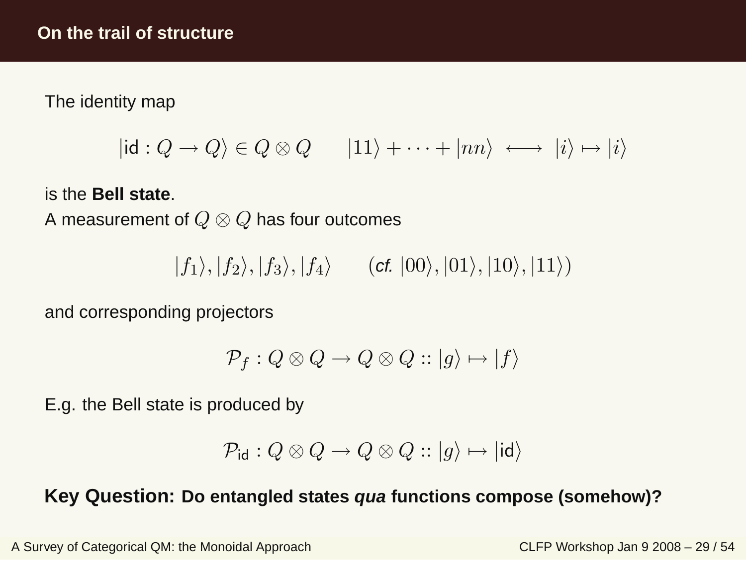## On the trail of structure

The identity map

$$|\mathsf{id} : Q \to Q\rangle \in Q \otimes Q \qquad |11\rangle + \cdots + |nn\rangle \;\longleftrightarrow\; |i\rangle \mapsto |i\rangle$$

is the **Bell state**.

A measurement of $Q \otimes Q$ has four outcomes

$$|f_1\rangle, |f_2\rangle, |f_3\rangle, |f_4\rangle \qquad (\textit{cf.}\ |00\rangle, |01\rangle, |10\rangle, |11\rangle)$$

and corresponding projectors

$$\mathcal{P}_f : Q \otimes Q \to Q \otimes Q :: |g\rangle \mapsto |f\rangle$$

E.g. the Bell state is produced by

$$\mathcal{P}_{\mathsf{id}} : Q \otimes Q \to Q \otimes Q :: |g\rangle \mapsto |\mathsf{id}\rangle$$

**Key Question: Do entangled states *qua* functions compose (somehow)?**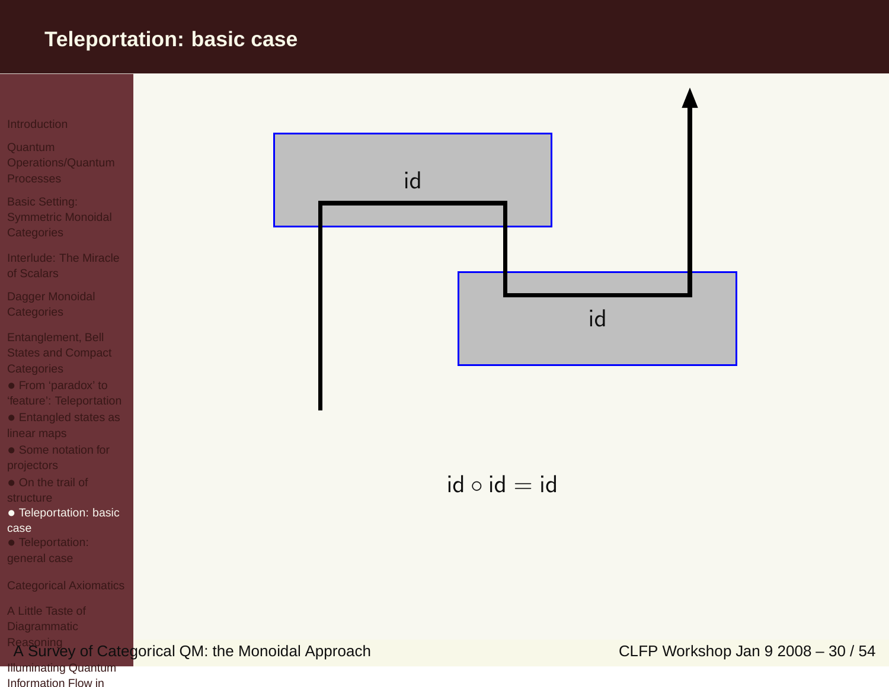# Teleportation: basic case

id

id

$$\text{id} \circ \text{id} = \text{id}$$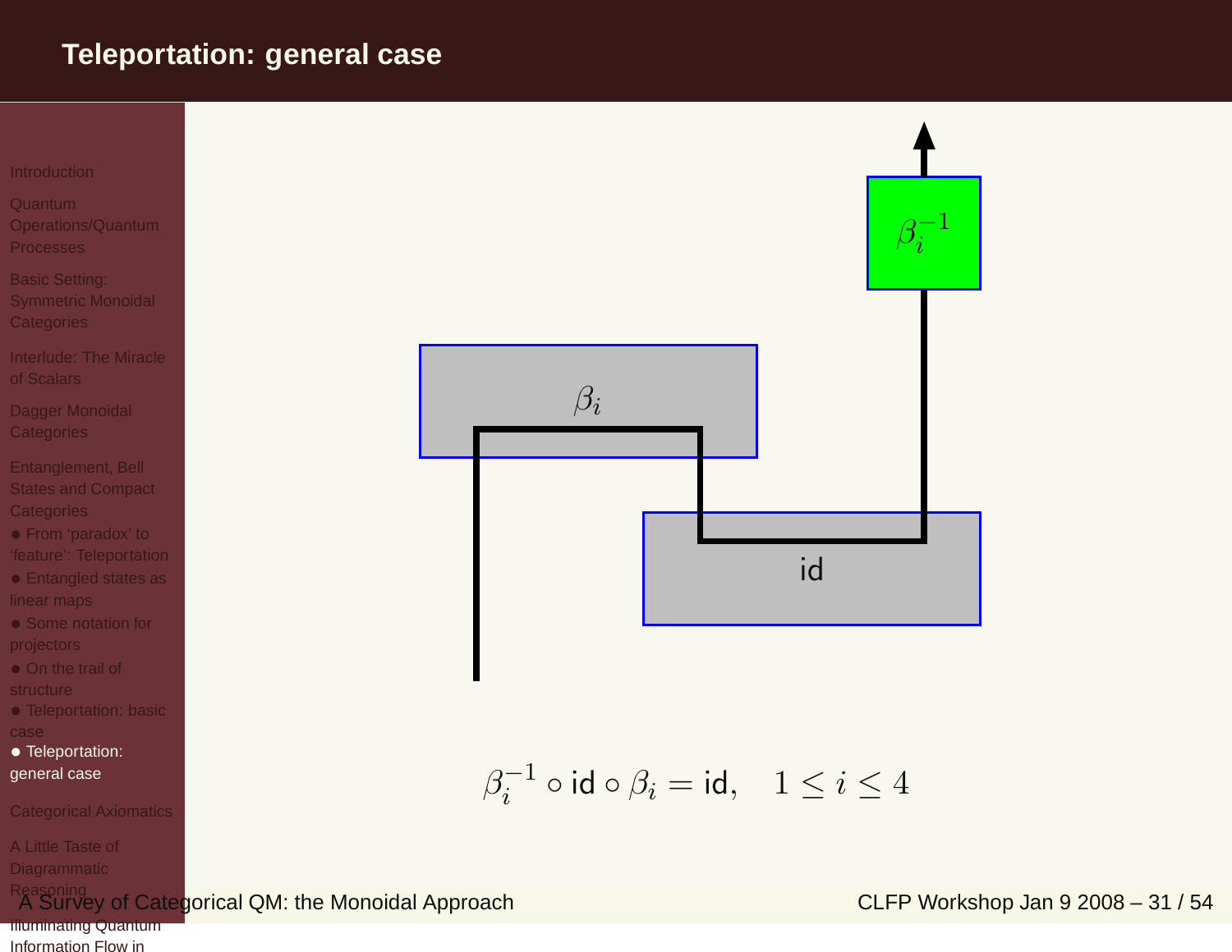# Teleportation: general case

$\beta_i$

id

$\beta_i^{-1}$

$$\beta_i^{-1} \circ \mathsf{id} \circ \beta_i = \mathsf{id}, \quad 1 \leq i \leq 4$$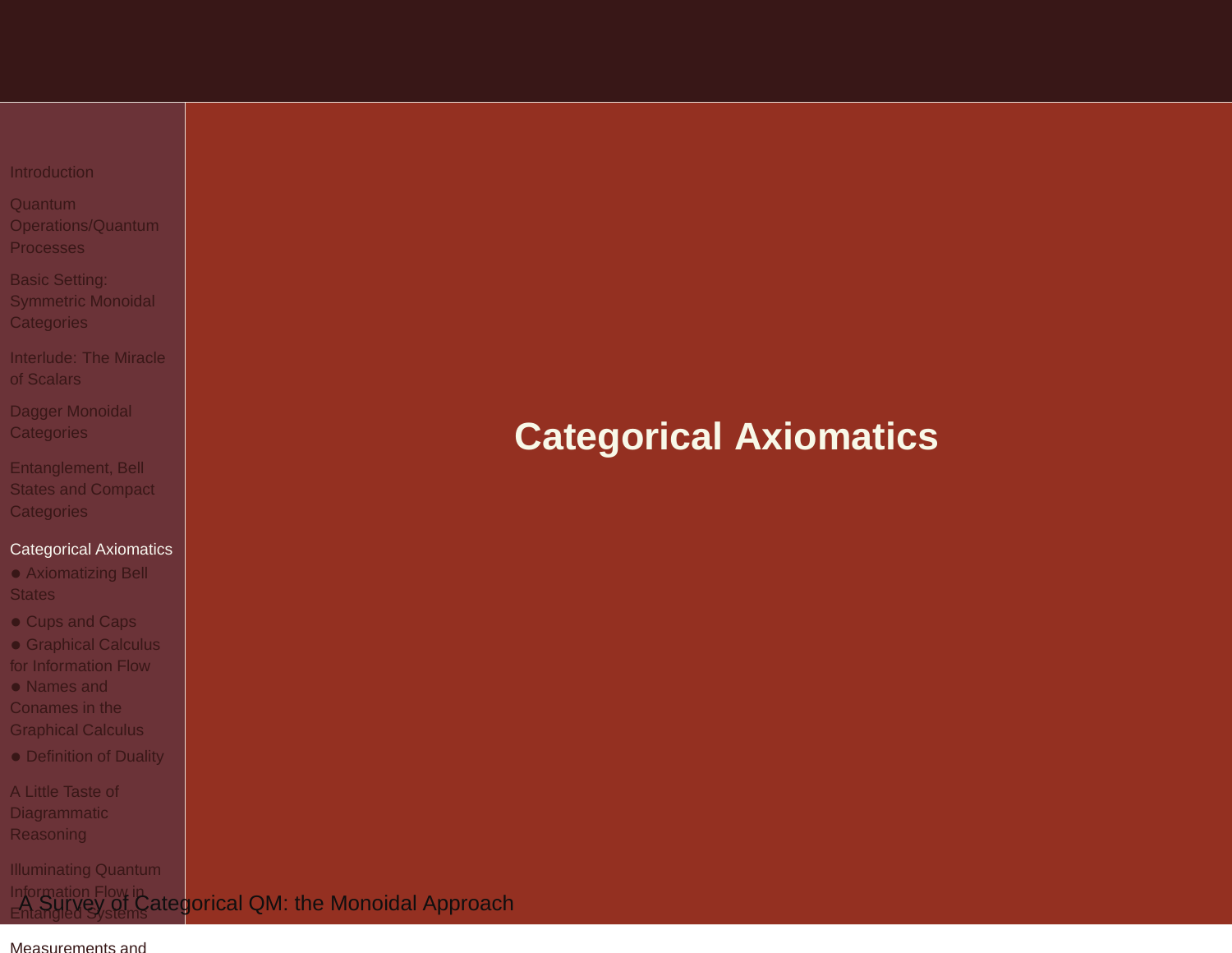# Categorical Axiomatics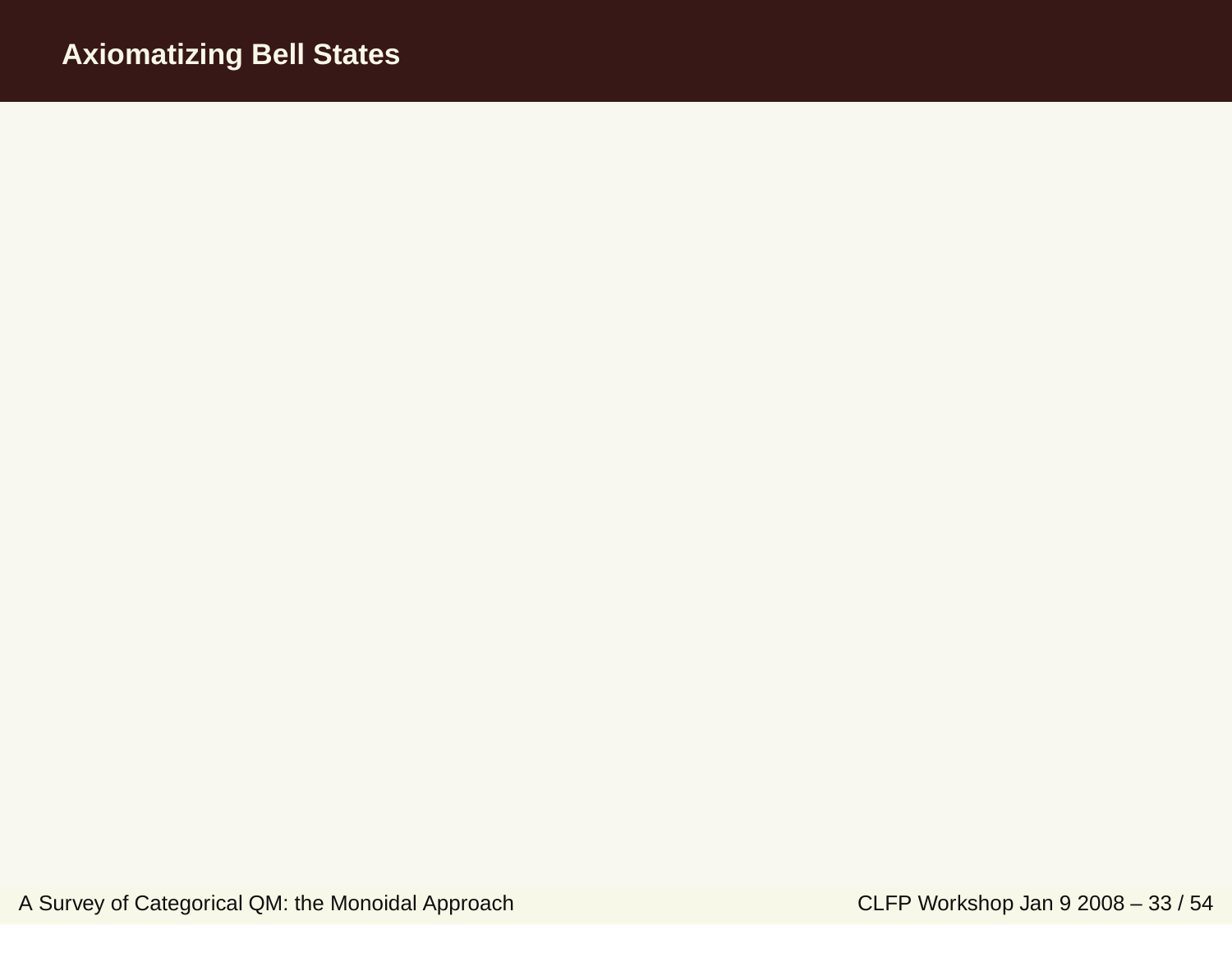# Axiomatizing Bell States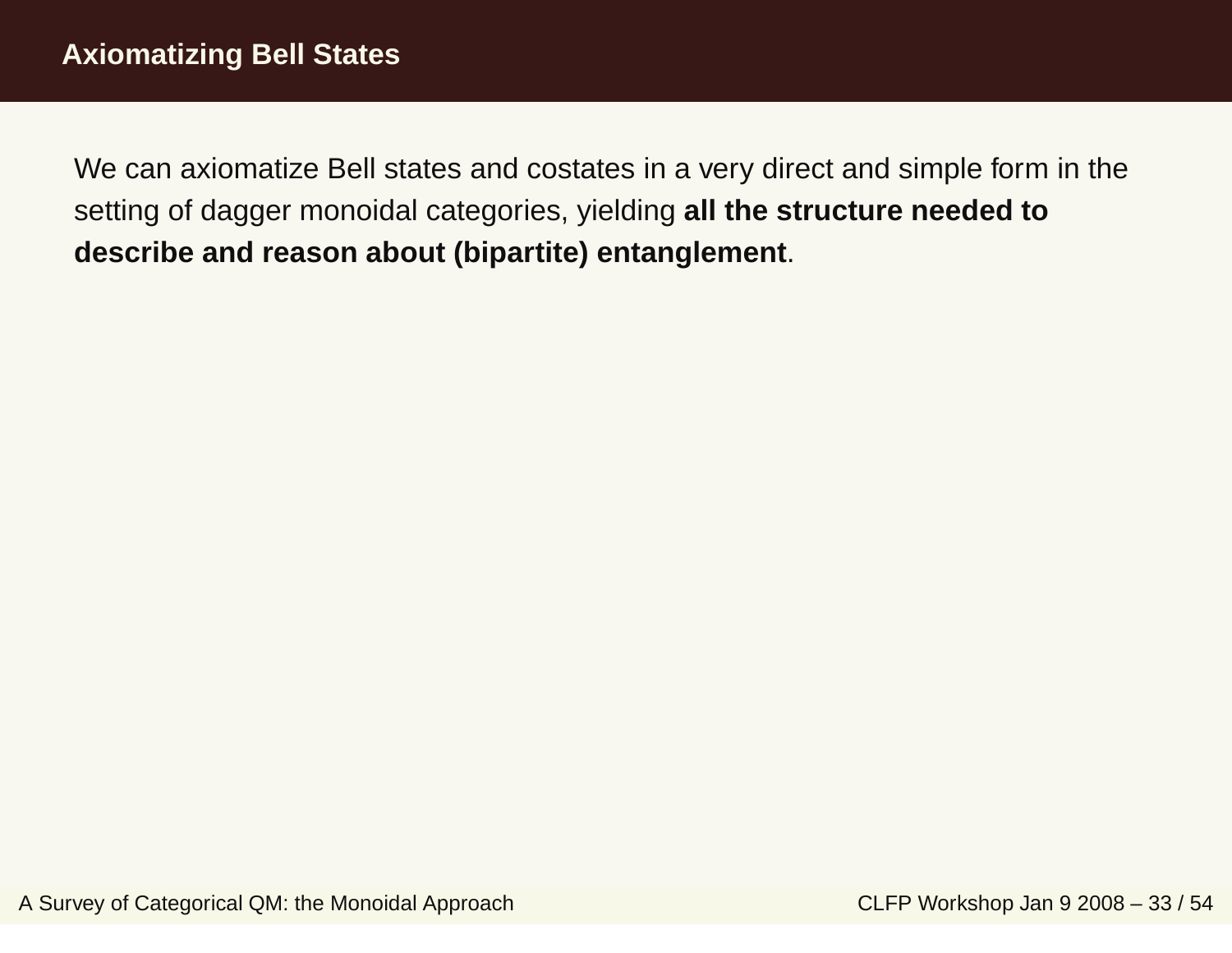# Axiomatizing Bell States

We can axiomatize Bell states and costates in a very direct and simple form in the setting of dagger monoidal categories, yielding **all the structure needed to describe and reason about (bipartite) entanglement**.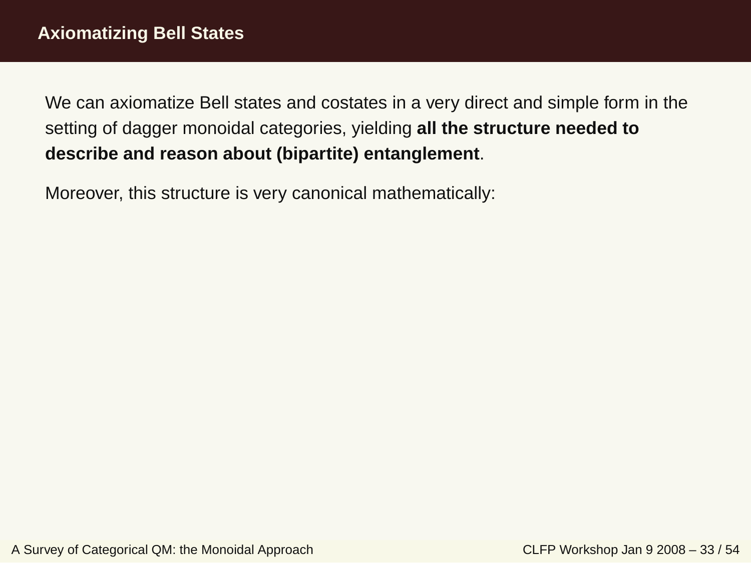# Axiomatizing Bell States

We can axiomatize Bell states and costates in a very direct and simple form in the setting of dagger monoidal categories, yielding **all the structure needed to describe and reason about (bipartite) entanglement**.

Moreover, this structure is very canonical mathematically: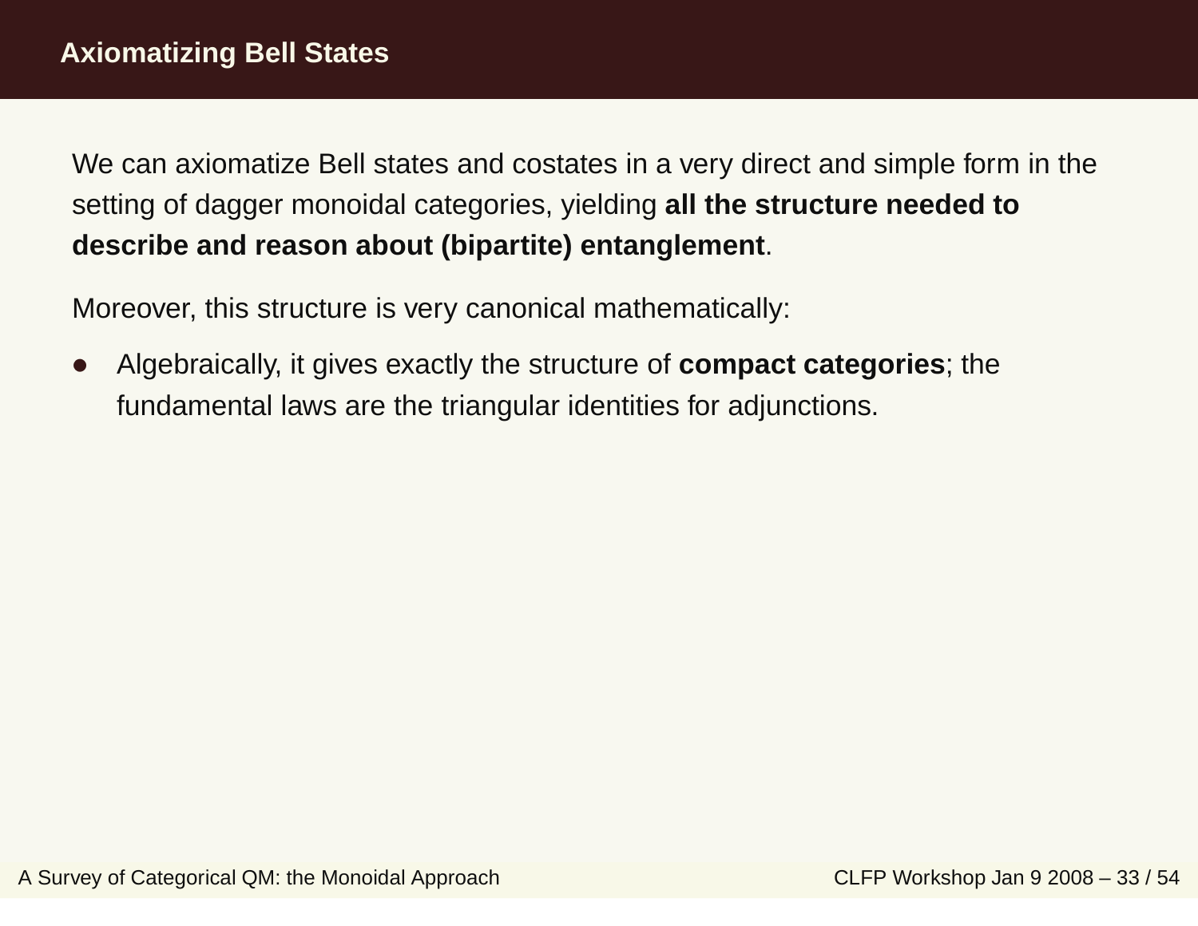# Axiomatizing Bell States

We can axiomatize Bell states and costates in a very direct and simple form in the setting of dagger monoidal categories, yielding **all the structure needed to describe and reason about (bipartite) entanglement**.

Moreover, this structure is very canonical mathematically:

- Algebraically, it gives exactly the structure of **compact categories**; the fundamental laws are the triangular identities for adjunctions.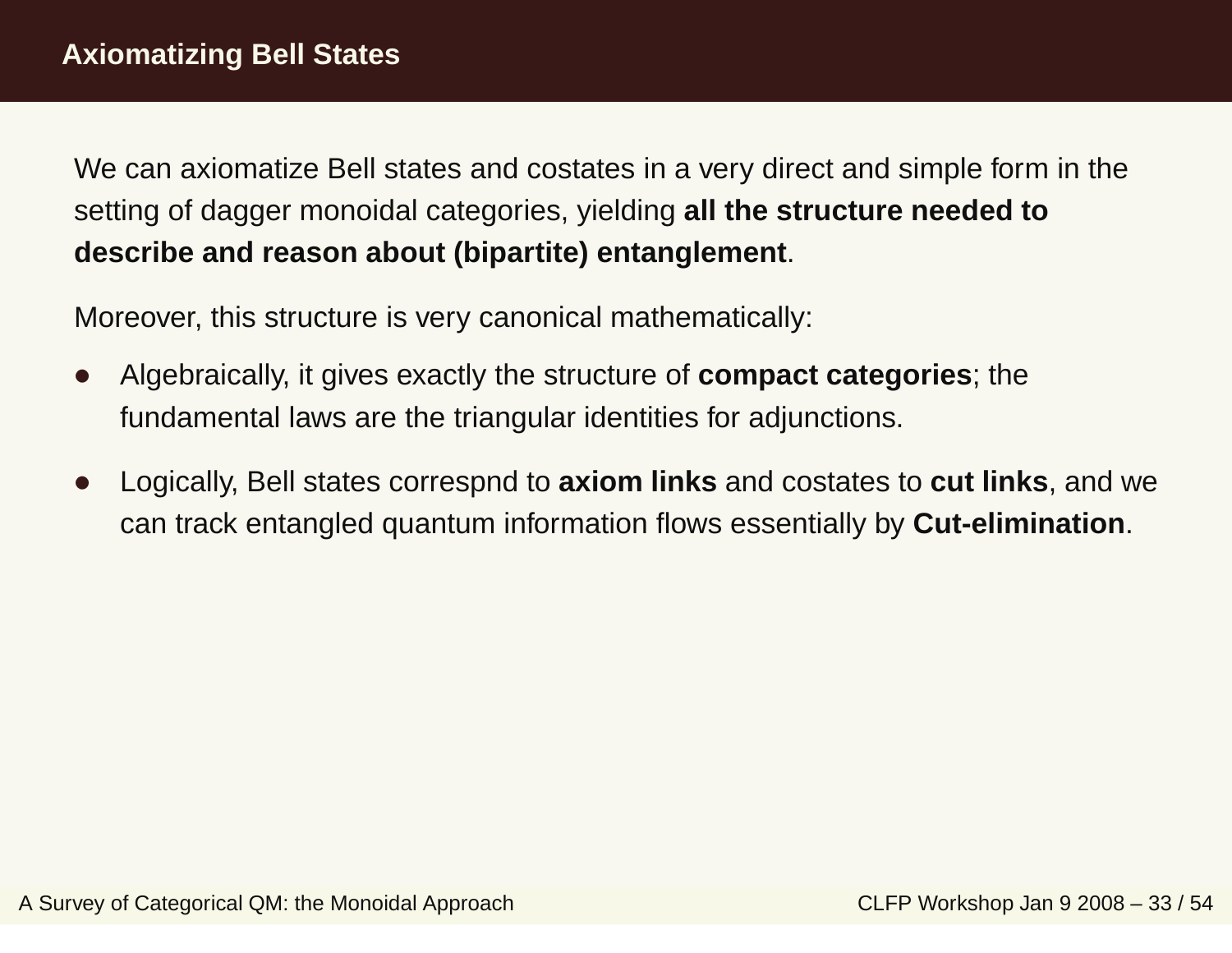# Axiomatizing Bell States

We can axiomatize Bell states and costates in a very direct and simple form in the setting of dagger monoidal categories, yielding **all the structure needed to describe and reason about (bipartite) entanglement**.

Moreover, this structure is very canonical mathematically:

- Algebraically, it gives exactly the structure of **compact categories**; the fundamental laws are the triangular identities for adjunctions.
- Logically, Bell states correspnd to **axiom links** and costates to **cut links**, and we can track entangled quantum information flows essentially by **Cut-elimination**.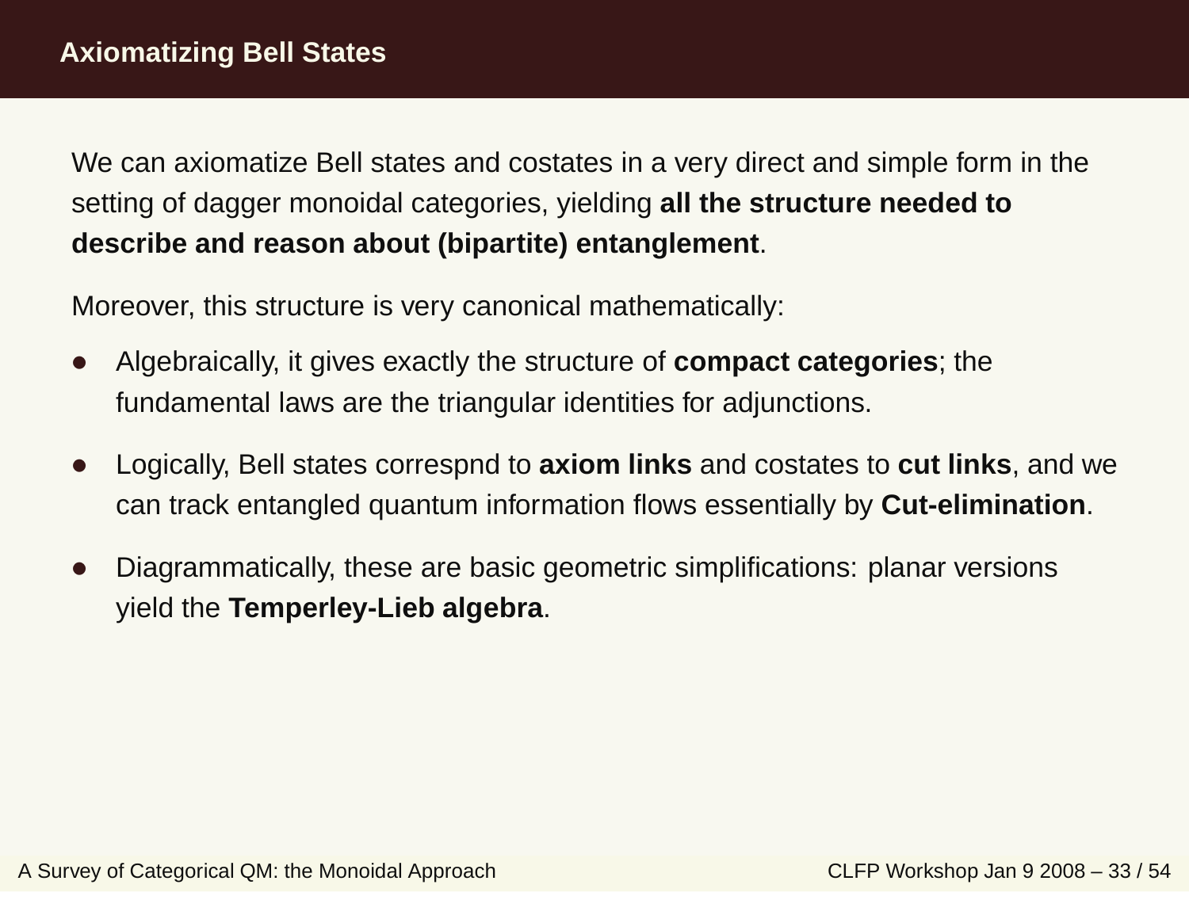# Axiomatizing Bell States

We can axiomatize Bell states and costates in a very direct and simple form in the setting of dagger monoidal categories, yielding **all the structure needed to describe and reason about (bipartite) entanglement**.

Moreover, this structure is very canonical mathematically:

- Algebraically, it gives exactly the structure of **compact categories**; the fundamental laws are the triangular identities for adjunctions.
- Logically, Bell states correspnd to **axiom links** and costates to **cut links**, and we can track entangled quantum information flows essentially by **Cut-elimination**.
- Diagrammatically, these are basic geometric simplifications: planar versions yield the **Temperley-Lieb algebra**.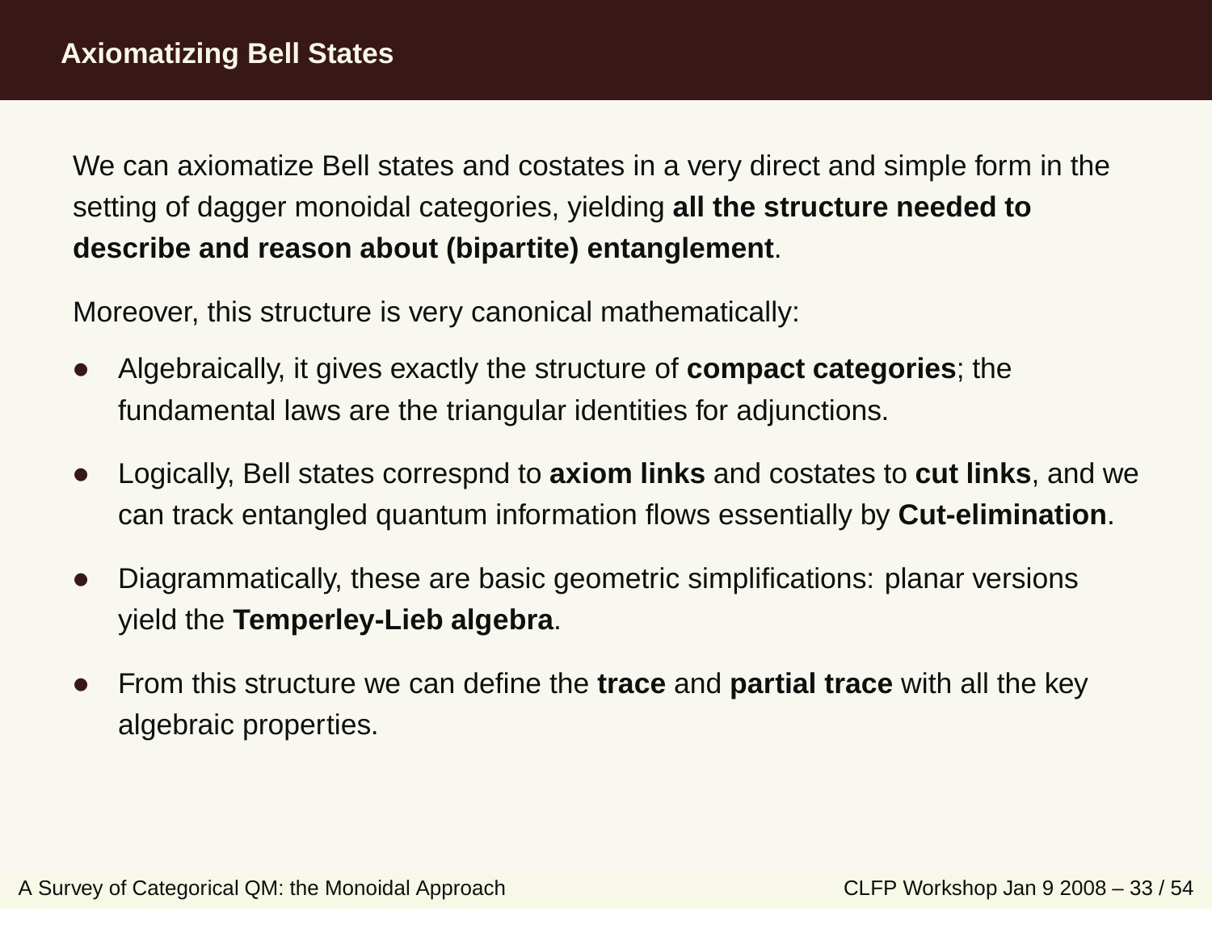## Axiomatizing Bell States

We can axiomatize Bell states and costates in a very direct and simple form in the setting of dagger monoidal categories, yielding **all the structure needed to describe and reason about (bipartite) entanglement**.

Moreover, this structure is very canonical mathematically:

- Algebraically, it gives exactly the structure of **compact categories**; the fundamental laws are the triangular identities for adjunctions.
- Logically, Bell states correspnd to **axiom links** and costates to **cut links**, and we can track entangled quantum information flows essentially by **Cut-elimination**.
- Diagrammatically, these are basic geometric simplifications: planar versions yield the **Temperley-Lieb algebra**.
- From this structure we can define the **trace** and **partial trace** with all the key algebraic properties.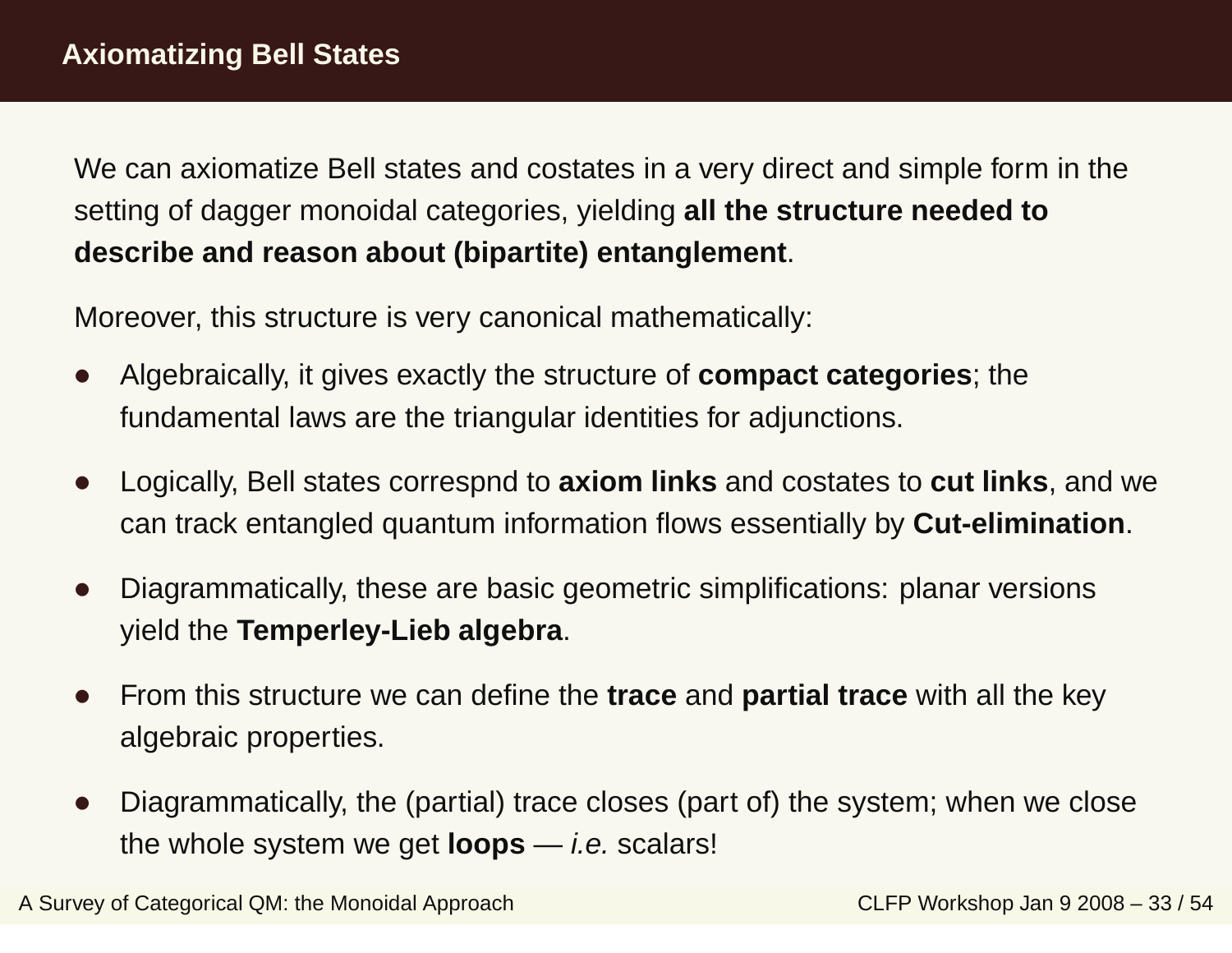# Axiomatizing Bell States

We can axiomatize Bell states and costates in a very direct and simple form in the setting of dagger monoidal categories, yielding **all the structure needed to describe and reason about (bipartite) entanglement**.

Moreover, this structure is very canonical mathematically:

- Algebraically, it gives exactly the structure of **compact categories**; the fundamental laws are the triangular identities for adjunctions.
- Logically, Bell states correspnd to **axiom links** and costates to **cut links**, and we can track entangled quantum information flows essentially by **Cut-elimination**.
- Diagrammatically, these are basic geometric simplifications: planar versions yield the **Temperley-Lieb algebra**.
- From this structure we can define the **trace** and **partial trace** with all the key algebraic properties.
- Diagrammatically, the (partial) trace closes (part of) the system; when we close the whole system we get **loops** — *i.e.* scalars!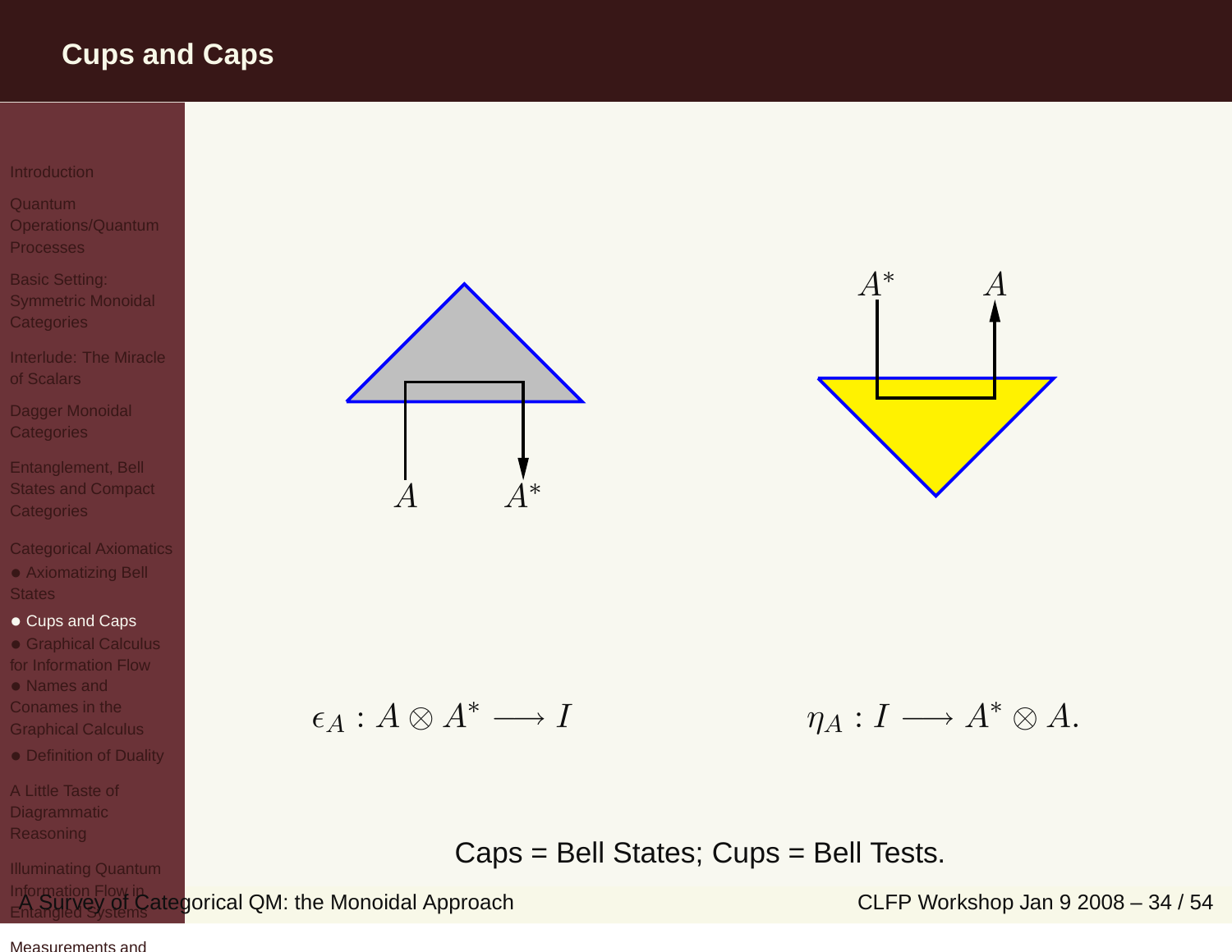# Cups and Caps

$$\epsilon_A : A \otimes A^* \longrightarrow I \qquad\qquad \eta_A : I \longrightarrow A^* \otimes A.$$

Caps = Bell States; Cups = Bell Tests.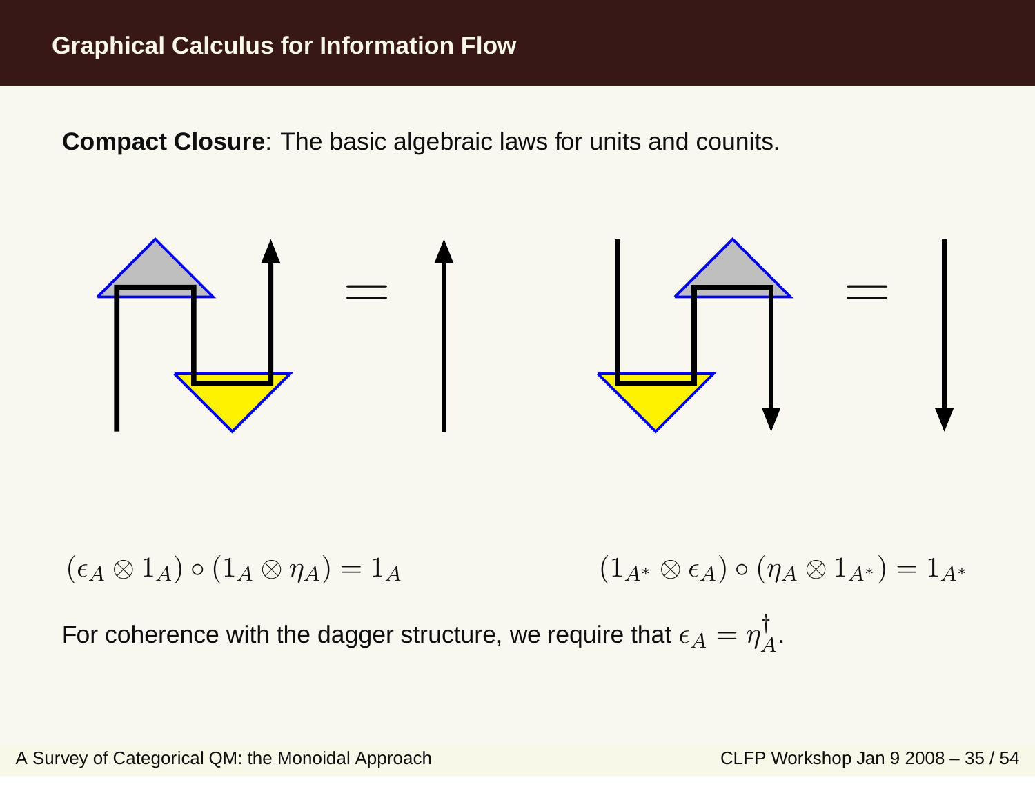## Graphical Calculus for Information Flow

**Compact Closure**: The basic algebraic laws for units and counits.

$$(\epsilon_A \otimes 1_A) \circ (1_A \otimes \eta_A) = 1_A \qquad\qquad (1_{A^*} \otimes \epsilon_A) \circ (\eta_A \otimes 1_{A^*}) = 1_{A^*}$$

For coherence with the dagger structure, we require that $\epsilon_A = \eta_A^\dagger$.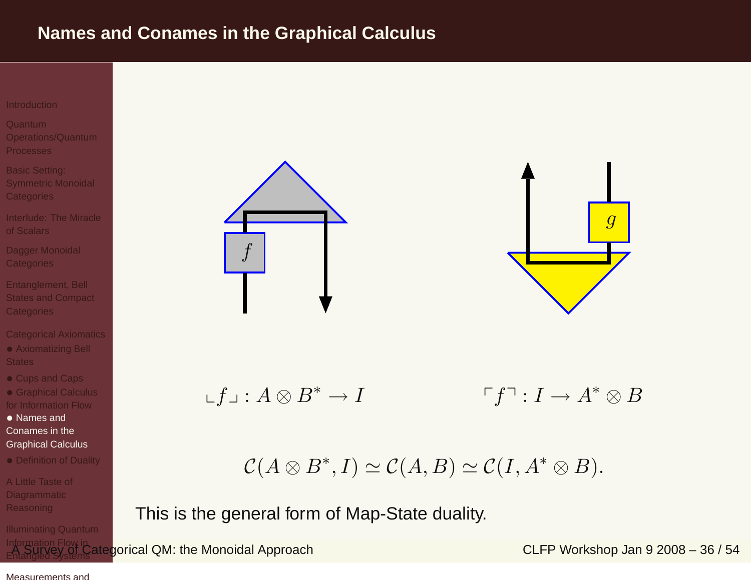# Names and Conames in the Graphical Calculus

$\llcorner f \lrcorner : A \otimes B^* \to I$ $\qquad\qquad$ $\ulcorner f \urcorner : I \to A^* \otimes B$

$$\mathcal{C}(A \otimes B^*, I) \simeq \mathcal{C}(A, B) \simeq \mathcal{C}(I, A^* \otimes B).$$

This is the general form of Map-State duality.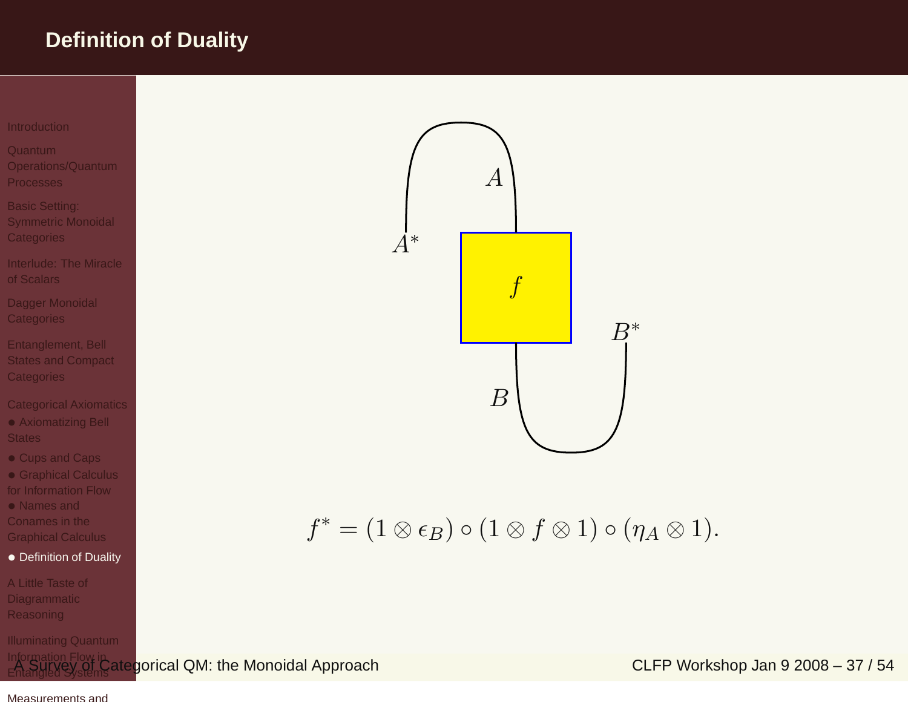# Definition of Duality

$A^*$ $A$ $f$ $B^*$ $B$

$$f^* = (1 \otimes \epsilon_B) \circ (1 \otimes f \otimes 1) \circ (\eta_A \otimes 1).$$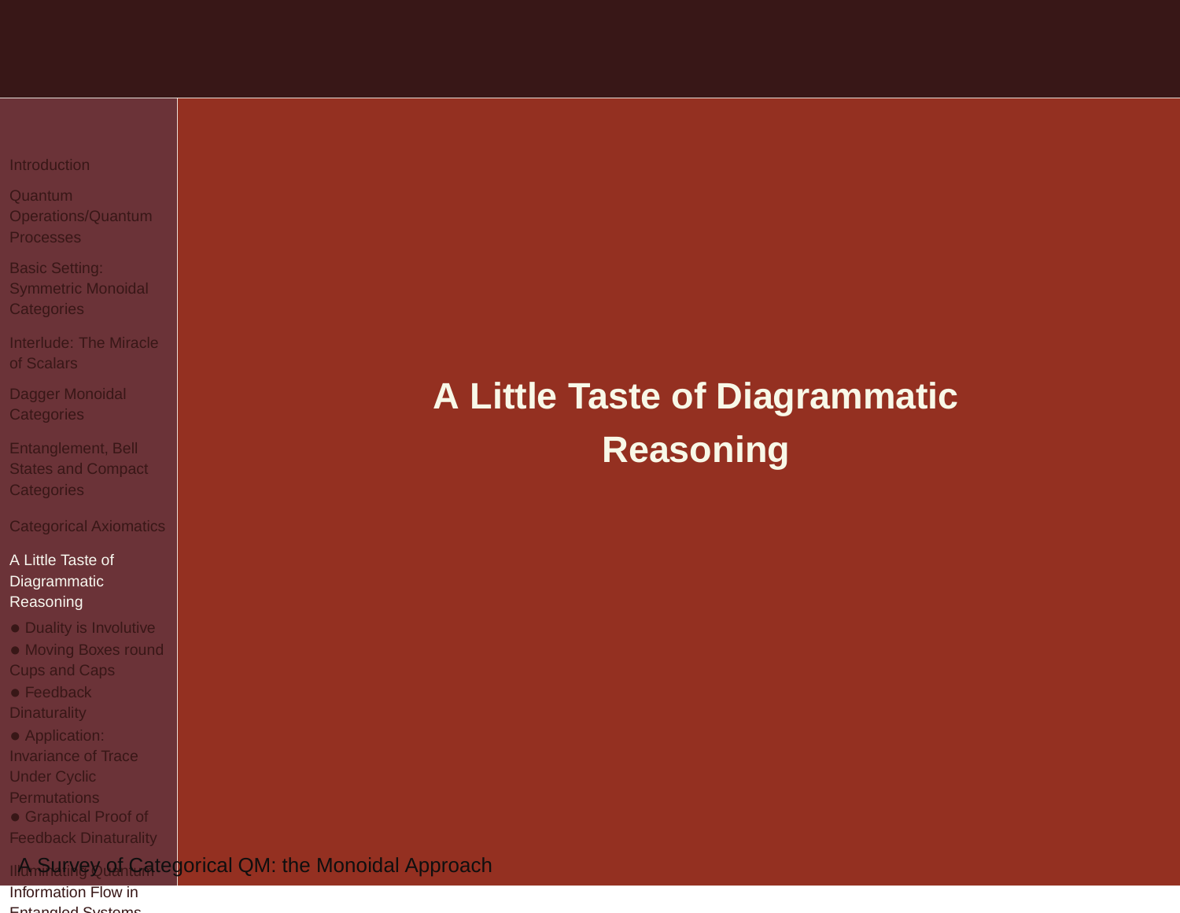# A Little Taste of Diagrammatic Reasoning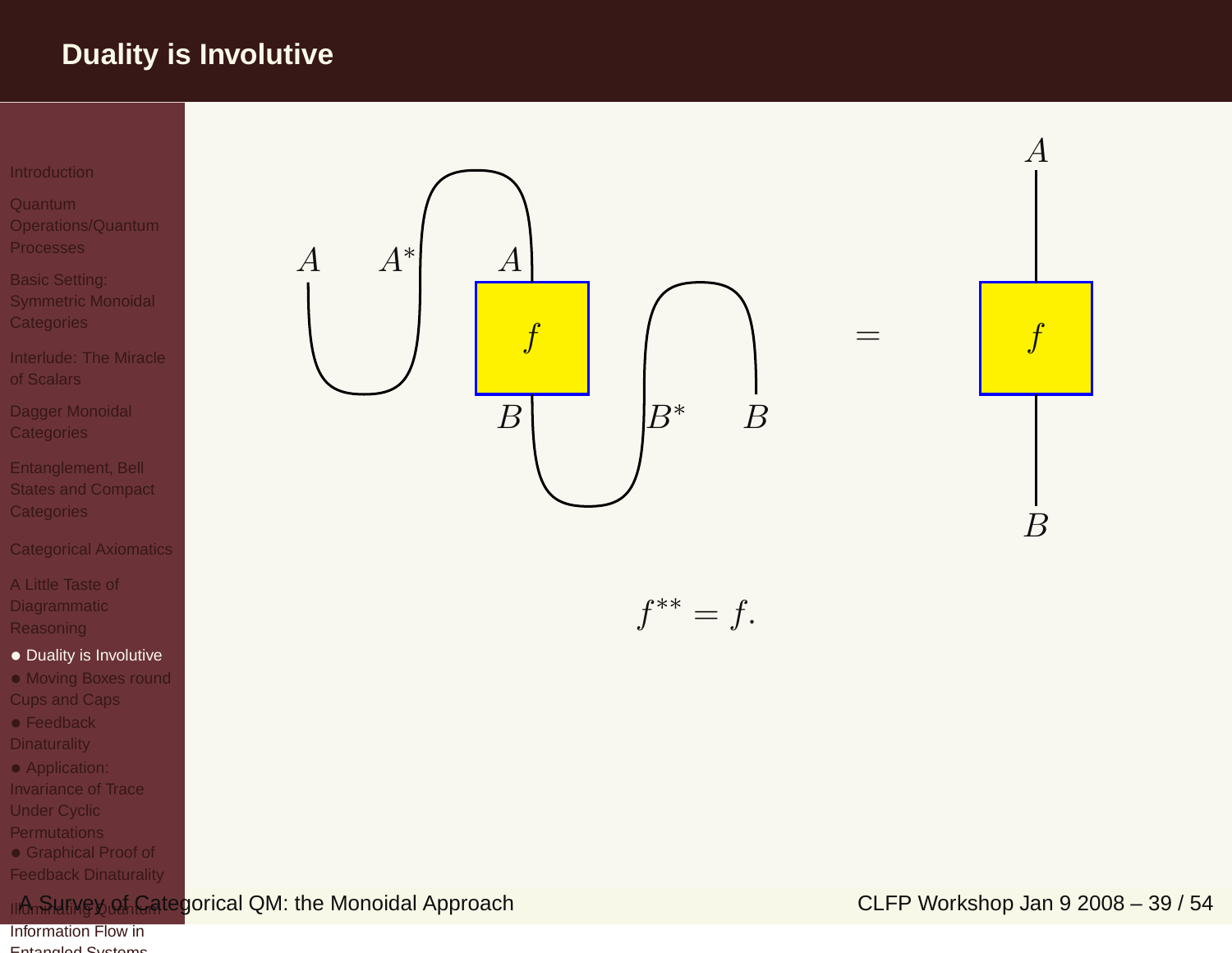# Duality is Involutive

$$f^{**} = f.$$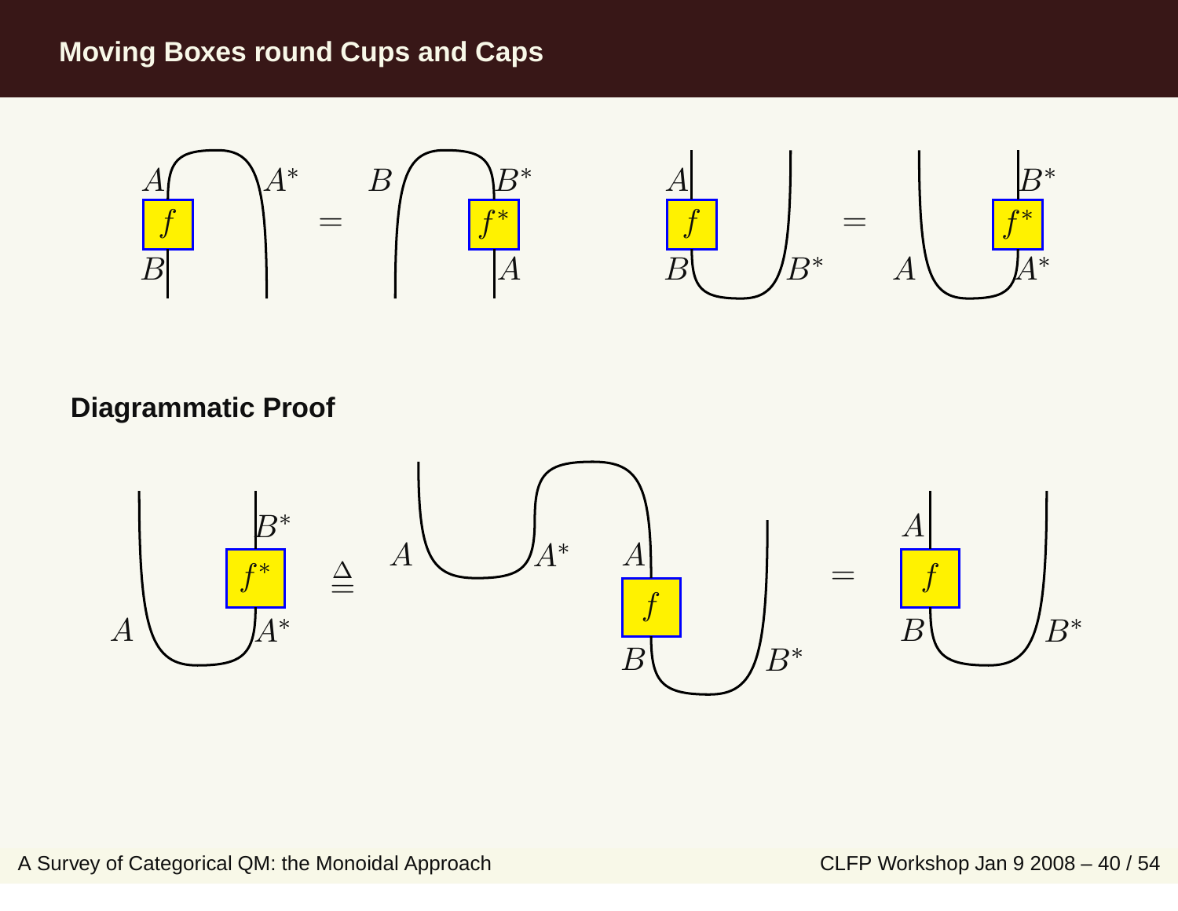## Moving Boxes round Cups and Caps

$A$ $A^*$ $f$ $B$ $=$ $B$ $B^*$ $f^*$ $A$  $A$ $f$ $B$ $B^*$ $=$ $A$ $B^*$ $f^*$ $A^*$

**Diagrammatic Proof**

$B^*$ $f^*$ $A$ $A^*$ $\triangleq$ $A$ $A^*$ $A$ $f$ $B$ $B^*$ $=$ $A$ $f$ $B$ $B^*$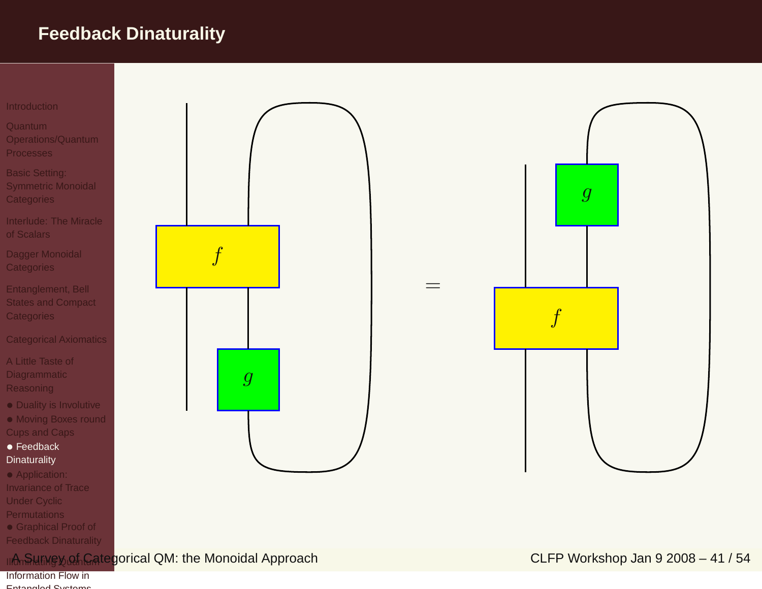# Feedback Dinaturality

$$=$$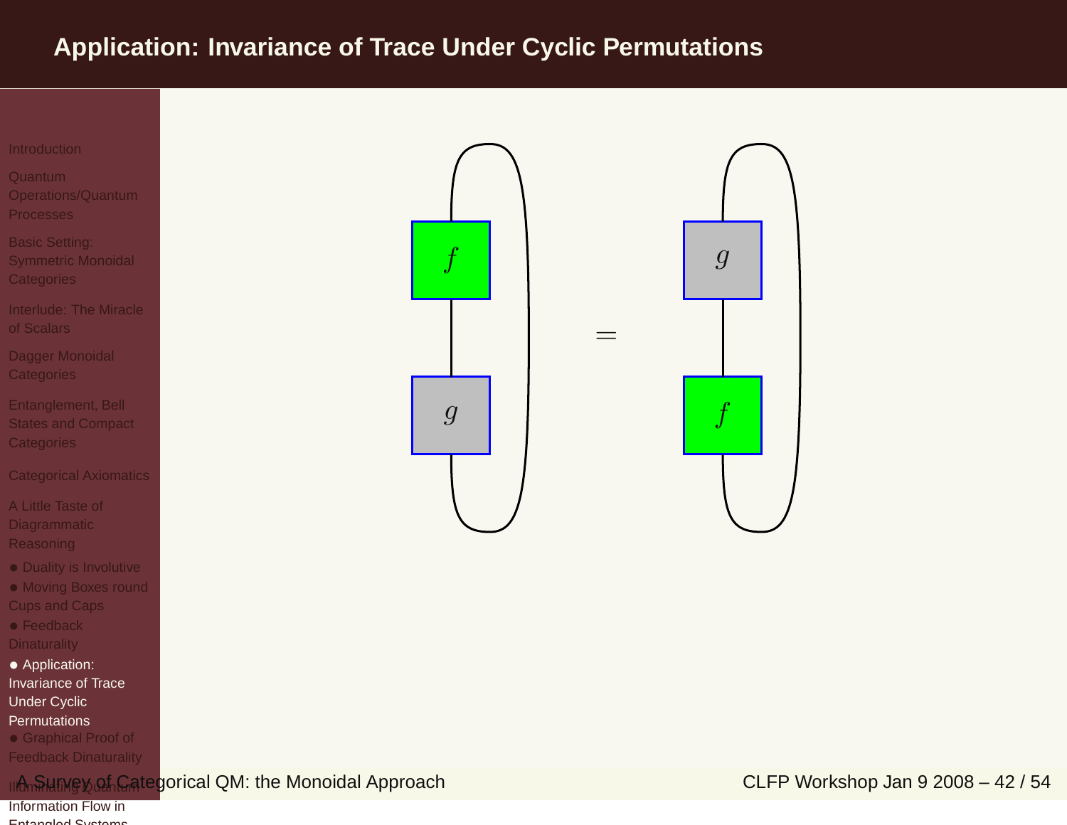# Application: Invariance of Trace Under Cyclic Permutations

$f$

$g$

$=$

$g$

$f$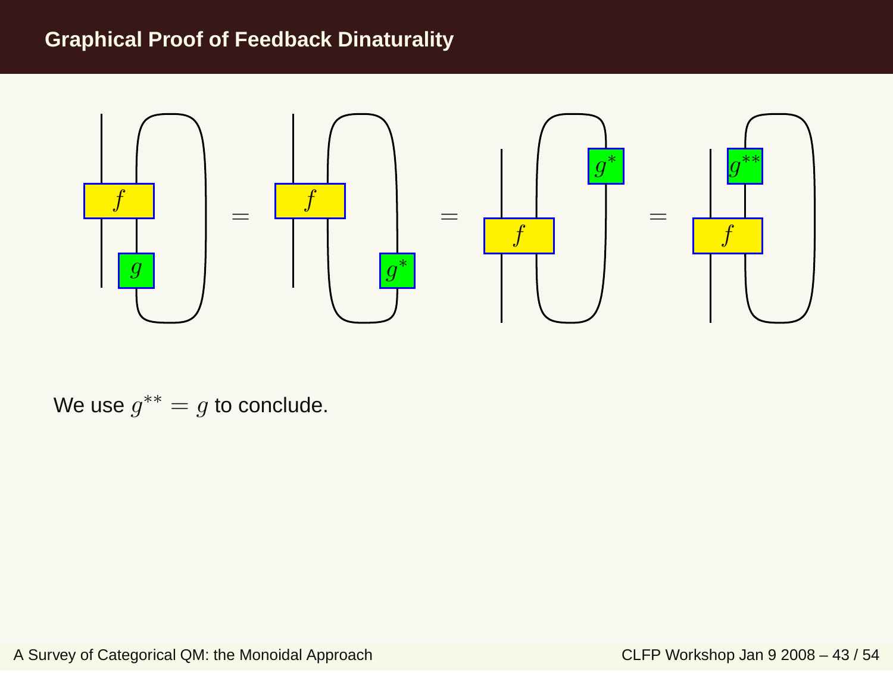# Graphical Proof of Feedback Dinaturality

We use $g^{**} = g$ to conclude.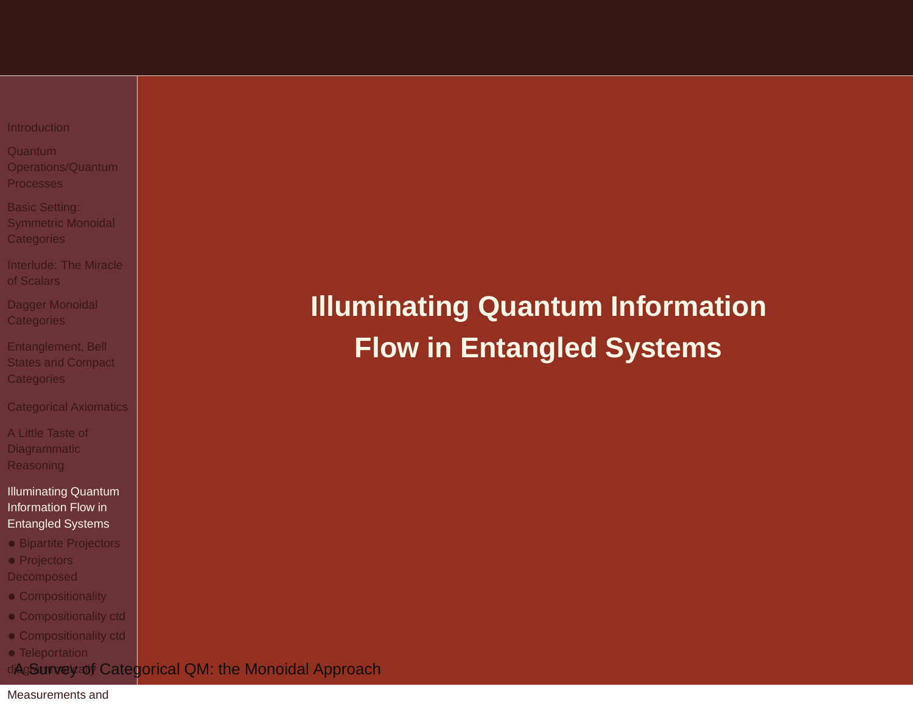# Illuminating Quantum Information Flow in Entangled Systems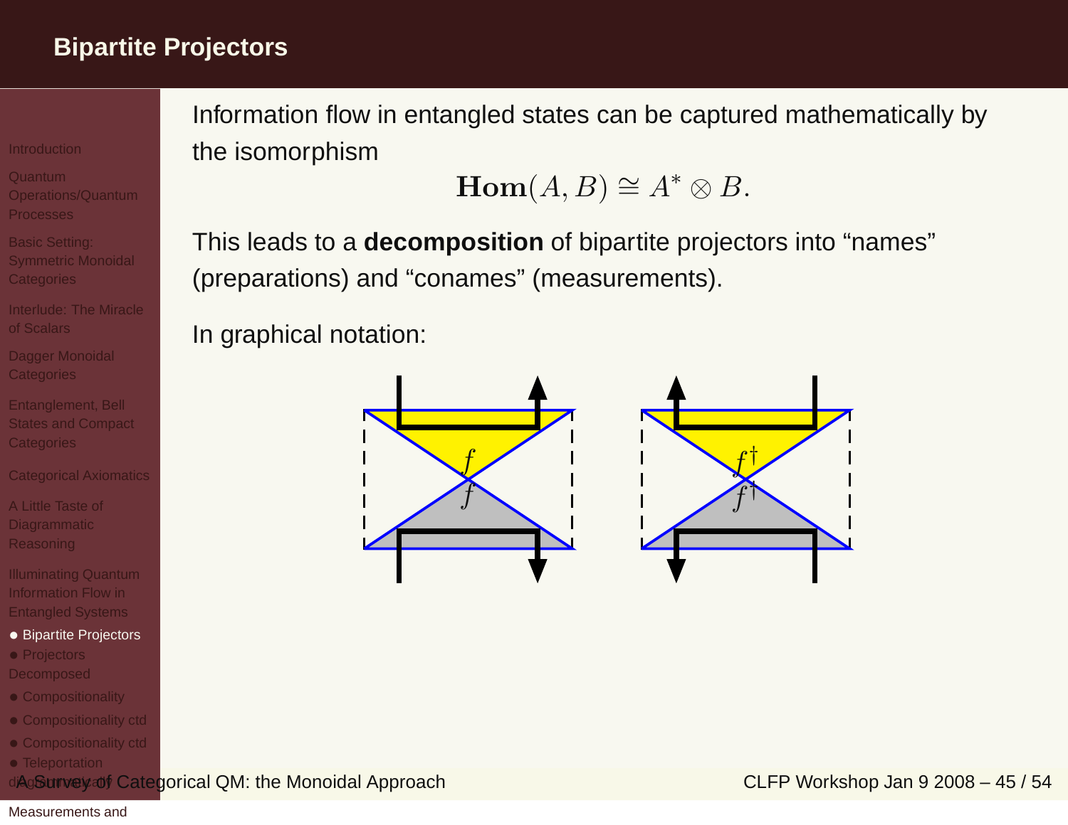## Bipartite Projectors

Information flow in entangled states can be captured mathematically by the isomorphism

$$\mathbf{Hom}(A, B) \cong A^* \otimes B.$$

This leads to a **decomposition** of bipartite projectors into "names" (preparations) and "conames" (measurements).

In graphical notation: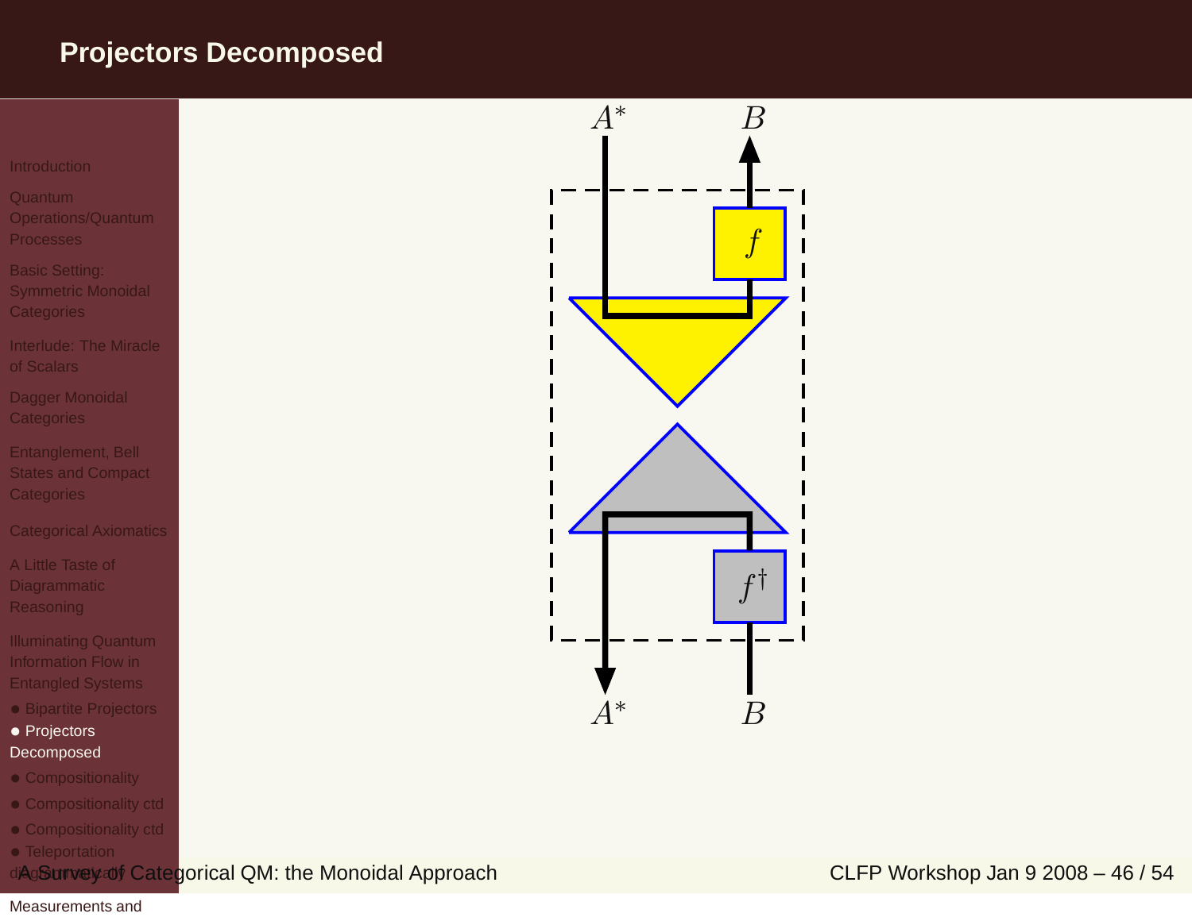# Projectors Decomposed

$A^*$ $B$

$f$

$f^\dagger$

$A^*$ $B$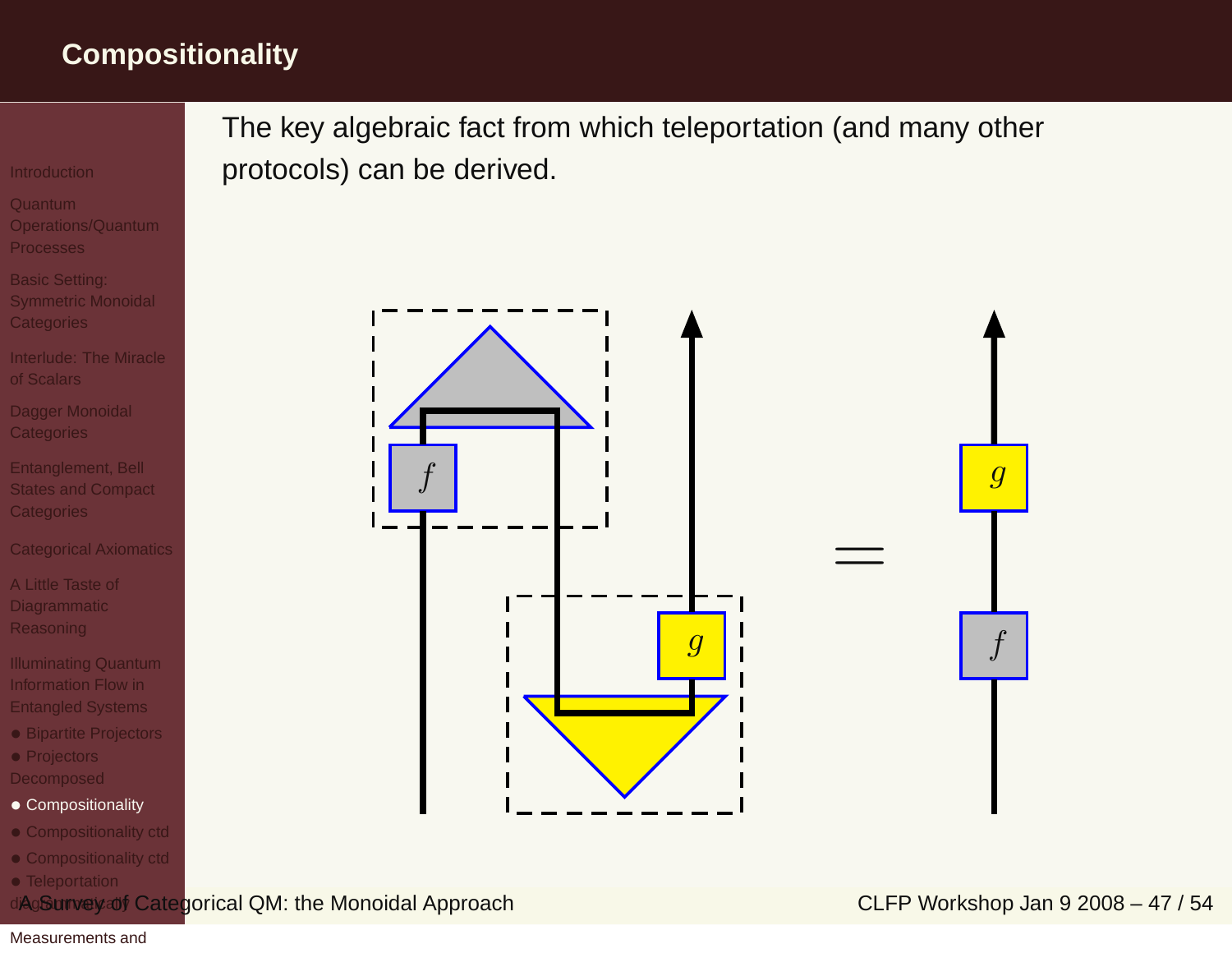## Compositionality

The key algebraic fact from which teleportation (and many other protocols) can be derived.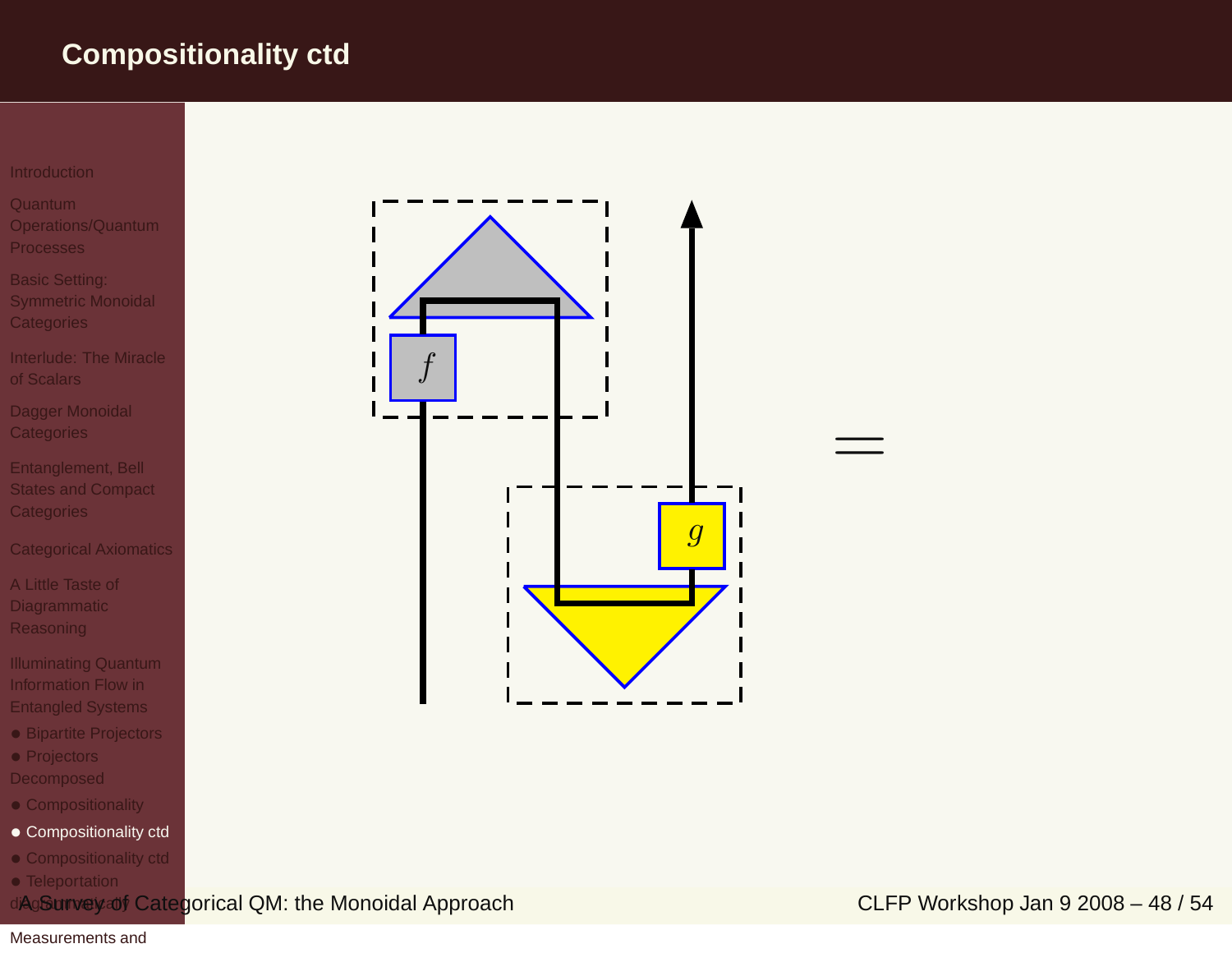# Compositionality ctd

$f$

$g$

$=$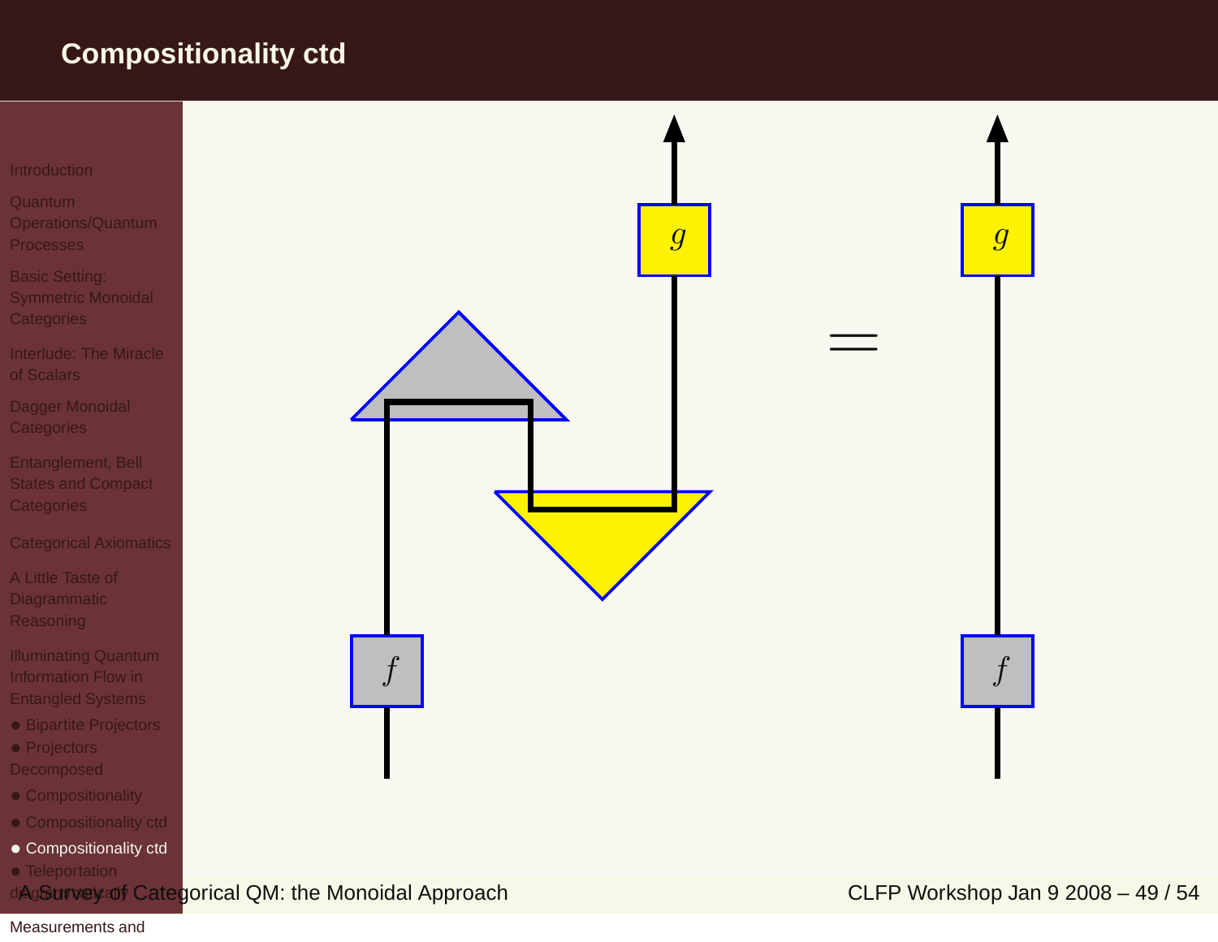# Compositionality ctd

$$g \qquad = \qquad g$$

$$f \qquad\qquad f$$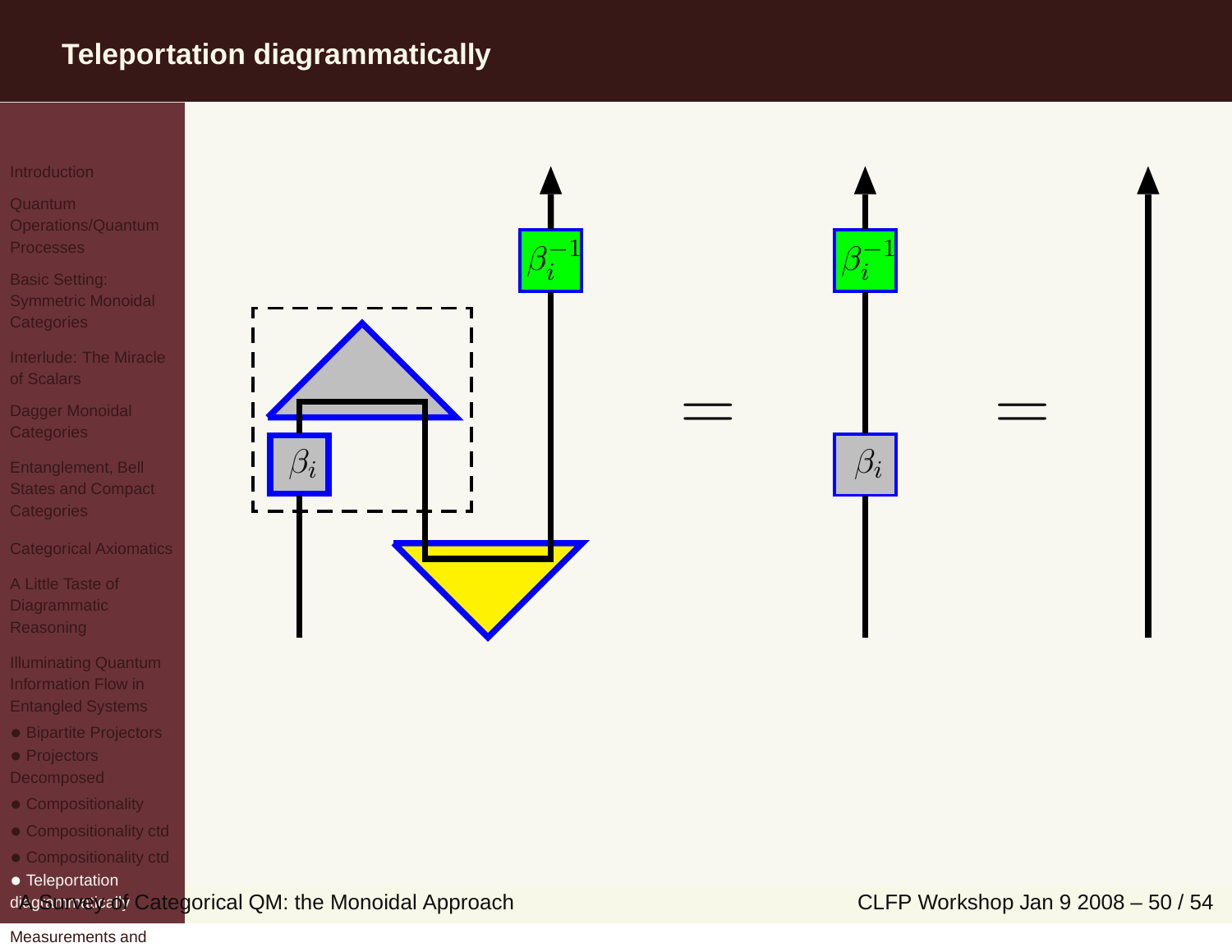# Teleportation diagrammatically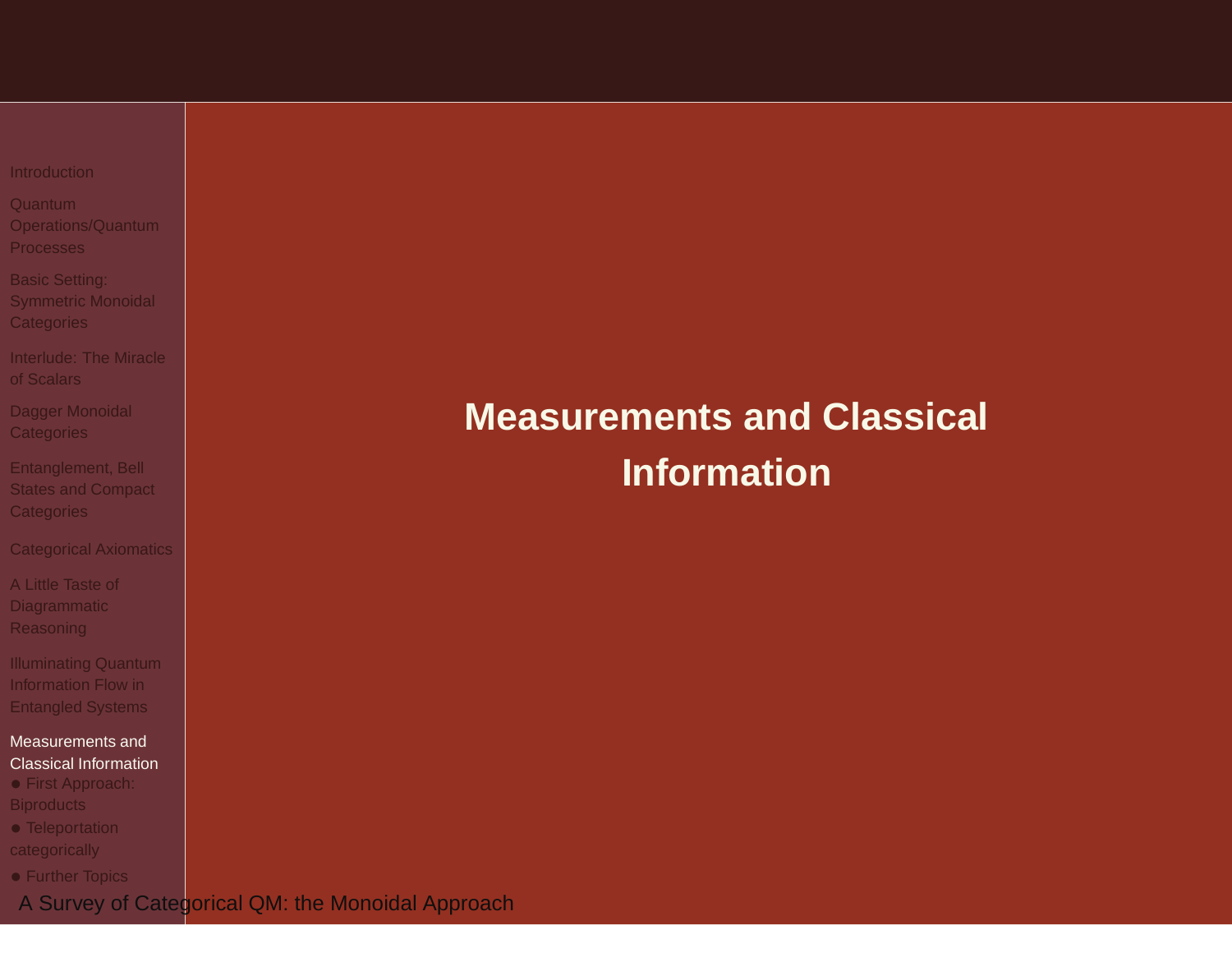# Measurements and Classical Information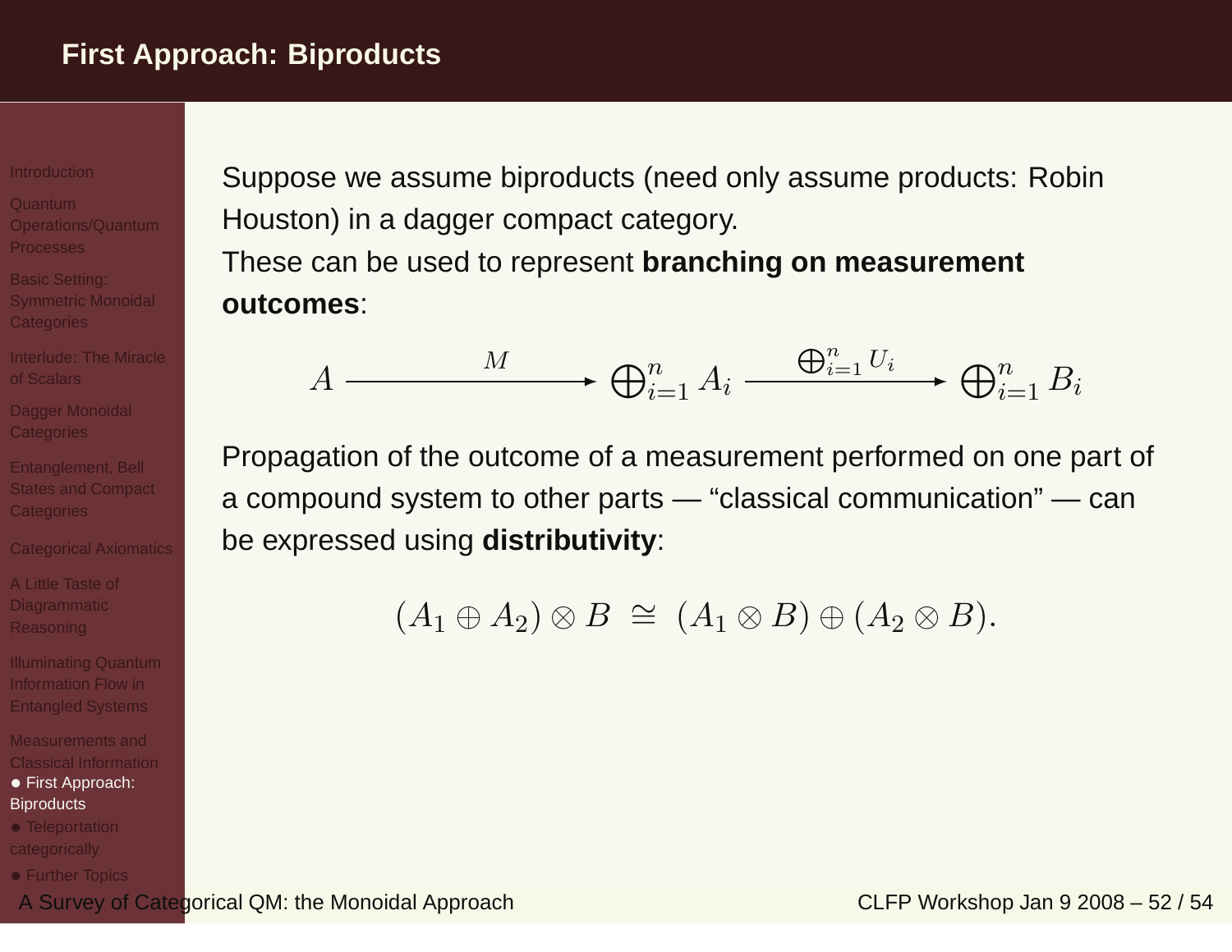# First Approach: Biproducts

Suppose we assume biproducts (need only assume products: Robin Houston) in a dagger compact category.

These can be used to represent **branching on measurement outcomes**:

$$A \xrightarrow{\quad M \quad} \bigoplus_{i=1}^{n} A_i \xrightarrow{\bigoplus_{i=1}^{n} U_i} \bigoplus_{i=1}^{n} B_i$$

Propagation of the outcome of a measurement performed on one part of a compound system to other parts — "classical communication" — can be expressed using **distributivity**:

$$(A_1 \oplus A_2) \otimes B \;\cong\; (A_1 \otimes B) \oplus (A_2 \otimes B).$$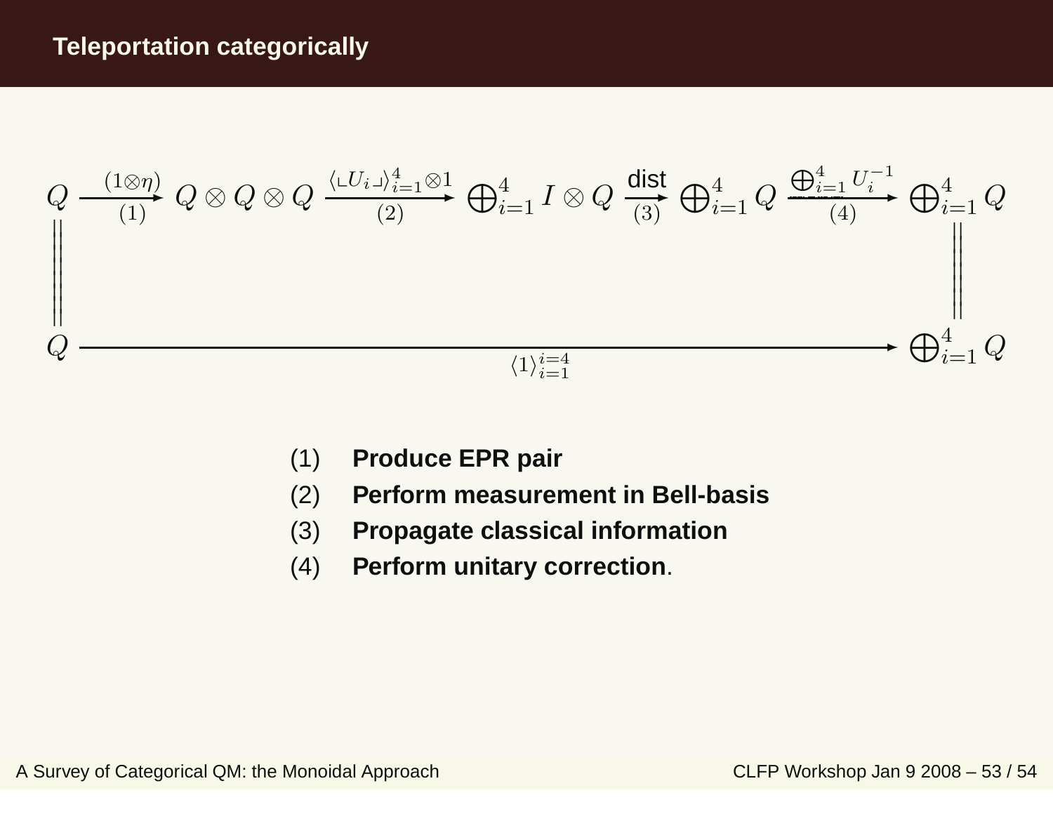# Teleportation categorically

$$
\begin{array}{ccccccccc}
Q & \xrightarrow[(1)]{(1\otimes\eta)} & Q\otimes Q\otimes Q & \xrightarrow[(2)]{\langle \llcorner U_i \lrcorner\rangle_{i=1}^{4}\otimes 1} & \bigoplus_{i=1}^{4} I\otimes Q & \xrightarrow[(3)]{\text{dist}} & \bigoplus_{i=1}^{4} Q & \xrightarrow[(4)]{\bigoplus_{i=1}^{4} U_i^{-1}} & \bigoplus_{i=1}^{4} Q \\
\| & & & & & & & & \| \\
Q & & & & \xrightarrow[\langle 1\rangle_{i=1}^{i=4}]{} & & & & \bigoplus_{i=1}^{4} Q
\end{array}
$$

(1) **Produce EPR pair**

(2) **Perform measurement in Bell-basis**

(3) **Propagate classical information**

(4) **Perform unitary correction**.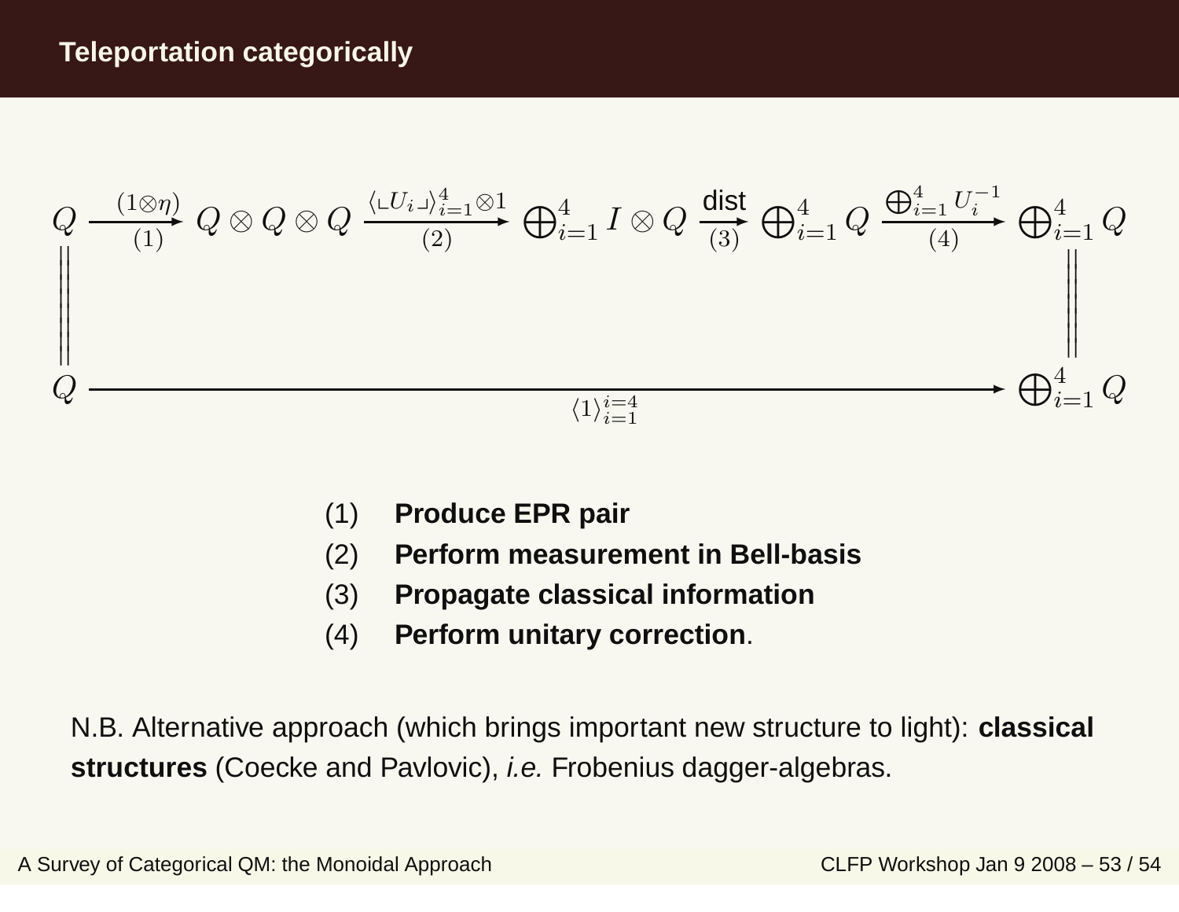## Teleportation categorically

$$
\begin{array}{ccccccccccc}
Q & \xrightarrow[(1)]{(1\otimes\eta)} & Q\otimes Q\otimes Q & \xrightarrow[(2)]{\langle \llcorner U_i \lrcorner\rangle_{i=1}^{4}\otimes 1} & \bigoplus_{i=1}^{4} I\otimes Q & \xrightarrow[(3)]{\text{dist}} & \bigoplus_{i=1}^{4} Q & \xrightarrow[(4)]{\bigoplus_{i=1}^{4} U_i^{-1}} & \bigoplus_{i=1}^{4} Q \\
\| & & & & & & & & \| \\
Q & & & & \xrightarrow{\langle 1\rangle_{i=1}^{i=4}} & & & & \bigoplus_{i=1}^{4} Q
\end{array}
$$

(1) **Produce EPR pair**

(2) **Perform measurement in Bell-basis**

(3) **Propagate classical information**

(4) **Perform unitary correction**.

N.B. Alternative approach (which brings important new structure to light): **classical structures** (Coecke and Pavlovic), *i.e.* Frobenius dagger-algebras.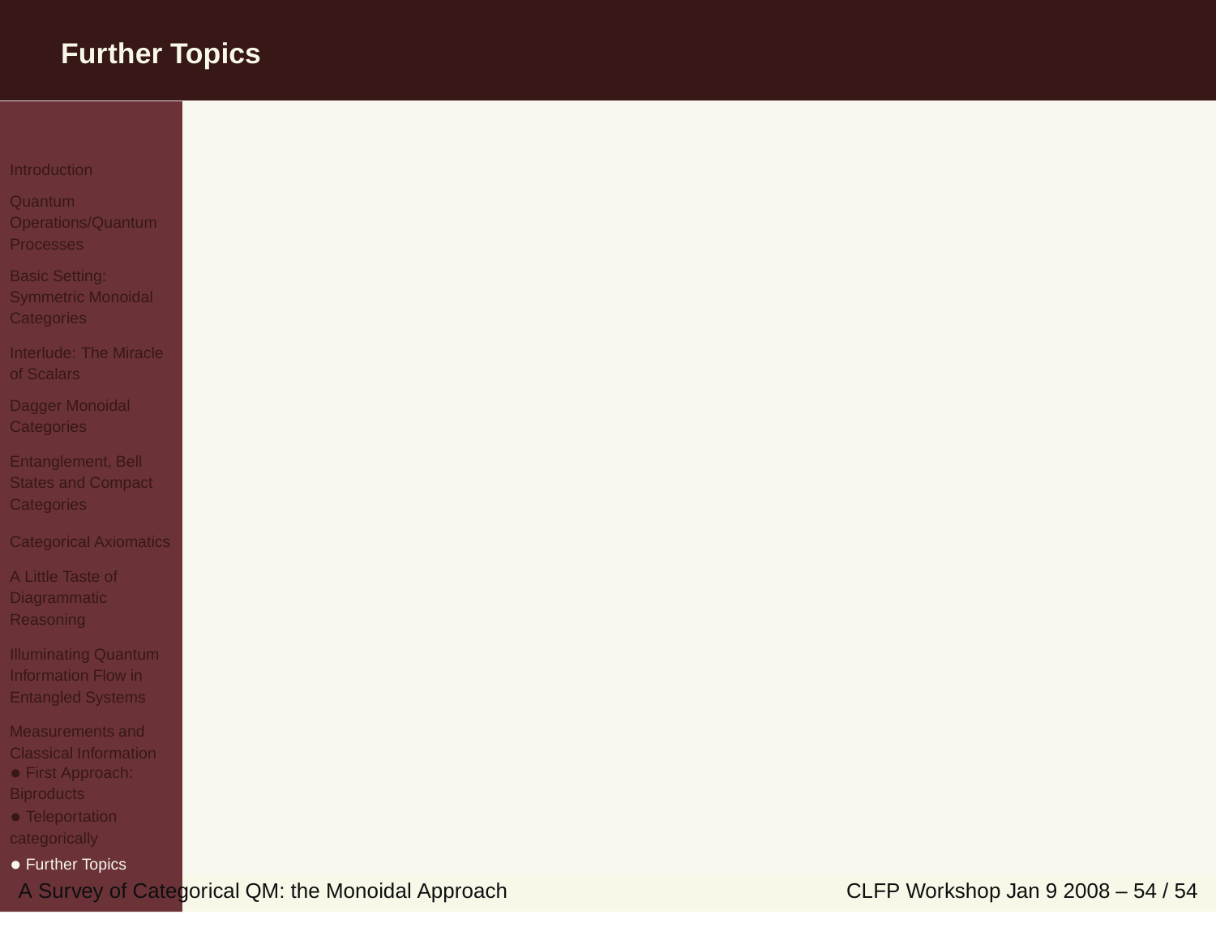# Further Topics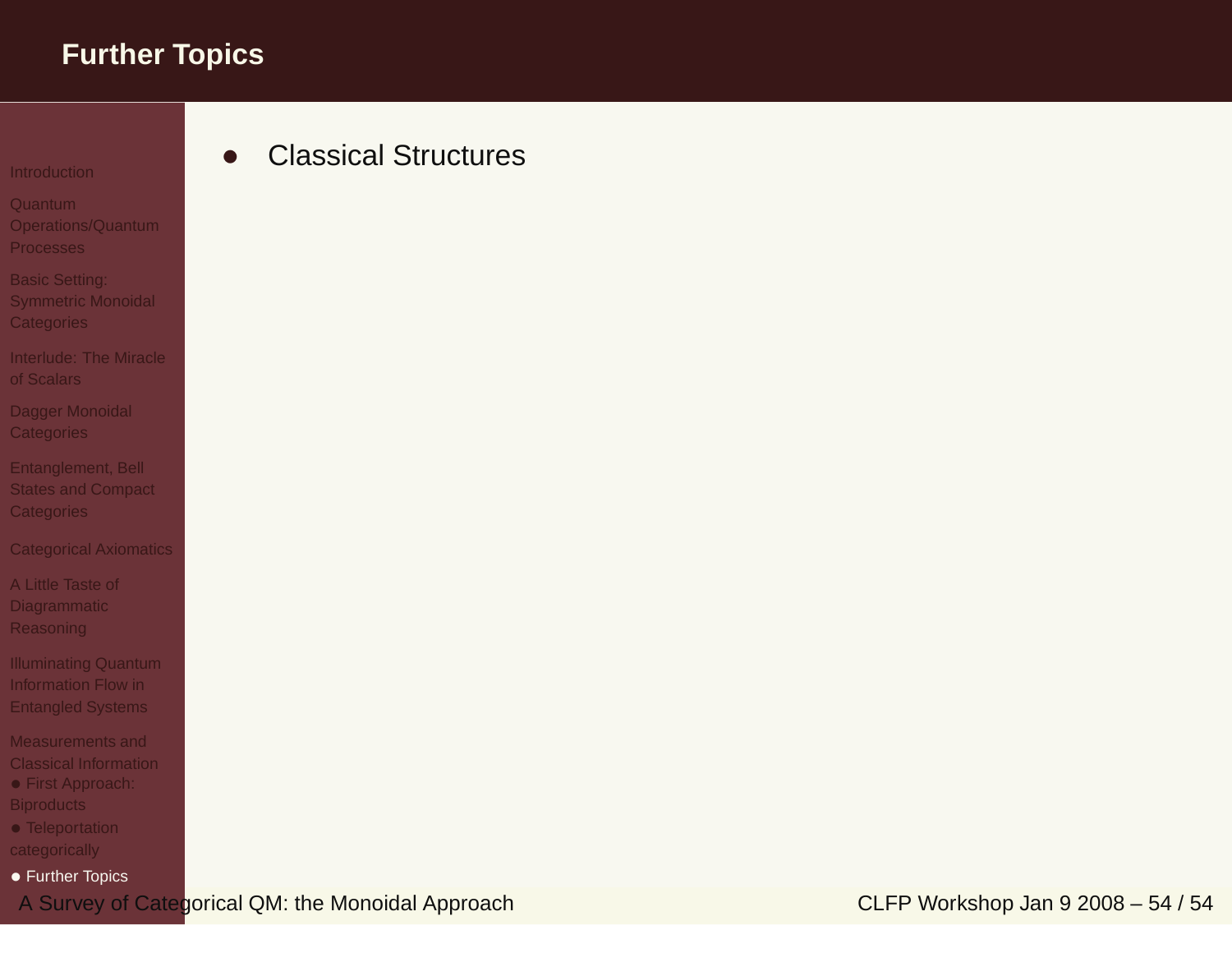# Further Topics

- Classical Structures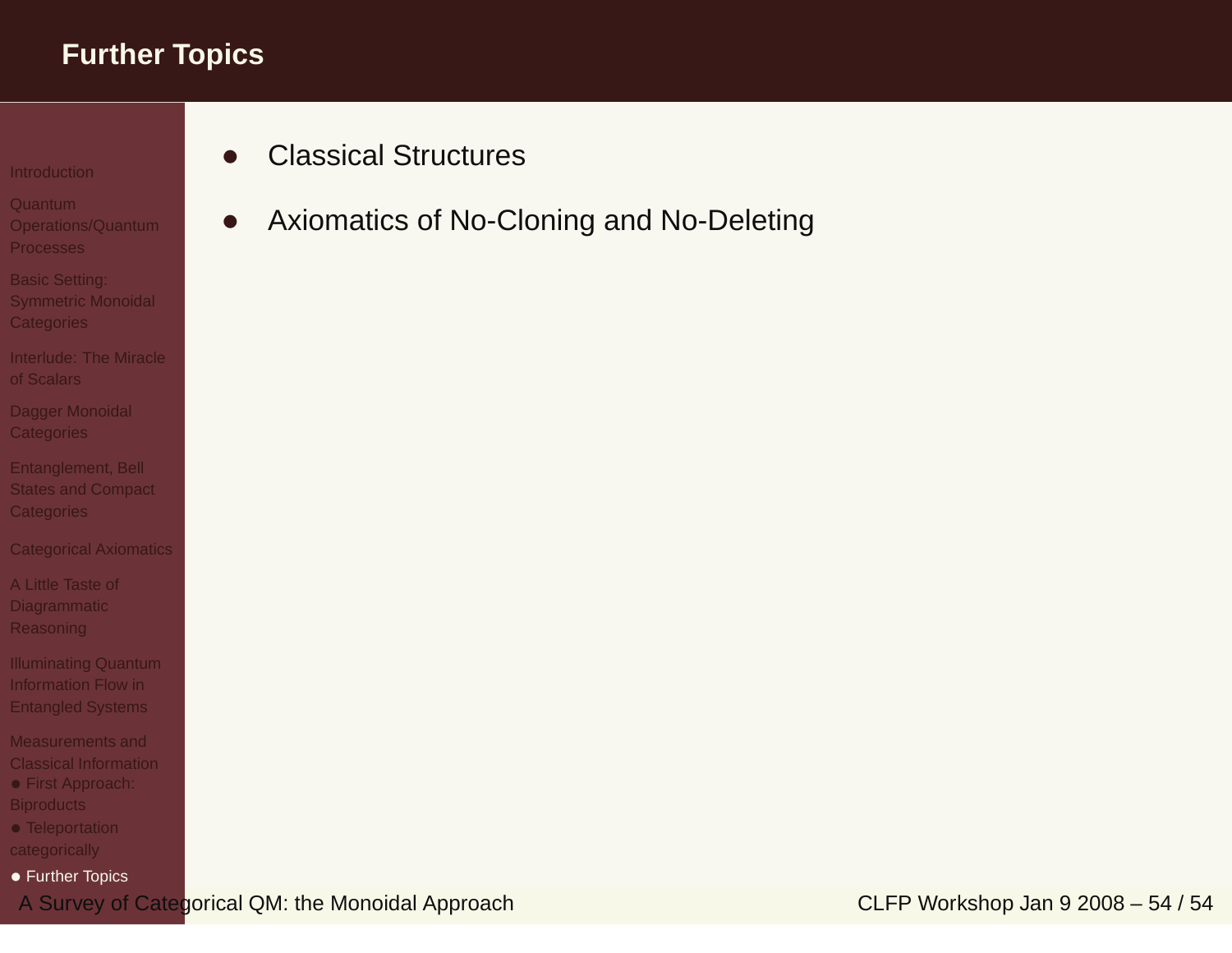# Further Topics

- Classical Structures
- Axiomatics of No-Cloning and No-Deleting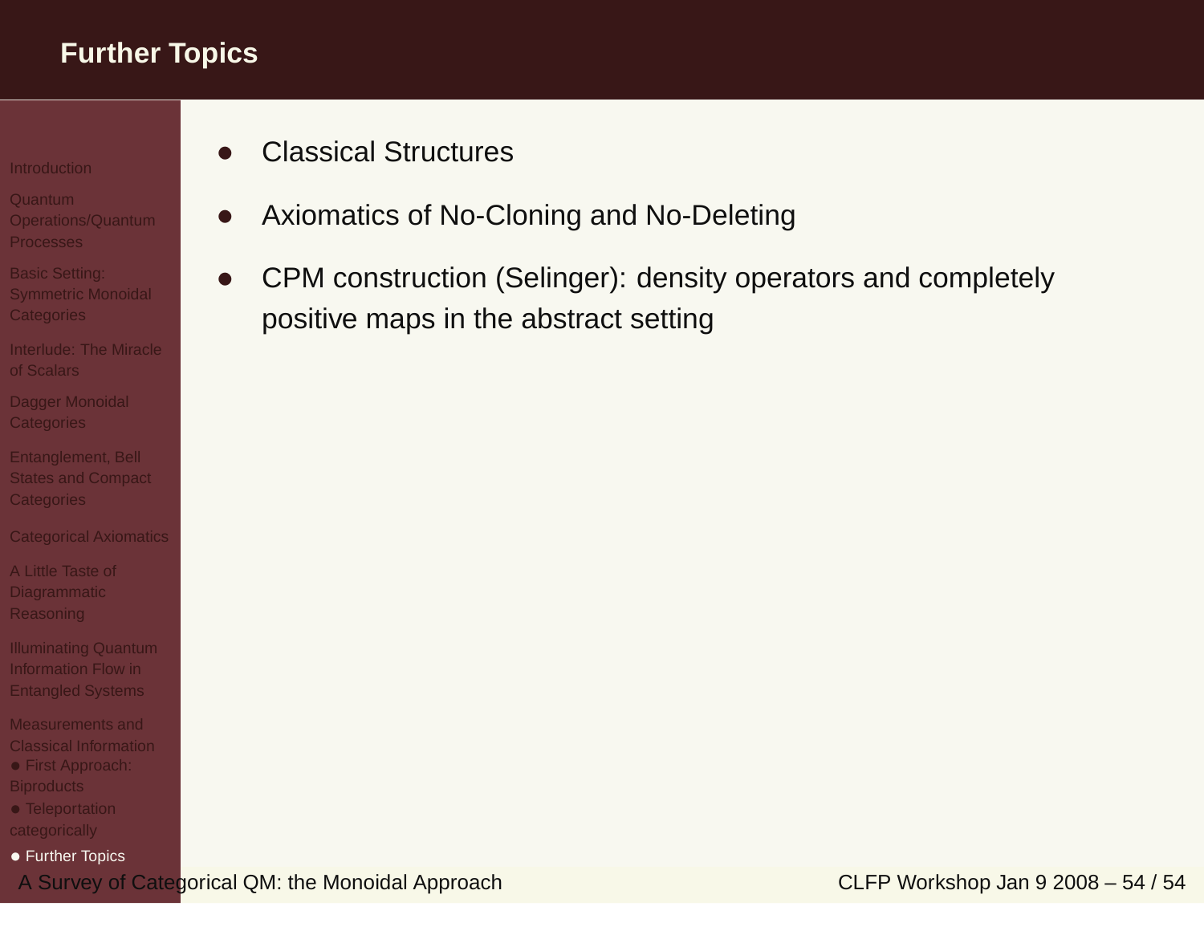# Further Topics

- Classical Structures
- Axiomatics of No-Cloning and No-Deleting
- CPM construction (Selinger): density operators and completely positive maps in the abstract setting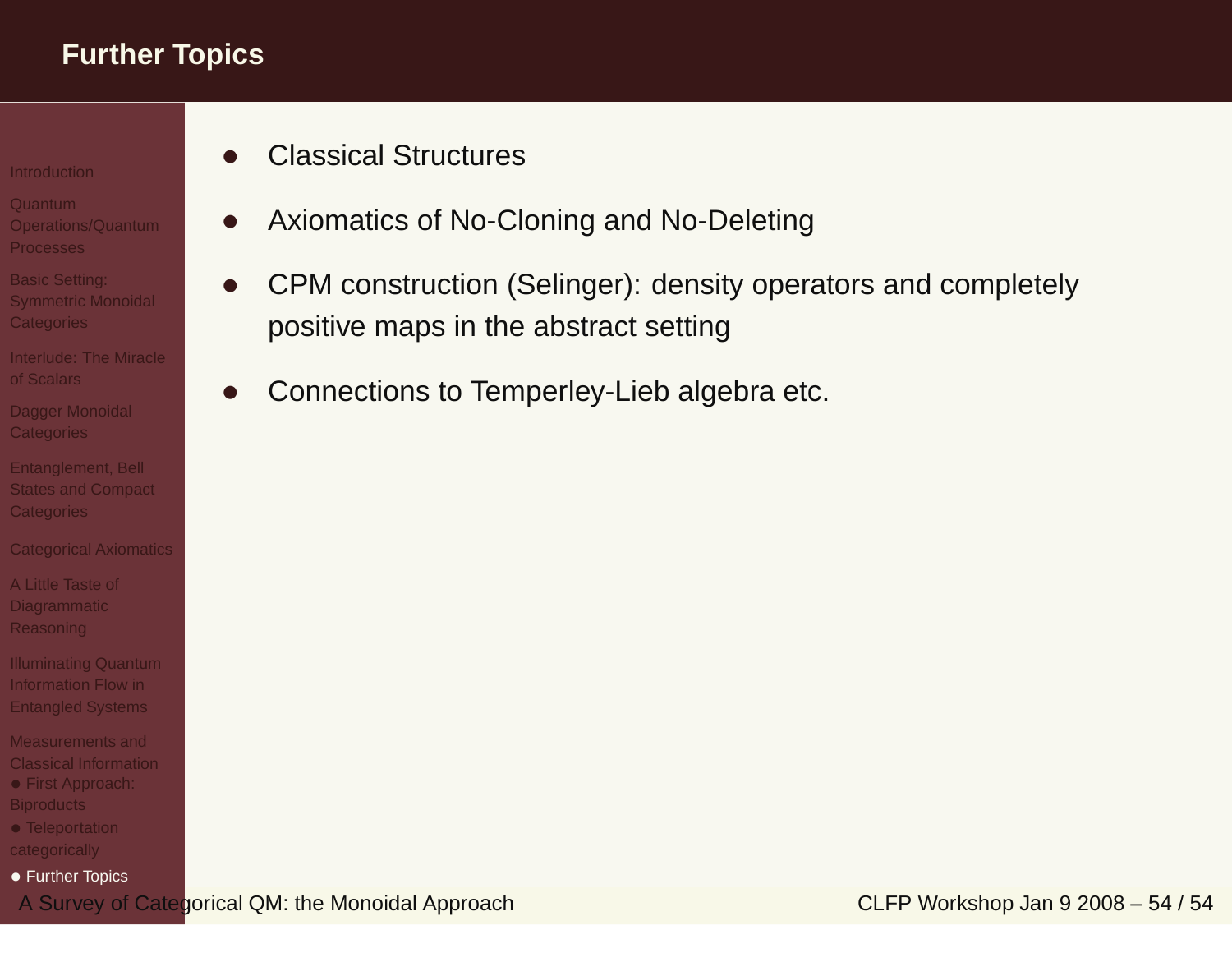# Further Topics

- Classical Structures
- Axiomatics of No-Cloning and No-Deleting
- CPM construction (Selinger): density operators and completely positive maps in the abstract setting
- Connections to Temperley-Lieb algebra etc.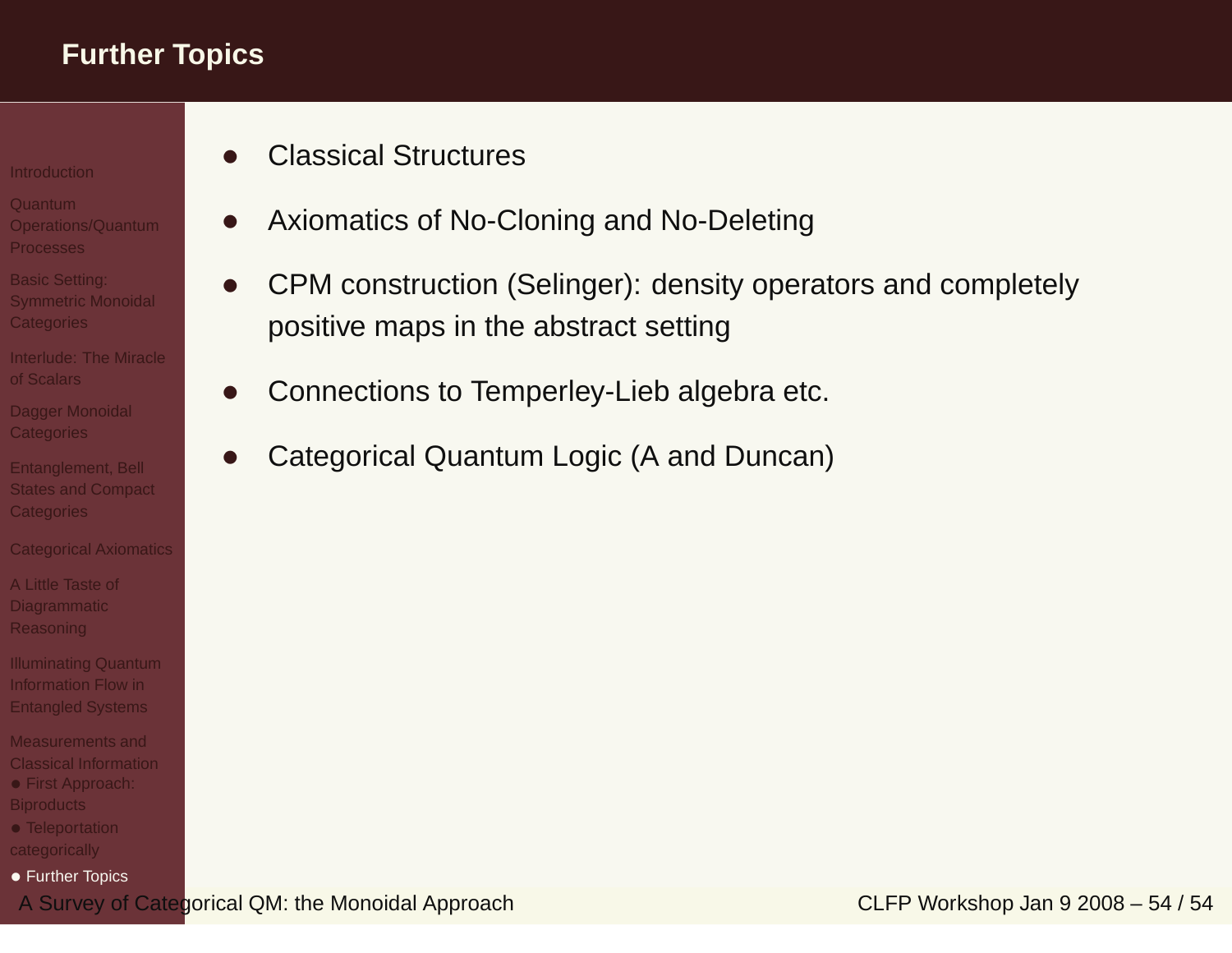# Further Topics

- Classical Structures
- Axiomatics of No-Cloning and No-Deleting
- CPM construction (Selinger): density operators and completely positive maps in the abstract setting
- Connections to Temperley-Lieb algebra etc.
- Categorical Quantum Logic (A and Duncan)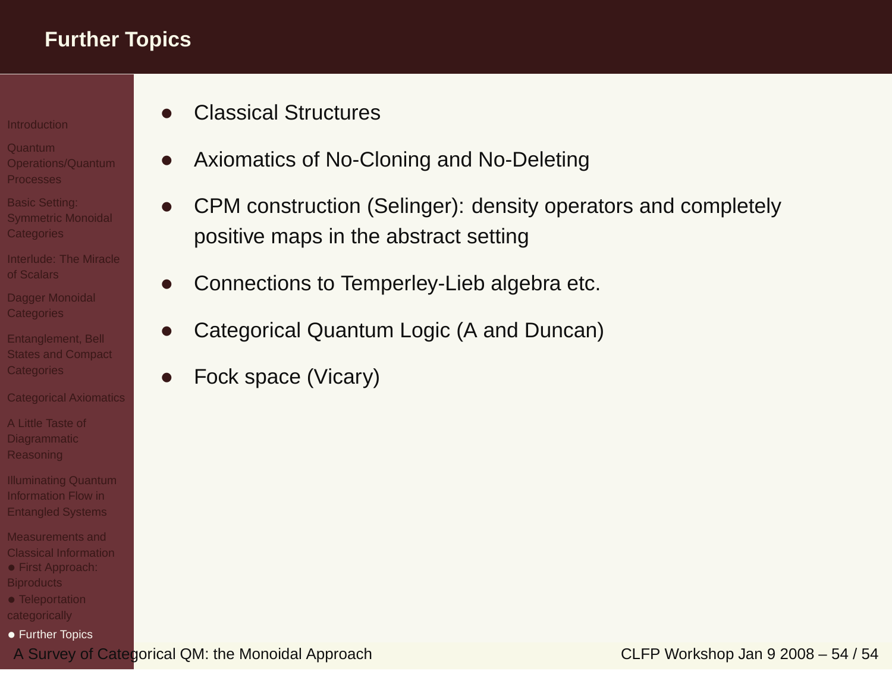# Further Topics

- Classical Structures
- Axiomatics of No-Cloning and No-Deleting
- CPM construction (Selinger): density operators and completely positive maps in the abstract setting
- Connections to Temperley-Lieb algebra etc.
- Categorical Quantum Logic (A and Duncan)
- Fock space (Vicary)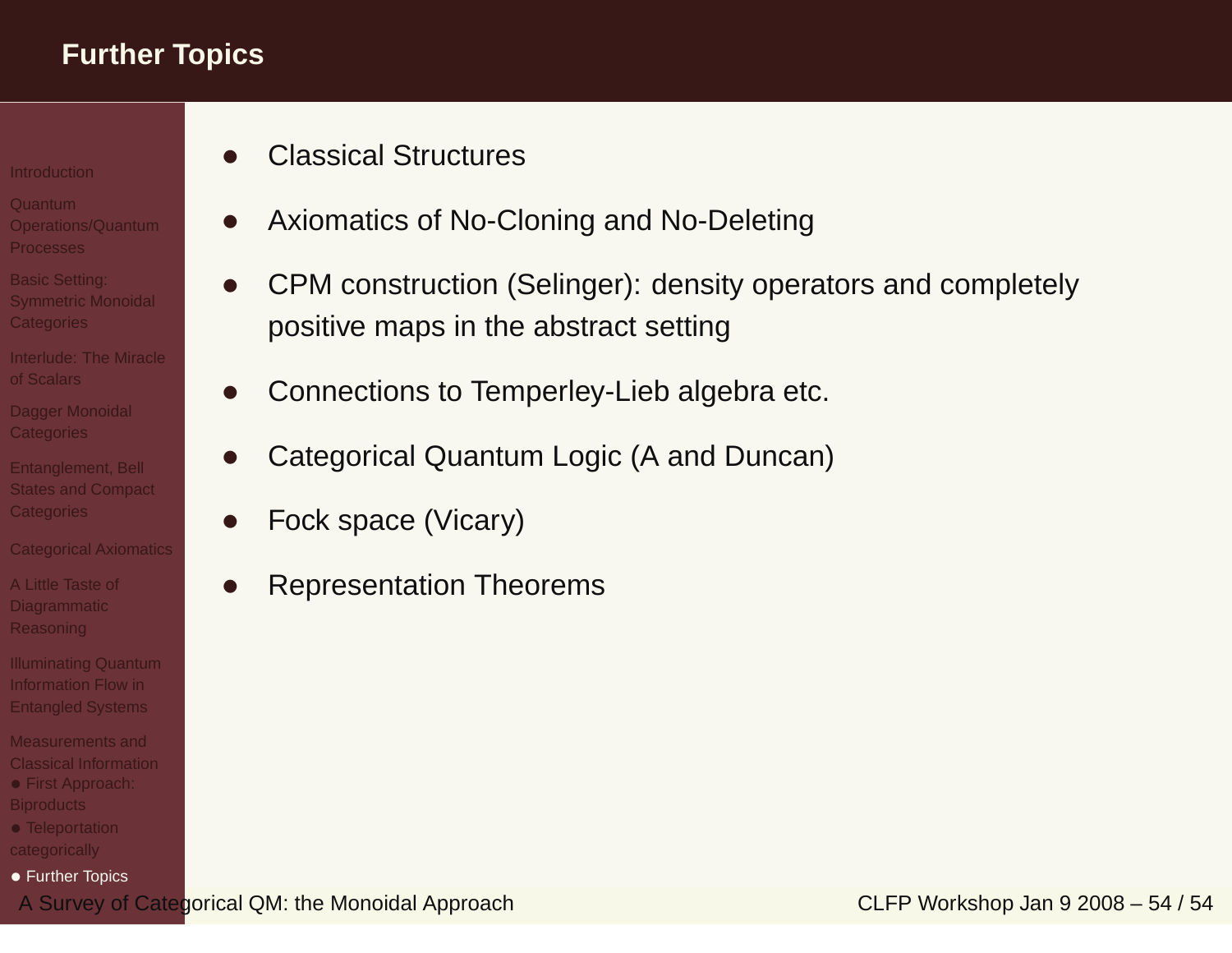# Further Topics

- Classical Structures
- Axiomatics of No-Cloning and No-Deleting
- CPM construction (Selinger): density operators and completely positive maps in the abstract setting
- Connections to Temperley-Lieb algebra etc.
- Categorical Quantum Logic (A and Duncan)
- Fock space (Vicary)
- Representation Theorems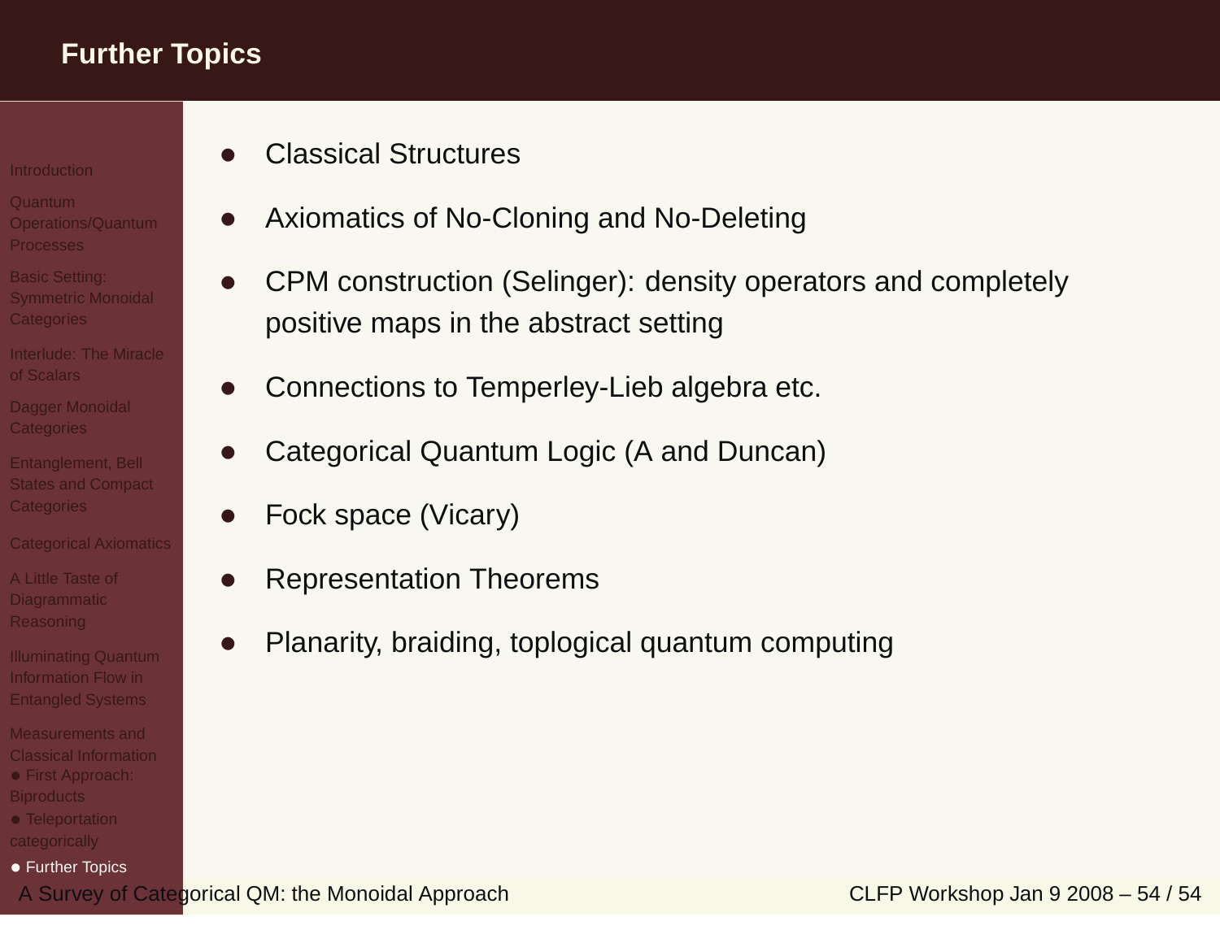# Further Topics

- Classical Structures
- Axiomatics of No-Cloning and No-Deleting
- CPM construction (Selinger): density operators and completely positive maps in the abstract setting
- Connections to Temperley-Lieb algebra etc.
- Categorical Quantum Logic (A and Duncan)
- Fock space (Vicary)
- Representation Theorems
- Planarity, braiding, toplogical quantum computing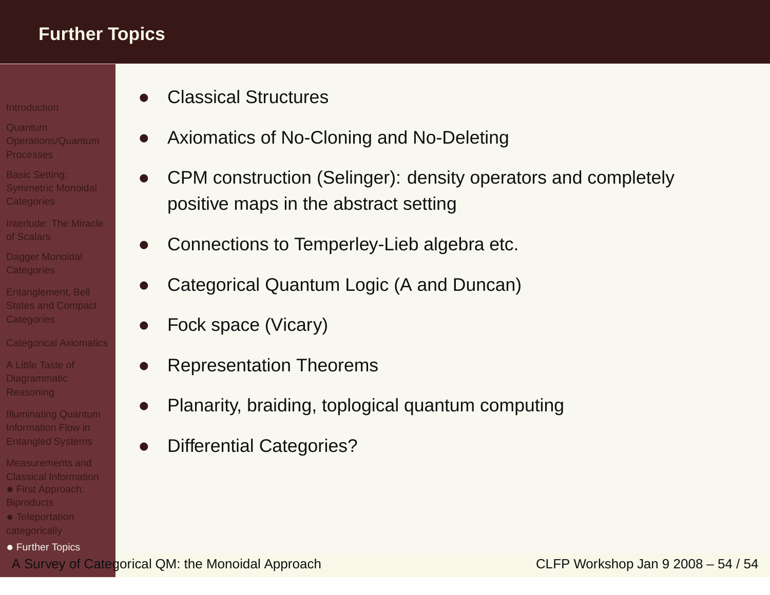# Further Topics

- Classical Structures
- Axiomatics of No-Cloning and No-Deleting
- CPM construction (Selinger): density operators and completely positive maps in the abstract setting
- Connections to Temperley-Lieb algebra etc.
- Categorical Quantum Logic (A and Duncan)
- Fock space (Vicary)
- Representation Theorems
- Planarity, braiding, toplogical quantum computing
- Differential Categories?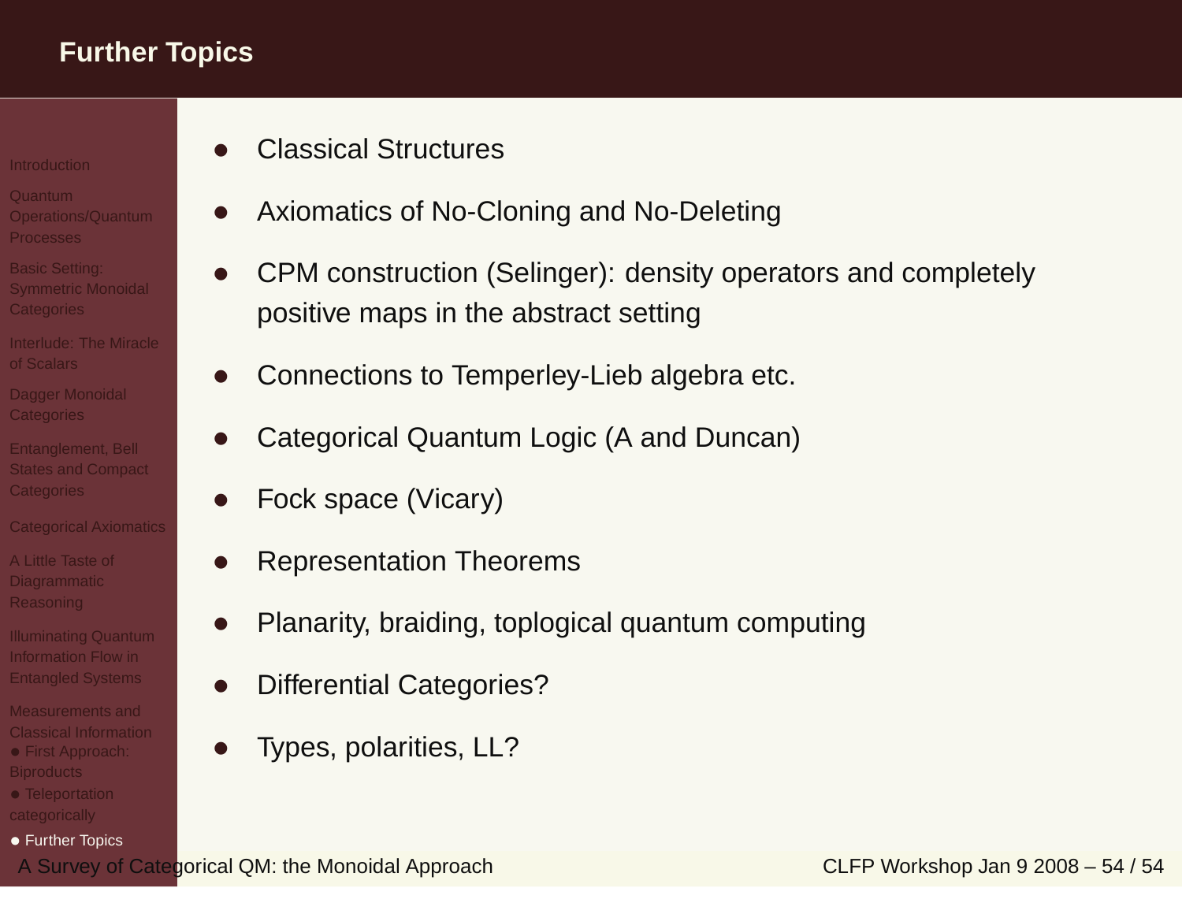# Further Topics

- Classical Structures
- Axiomatics of No-Cloning and No-Deleting
- CPM construction (Selinger): density operators and completely positive maps in the abstract setting
- Connections to Temperley-Lieb algebra etc.
- Categorical Quantum Logic (A and Duncan)
- Fock space (Vicary)
- Representation Theorems
- Planarity, braiding, toplogical quantum computing
- Differential Categories?
- Types, polarities, LL?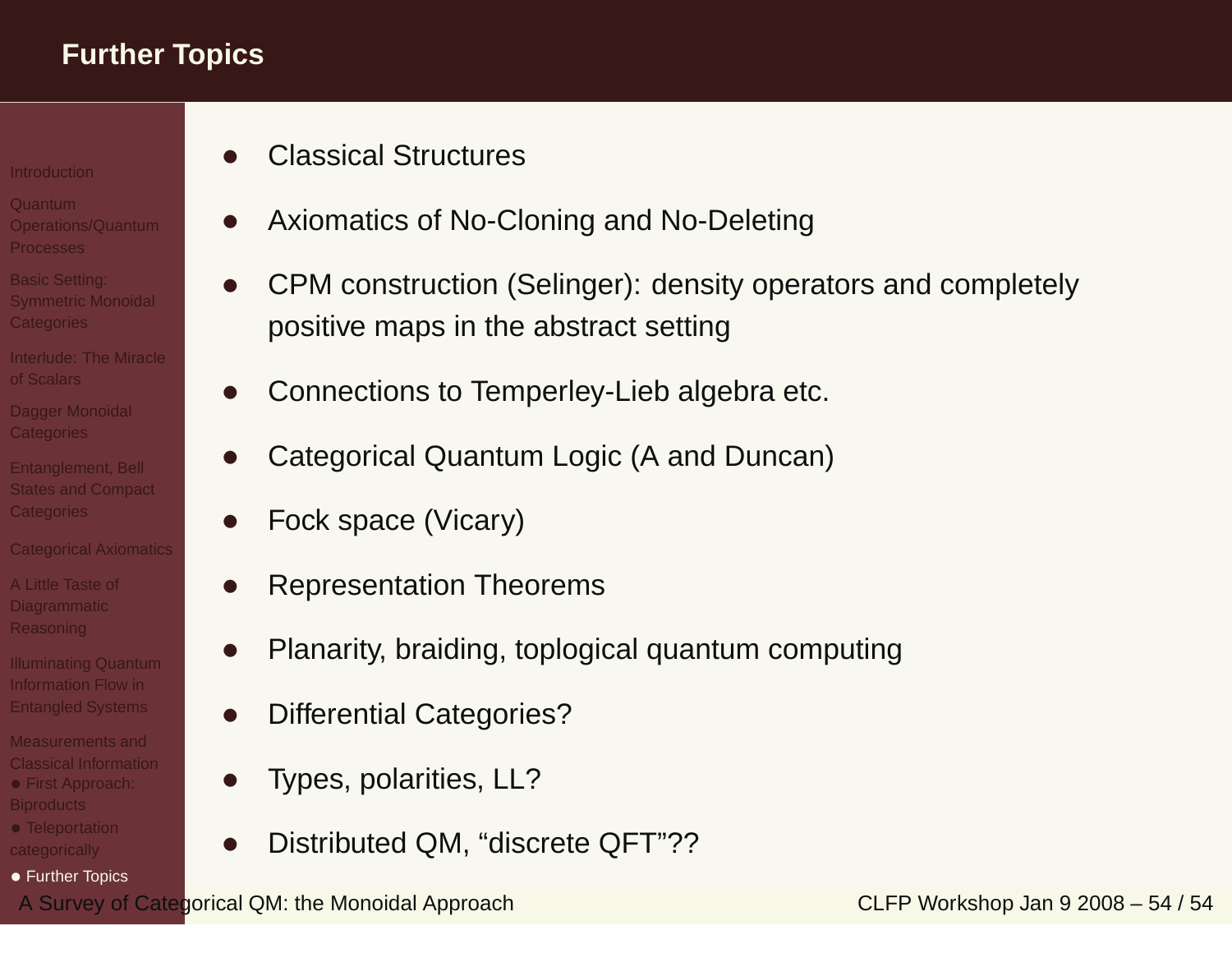# Further Topics

- Classical Structures
- Axiomatics of No-Cloning and No-Deleting
- CPM construction (Selinger): density operators and completely positive maps in the abstract setting
- Connections to Temperley-Lieb algebra etc.
- Categorical Quantum Logic (A and Duncan)
- Fock space (Vicary)
- Representation Theorems
- Planarity, braiding, toplogical quantum computing
- Differential Categories?
- Types, polarities, LL?
- Distributed QM, “discrete QFT”??